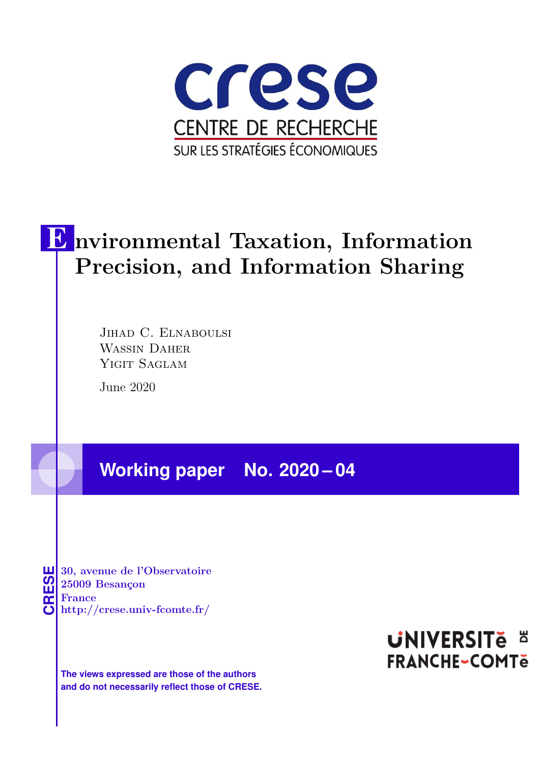crese

CENTRE DE RECHERCHE

SUR LES STRATÉGIES ÉCONOMIQUES

# Environmental Taxation, Information Precision, and Information Sharing

Jihad C. Elnaboulsi
Wassin Daher
Yigit Saglam

June 2020

**Working paper No. 2020 – 04**

CRESE
30, avenue de l'Observatoire
25009 Besançon
France
http://crese.univ-fcomte.fr/

**The views expressed are those of the authors and do not necessarily reflect those of CRESE.**

UNIVERSITé DE FRANCHE-COMTé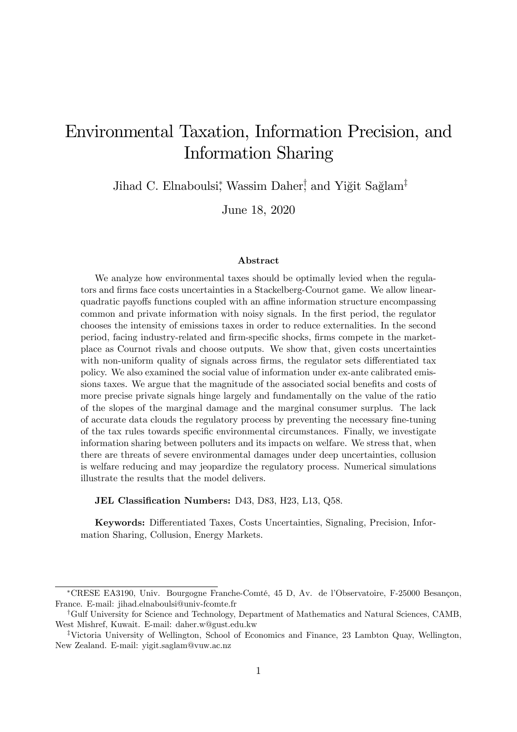# Environmental Taxation, Information Precision, and Information Sharing

Jihad C. Elnaboulsi[*], Wassim Daher[†], and Yiğit Sağlam[‡]

June 18, 2020

### Abstract

We analyze how environmental taxes should be optimally levied when the regulators and firms face costs uncertainties in a Stackelberg-Cournot game. We allow linear-quadratic payoffs functions coupled with an affine information structure encompassing common and private information with noisy signals. In the first period, the regulator chooses the intensity of emissions taxes in order to reduce externalities. In the second period, facing industry-related and firm-specific shocks, firms compete in the marketplace as Cournot rivals and choose outputs. We show that, given costs uncertainties with non-uniform quality of signals across firms, the regulator sets differentiated tax policy. We also examined the social value of information under ex-ante calibrated emissions taxes. We argue that the magnitude of the associated social benefits and costs of more precise private signals hinge largely and fundamentally on the value of the ratio of the slopes of the marginal damage and the marginal consumer surplus. The lack of accurate data clouds the regulatory process by preventing the necessary fine-tuning of the tax rules towards specific environmental circumstances. Finally, we investigate information sharing between polluters and its impacts on welfare. We stress that, when there are threats of severe environmental damages under deep uncertainties, collusion is welfare reducing and may jeopardize the regulatory process. Numerical simulations illustrate the results that the model delivers.

**JEL Classification Numbers:** D43, D83, H23, L13, Q58.

**Keywords:** Differentiated Taxes, Costs Uncertainties, Signaling, Precision, Information Sharing, Collusion, Energy Markets.

---

[*]CRESE EA3190, Univ. Bourgogne Franche-Comté, 45 D, Av. de l'Observatoire, F-25000 Besançon, France. E-mail: jihad.elnaboulsi@univ-fcomte.fr

[†]Gulf University for Science and Technology, Department of Mathematics and Natural Sciences, CAMB, West Mishref, Kuwait. E-mail: daher.w@gust.edu.kw

[‡]Victoria University of Wellington, School of Economics and Finance, 23 Lambton Quay, Wellington, New Zealand. E-mail: yigit.saglam@vuw.ac.nz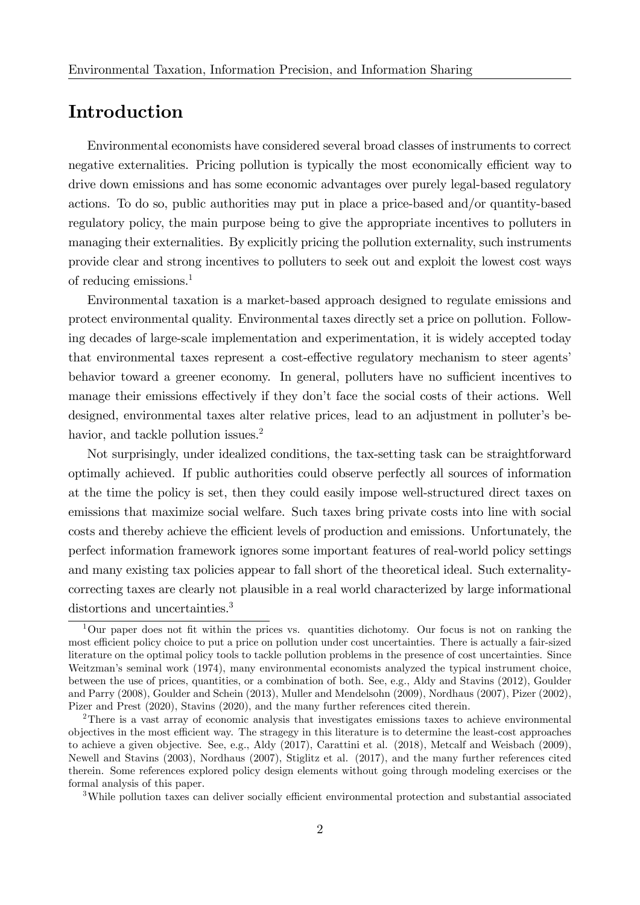## Introduction

Environmental economists have considered several broad classes of instruments to correct negative externalities. Pricing pollution is typically the most economically efficient way to drive down emissions and has some economic advantages over purely legal-based regulatory actions. To do so, public authorities may put in place a price-based and/or quantity-based regulatory policy, the main purpose being to give the appropriate incentives to polluters in managing their externalities. By explicitly pricing the pollution externality, such instruments provide clear and strong incentives to polluters to seek out and exploit the lowest cost ways of reducing emissions.[1]

Environmental taxation is a market-based approach designed to regulate emissions and protect environmental quality. Environmental taxes directly set a price on pollution. Following decades of large-scale implementation and experimentation, it is widely accepted today that environmental taxes represent a cost-effective regulatory mechanism to steer agents' behavior toward a greener economy. In general, polluters have no sufficient incentives to manage their emissions effectively if they don't face the social costs of their actions. Well designed, environmental taxes alter relative prices, lead to an adjustment in polluter's behavior, and tackle pollution issues.[2]

Not surprisingly, under idealized conditions, the tax-setting task can be straightforward optimally achieved. If public authorities could observe perfectly all sources of information at the time the policy is set, then they could easily impose well-structured direct taxes on emissions that maximize social welfare. Such taxes bring private costs into line with social costs and thereby achieve the efficient levels of production and emissions. Unfortunately, the perfect information framework ignores some important features of real-world policy settings and many existing tax policies appear to fall short of the theoretical ideal. Such externality-correcting taxes are clearly not plausible in a real world characterized by large informational distortions and uncertainties.[3]

[1] Our paper does not fit within the prices vs. quantities dichotomy. Our focus is not on ranking the most efficient policy choice to put a price on pollution under cost uncertainties. There is actually a fair-sized literature on the optimal policy tools to tackle pollution problems in the presence of cost uncertainties. Since Weitzman's seminal work (1974), many environmental economists analyzed the typical instrument choice, between the use of prices, quantities, or a combination of both. See, e.g., Aldy and Stavins (2012), Goulder and Parry (2008), Goulder and Schein (2013), Muller and Mendelsohn (2009), Nordhaus (2007), Pizer (2002), Pizer and Prest (2020), Stavins (2020), and the many further references cited therein.

[2] There is a vast array of economic analysis that investigates emissions taxes to achieve environmental objectives in the most efficient way. The stragegy in this literature is to determine the least-cost approaches to achieve a given objective. See, e.g., Aldy (2017), Carattini et al. (2018), Metcalf and Weisbach (2009), Newell and Stavins (2003), Nordhaus (2007), Stiglitz et al. (2017), and the many further references cited therein. Some references explored policy design elements without going through modeling exercises or the formal analysis of this paper.

[3] While pollution taxes can deliver socially efficient environmental protection and substantial associated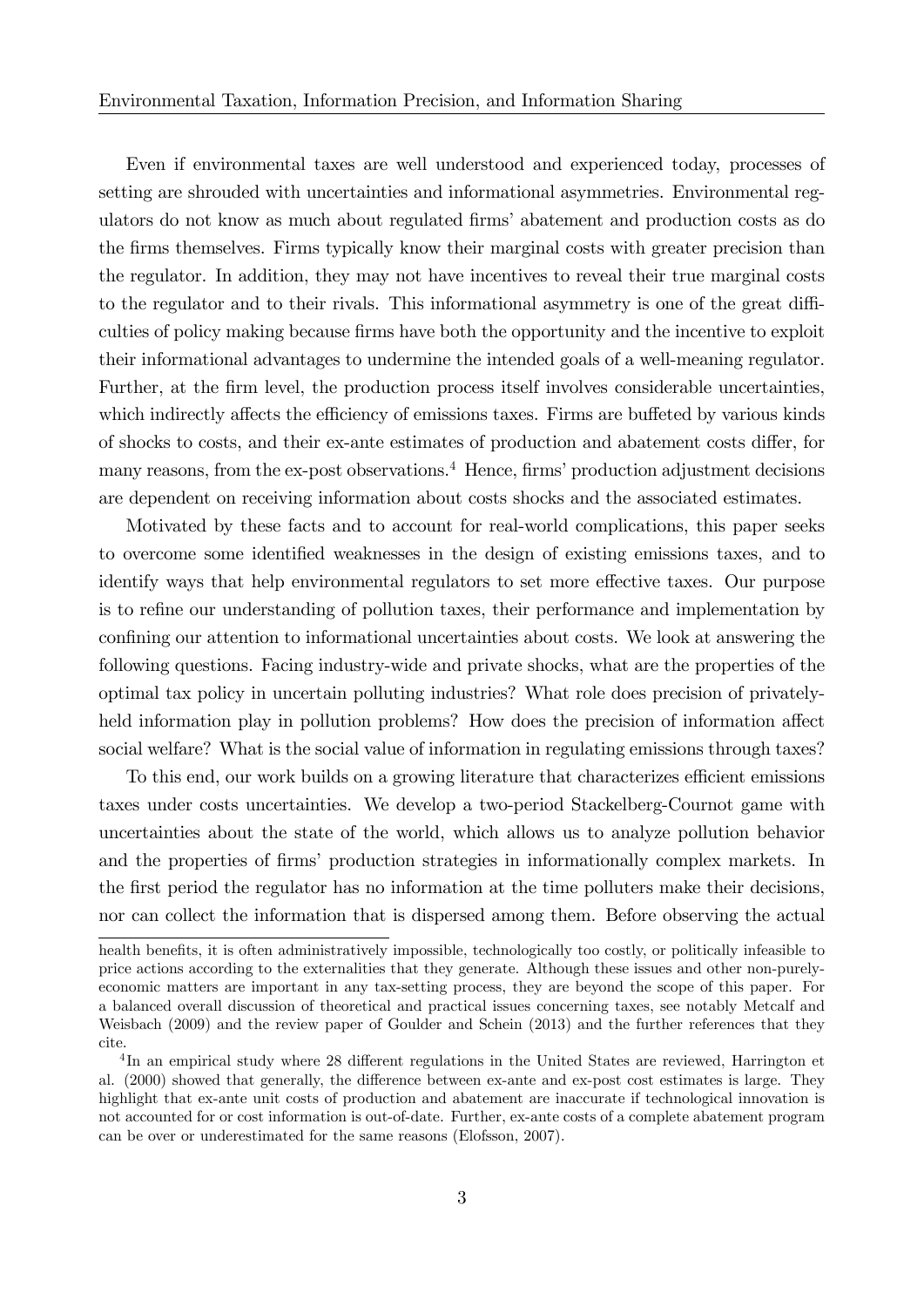Even if environmental taxes are well understood and experienced today, processes of setting are shrouded with uncertainties and informational asymmetries. Environmental regulators do not know as much about regulated firms' abatement and production costs as do the firms themselves. Firms typically know their marginal costs with greater precision than the regulator. In addition, they may not have incentives to reveal their true marginal costs to the regulator and to their rivals. This informational asymmetry is one of the great difficulties of policy making because firms have both the opportunity and the incentive to exploit their informational advantages to undermine the intended goals of a well-meaning regulator. Further, at the firm level, the production process itself involves considerable uncertainties, which indirectly affects the efficiency of emissions taxes. Firms are buffeted by various kinds of shocks to costs, and their ex-ante estimates of production and abatement costs differ, for many reasons, from the ex-post observations.[4] Hence, firms' production adjustment decisions are dependent on receiving information about costs shocks and the associated estimates.

Motivated by these facts and to account for real-world complications, this paper seeks to overcome some identified weaknesses in the design of existing emissions taxes, and to identify ways that help environmental regulators to set more effective taxes. Our purpose is to refine our understanding of pollution taxes, their performance and implementation by confining our attention to informational uncertainties about costs. We look at answering the following questions. Facing industry-wide and private shocks, what are the properties of the optimal tax policy in uncertain polluting industries? What role does precision of privately-held information play in pollution problems? How does the precision of information affect social welfare? What is the social value of information in regulating emissions through taxes?

To this end, our work builds on a growing literature that characterizes efficient emissions taxes under costs uncertainties. We develop a two-period Stackelberg-Cournot game with uncertainties about the state of the world, which allows us to analyze pollution behavior and the properties of firms' production strategies in informationally complex markets. In the first period the regulator has no information at the time polluters make their decisions, nor can collect the information that is dispersed among them. Before observing the actual

health benefits, it is often administratively impossible, technologically too costly, or politically infeasible to price actions according to the externalities that they generate. Although these issues and other non-purely-economic matters are important in any tax-setting process, they are beyond the scope of this paper. For a balanced overall discussion of theoretical and practical issues concerning taxes, see notably Metcalf and Weisbach (2009) and the review paper of Goulder and Schein (2013) and the further references that they cite.

[4] In an empirical study where 28 different regulations in the United States are reviewed, Harrington et al. (2000) showed that generally, the difference between ex-ante and ex-post cost estimates is large. They highlight that ex-ante unit costs of production and abatement are inaccurate if technological innovation is not accounted for or cost information is out-of-date. Further, ex-ante costs of a complete abatement program can be over or underestimated for the same reasons (Elofsson, 2007).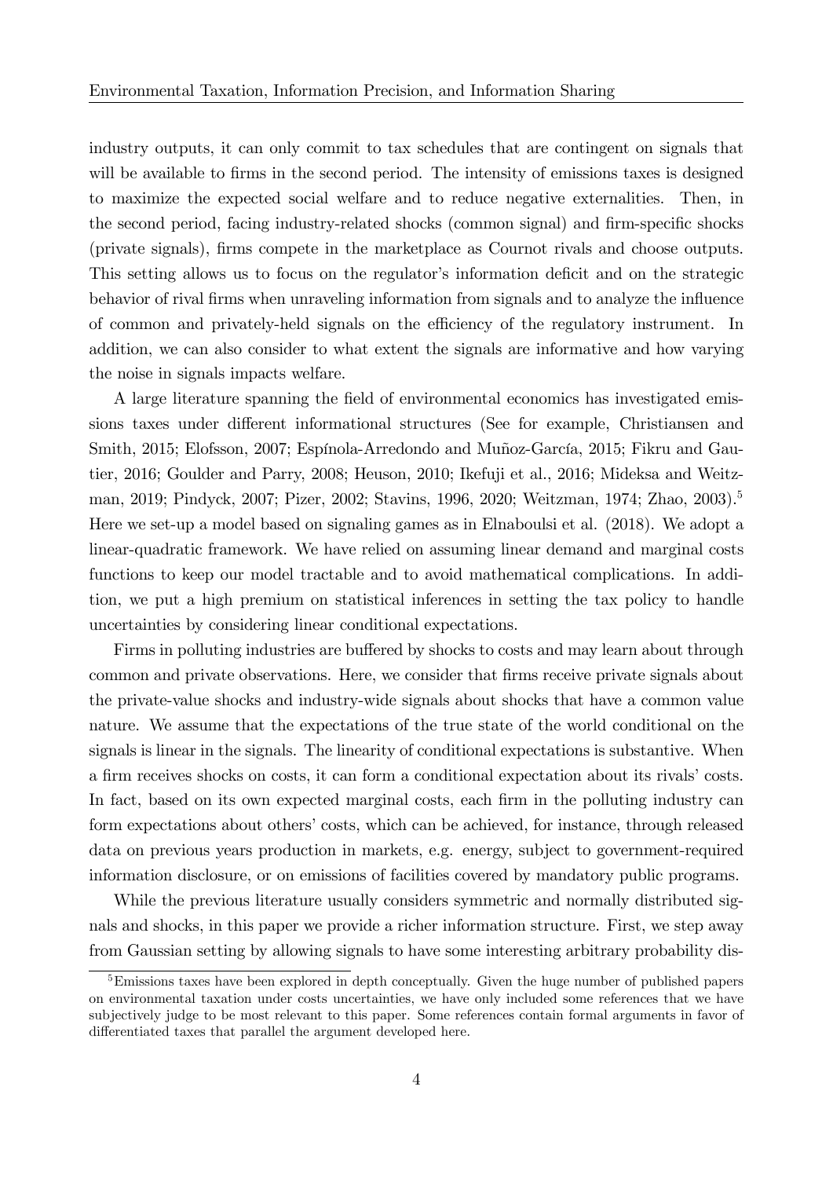industry outputs, it can only commit to tax schedules that are contingent on signals that will be available to firms in the second period. The intensity of emissions taxes is designed to maximize the expected social welfare and to reduce negative externalities. Then, in the second period, facing industry-related shocks (common signal) and firm-specific shocks (private signals), firms compete in the marketplace as Cournot rivals and choose outputs. This setting allows us to focus on the regulator's information deficit and on the strategic behavior of rival firms when unraveling information from signals and to analyze the influence of common and privately-held signals on the efficiency of the regulatory instrument. In addition, we can also consider to what extent the signals are informative and how varying the noise in signals impacts welfare.

A large literature spanning the field of environmental economics has investigated emissions taxes under different informational structures (See for example, Christiansen and Smith, 2015; Elofsson, 2007; Espínola-Arredondo and Muñoz-García, 2015; Fikru and Gautier, 2016; Goulder and Parry, 2008; Heuson, 2010; Ikefuji et al., 2016; Mideksa and Weitzman, 2019; Pindyck, 2007; Pizer, 2002; Stavins, 1996, 2020; Weitzman, 1974; Zhao, 2003).[5] Here we set-up a model based on signaling games as in Elnaboulsi et al. (2018). We adopt a linear-quadratic framework. We have relied on assuming linear demand and marginal costs functions to keep our model tractable and to avoid mathematical complications. In addition, we put a high premium on statistical inferences in setting the tax policy to handle uncertainties by considering linear conditional expectations.

Firms in polluting industries are buffered by shocks to costs and may learn about through common and private observations. Here, we consider that firms receive private signals about the private-value shocks and industry-wide signals about shocks that have a common value nature. We assume that the expectations of the true state of the world conditional on the signals is linear in the signals. The linearity of conditional expectations is substantive. When a firm receives shocks on costs, it can form a conditional expectation about its rivals' costs. In fact, based on its own expected marginal costs, each firm in the polluting industry can form expectations about others' costs, which can be achieved, for instance, through released data on previous years production in markets, e.g. energy, subject to government-required information disclosure, or on emissions of facilities covered by mandatory public programs.

While the previous literature usually considers symmetric and normally distributed signals and shocks, in this paper we provide a richer information structure. First, we step away from Gaussian setting by allowing signals to have some interesting arbitrary probability dis-

[5] Emissions taxes have been explored in depth conceptually. Given the huge number of published papers on environmental taxation under costs uncertainties, we have only included some references that we have subjectively judge to be most relevant to this paper. Some references contain formal arguments in favor of differentiated taxes that parallel the argument developed here.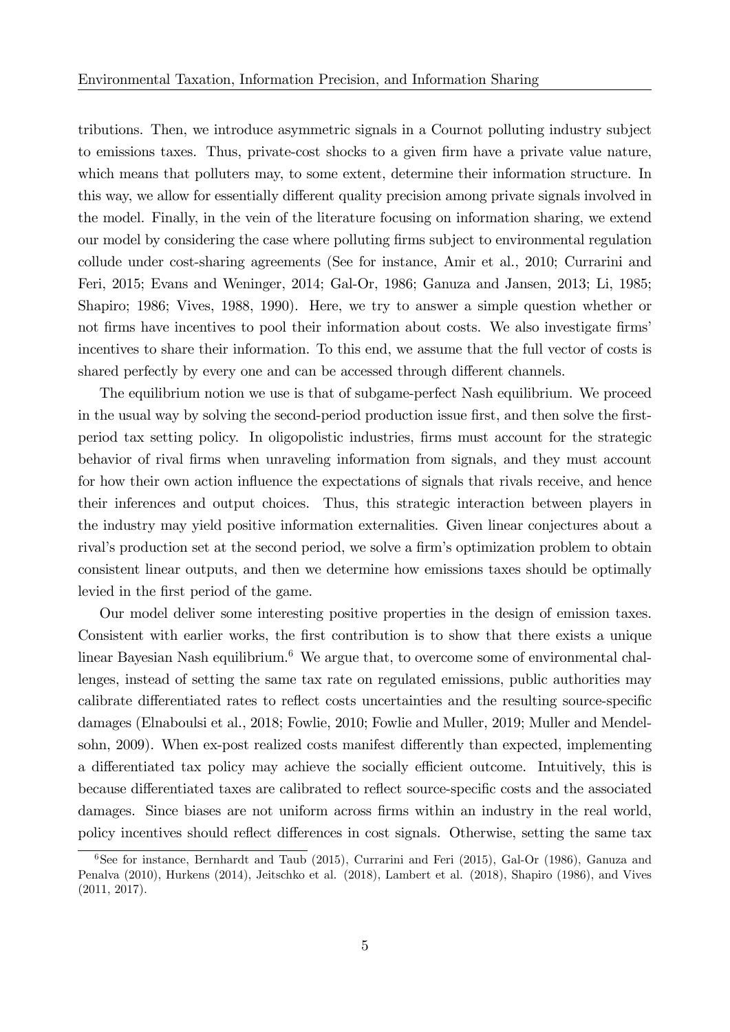tributions. Then, we introduce asymmetric signals in a Cournot polluting industry subject to emissions taxes. Thus, private-cost shocks to a given firm have a private value nature, which means that polluters may, to some extent, determine their information structure. In this way, we allow for essentially different quality precision among private signals involved in the model. Finally, in the vein of the literature focusing on information sharing, we extend our model by considering the case where polluting firms subject to environmental regulation collude under cost-sharing agreements (See for instance, Amir et al., 2010; Currarini and Feri, 2015; Evans and Weninger, 2014; Gal-Or, 1986; Ganuza and Jansen, 2013; Li, 1985; Shapiro; 1986; Vives, 1988, 1990). Here, we try to answer a simple question whether or not firms have incentives to pool their information about costs. We also investigate firms' incentives to share their information. To this end, we assume that the full vector of costs is shared perfectly by every one and can be accessed through different channels.

The equilibrium notion we use is that of subgame-perfect Nash equilibrium. We proceed in the usual way by solving the second-period production issue first, and then solve the first-period tax setting policy. In oligopolistic industries, firms must account for the strategic behavior of rival firms when unraveling information from signals, and they must account for how their own action influence the expectations of signals that rivals receive, and hence their inferences and output choices. Thus, this strategic interaction between players in the industry may yield positive information externalities. Given linear conjectures about a rival's production set at the second period, we solve a firm's optimization problem to obtain consistent linear outputs, and then we determine how emissions taxes should be optimally levied in the first period of the game.

Our model deliver some interesting positive properties in the design of emission taxes. Consistent with earlier works, the first contribution is to show that there exists a unique linear Bayesian Nash equilibrium.[6] We argue that, to overcome some of environmental challenges, instead of setting the same tax rate on regulated emissions, public authorities may calibrate differentiated rates to reflect costs uncertainties and the resulting source-specific damages (Elnaboulsi et al., 2018; Fowlie, 2010; Fowlie and Muller, 2019; Muller and Mendelsohn, 2009). When ex-post realized costs manifest differently than expected, implementing a differentiated tax policy may achieve the socially efficient outcome. Intuitively, this is because differentiated taxes are calibrated to reflect source-specific costs and the associated damages. Since biases are not uniform across firms within an industry in the real world, policy incentives should reflect differences in cost signals. Otherwise, setting the same tax

[6] See for instance, Bernhardt and Taub (2015), Currarini and Feri (2015), Gal-Or (1986), Ganuza and Penalva (2010), Hurkens (2014), Jeitschko et al. (2018), Lambert et al. (2018), Shapiro (1986), and Vives (2011, 2017).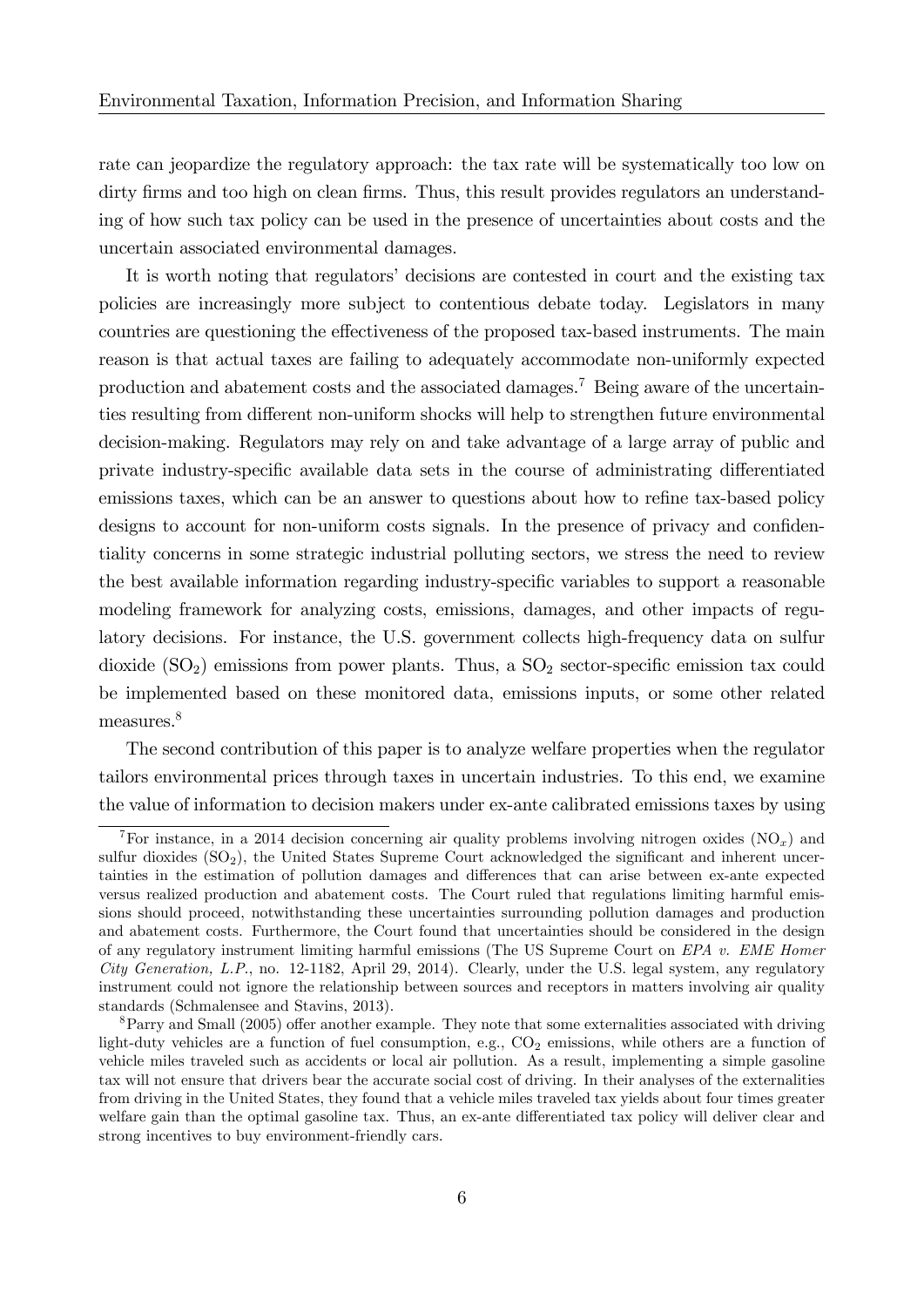rate can jeopardize the regulatory approach: the tax rate will be systematically too low on dirty firms and too high on clean firms. Thus, this result provides regulators an understanding of how such tax policy can be used in the presence of uncertainties about costs and the uncertain associated environmental damages.

It is worth noting that regulators' decisions are contested in court and the existing tax policies are increasingly more subject to contentious debate today. Legislators in many countries are questioning the effectiveness of the proposed tax-based instruments. The main reason is that actual taxes are failing to adequately accommodate non-uniformly expected production and abatement costs and the associated damages.[7] Being aware of the uncertainties resulting from different non-uniform shocks will help to strengthen future environmental decision-making. Regulators may rely on and take advantage of a large array of public and private industry-specific available data sets in the course of administrating differentiated emissions taxes, which can be an answer to questions about how to refine tax-based policy designs to account for non-uniform costs signals. In the presence of privacy and confidentiality concerns in some strategic industrial polluting sectors, we stress the need to review the best available information regarding industry-specific variables to support a reasonable modeling framework for analyzing costs, emissions, damages, and other impacts of regulatory decisions. For instance, the U.S. government collects high-frequency data on sulfur dioxide ($SO_2$) emissions from power plants. Thus, a $SO_2$ sector-specific emission tax could be implemented based on these monitored data, emissions inputs, or some other related measures.[8]

The second contribution of this paper is to analyze welfare properties when the regulator tailors environmental prices through taxes in uncertain industries. To this end, we examine the value of information to decision makers under ex-ante calibrated emissions taxes by using

[7] For instance, in a 2014 decision concerning air quality problems involving nitrogen oxides ($NO_x$) and sulfur dioxides ($SO_2$), the United States Supreme Court acknowledged the significant and inherent uncertainties in the estimation of pollution damages and differences that can arise between ex-ante expected versus realized production and abatement costs. The Court ruled that regulations limiting harmful emissions should proceed, notwithstanding these uncertainties surrounding pollution damages and production and abatement costs. Furthermore, the Court found that uncertainties should be considered in the design of any regulatory instrument limiting harmful emissions (The US Supreme Court on *EPA v. EME Homer City Generation, L.P.*, no. 12-1182, April 29, 2014). Clearly, under the U.S. legal system, any regulatory instrument could not ignore the relationship between sources and receptors in matters involving air quality standards (Schmalensee and Stavins, 2013).

[8] Parry and Small (2005) offer another example. They note that some externalities associated with driving light-duty vehicles are a function of fuel consumption, e.g., $CO_2$ emissions, while others are a function of vehicle miles traveled such as accidents or local air pollution. As a result, implementing a simple gasoline tax will not ensure that drivers bear the accurate social cost of driving. In their analyses of the externalities from driving in the United States, they found that a vehicle miles traveled tax yields about four times greater welfare gain than the optimal gasoline tax. Thus, an ex-ante differentiated tax policy will deliver clear and strong incentives to buy environment-friendly cars.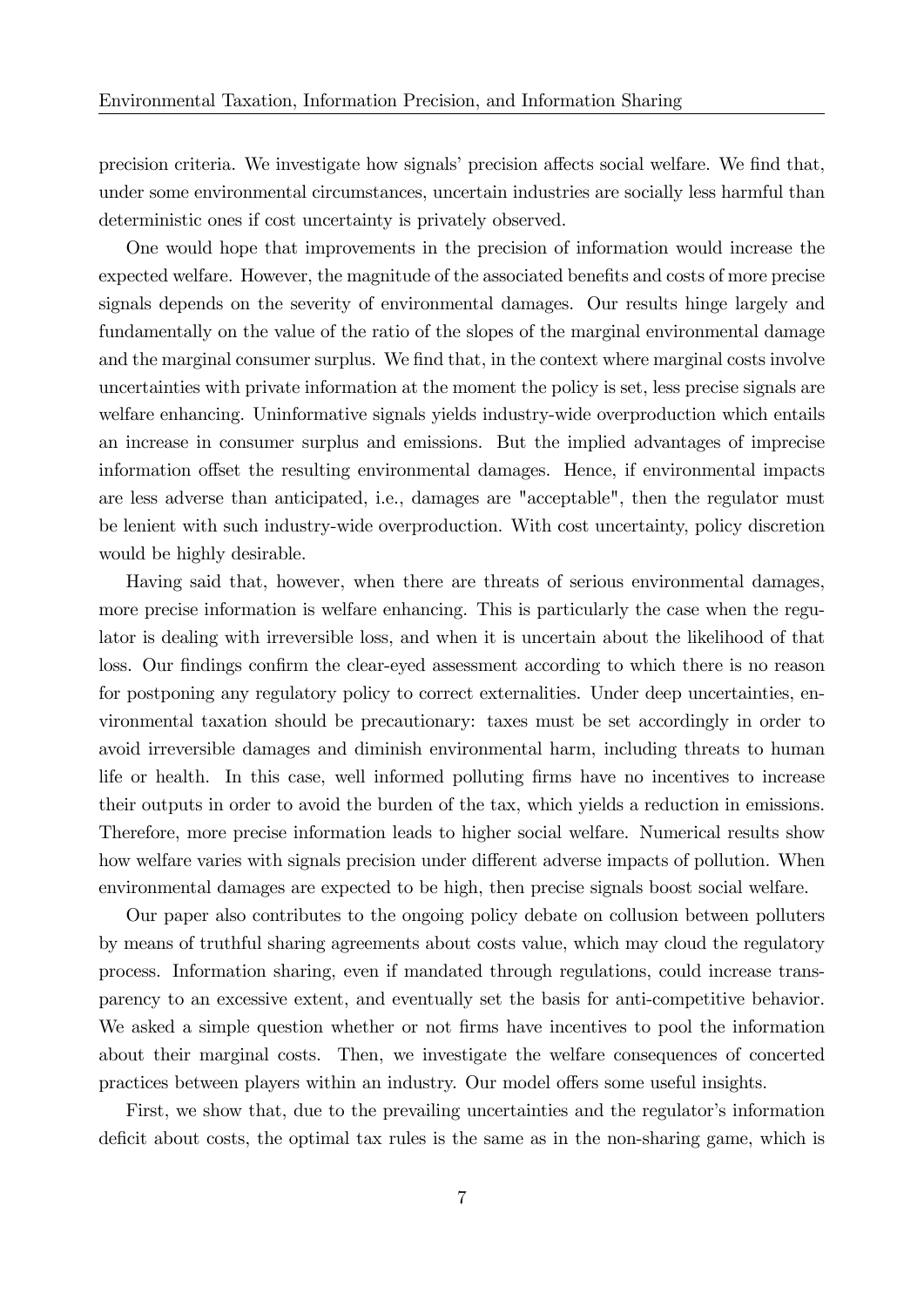precision criteria. We investigate how signals' precision affects social welfare. We find that, under some environmental circumstances, uncertain industries are socially less harmful than deterministic ones if cost uncertainty is privately observed.

One would hope that improvements in the precision of information would increase the expected welfare. However, the magnitude of the associated benefits and costs of more precise signals depends on the severity of environmental damages. Our results hinge largely and fundamentally on the value of the ratio of the slopes of the marginal environmental damage and the marginal consumer surplus. We find that, in the context where marginal costs involve uncertainties with private information at the moment the policy is set, less precise signals are welfare enhancing. Uninformative signals yields industry-wide overproduction which entails an increase in consumer surplus and emissions. But the implied advantages of imprecise information offset the resulting environmental damages. Hence, if environmental impacts are less adverse than anticipated, i.e., damages are "acceptable", then the regulator must be lenient with such industry-wide overproduction. With cost uncertainty, policy discretion would be highly desirable.

Having said that, however, when there are threats of serious environmental damages, more precise information is welfare enhancing. This is particularly the case when the regulator is dealing with irreversible loss, and when it is uncertain about the likelihood of that loss. Our findings confirm the clear-eyed assessment according to which there is no reason for postponing any regulatory policy to correct externalities. Under deep uncertainties, environmental taxation should be precautionary: taxes must be set accordingly in order to avoid irreversible damages and diminish environmental harm, including threats to human life or health. In this case, well informed polluting firms have no incentives to increase their outputs in order to avoid the burden of the tax, which yields a reduction in emissions. Therefore, more precise information leads to higher social welfare. Numerical results show how welfare varies with signals precision under different adverse impacts of pollution. When environmental damages are expected to be high, then precise signals boost social welfare.

Our paper also contributes to the ongoing policy debate on collusion between polluters by means of truthful sharing agreements about costs value, which may cloud the regulatory process. Information sharing, even if mandated through regulations, could increase transparency to an excessive extent, and eventually set the basis for anti-competitive behavior. We asked a simple question whether or not firms have incentives to pool the information about their marginal costs. Then, we investigate the welfare consequences of concerted practices between players within an industry. Our model offers some useful insights.

First, we show that, due to the prevailing uncertainties and the regulator's information deficit about costs, the optimal tax rules is the same as in the non-sharing game, which is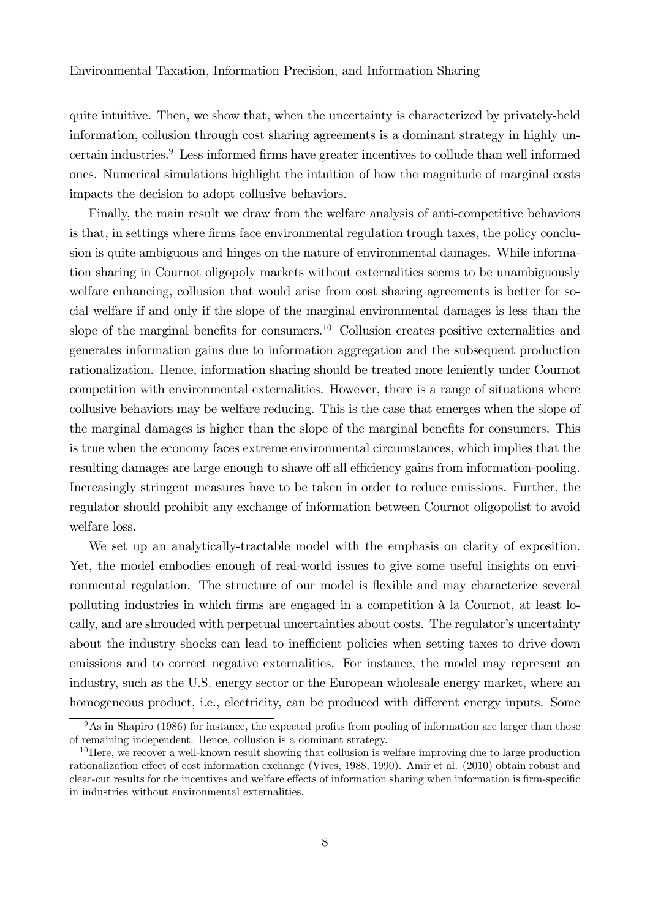quite intuitive. Then, we show that, when the uncertainty is characterized by privately-held information, collusion through cost sharing agreements is a dominant strategy in highly uncertain industries.[9] Less informed firms have greater incentives to collude than well informed ones. Numerical simulations highlight the intuition of how the magnitude of marginal costs impacts the decision to adopt collusive behaviors.

Finally, the main result we draw from the welfare analysis of anti-competitive behaviors is that, in settings where firms face environmental regulation trough taxes, the policy conclusion is quite ambiguous and hinges on the nature of environmental damages. While information sharing in Cournot oligopoly markets without externalities seems to be unambiguously welfare enhancing, collusion that would arise from cost sharing agreements is better for social welfare if and only if the slope of the marginal environmental damages is less than the slope of the marginal benefits for consumers.[10] Collusion creates positive externalities and generates information gains due to information aggregation and the subsequent production rationalization. Hence, information sharing should be treated more leniently under Cournot competition with environmental externalities. However, there is a range of situations where collusive behaviors may be welfare reducing. This is the case that emerges when the slope of the marginal damages is higher than the slope of the marginal benefits for consumers. This is true when the economy faces extreme environmental circumstances, which implies that the resulting damages are large enough to shave off all efficiency gains from information-pooling. Increasingly stringent measures have to be taken in order to reduce emissions. Further, the regulator should prohibit any exchange of information between Cournot oligopolist to avoid welfare loss.

We set up an analytically-tractable model with the emphasis on clarity of exposition. Yet, the model embodies enough of real-world issues to give some useful insights on environmental regulation. The structure of our model is flexible and may characterize several polluting industries in which firms are engaged in a competition à la Cournot, at least locally, and are shrouded with perpetual uncertainties about costs. The regulator's uncertainty about the industry shocks can lead to inefficient policies when setting taxes to drive down emissions and to correct negative externalities. For instance, the model may represent an industry, such as the U.S. energy sector or the European wholesale energy market, where an homogeneous product, i.e., electricity, can be produced with different energy inputs. Some

[9] As in Shapiro (1986) for instance, the expected profits from pooling of information are larger than those of remaining independent. Hence, collusion is a dominant strategy.

[10] Here, we recover a well-known result showing that collusion is welfare improving due to large production rationalization effect of cost information exchange (Vives, 1988, 1990). Amir et al. (2010) obtain robust and clear-cut results for the incentives and welfare effects of information sharing when information is firm-specific in industries without environmental externalities.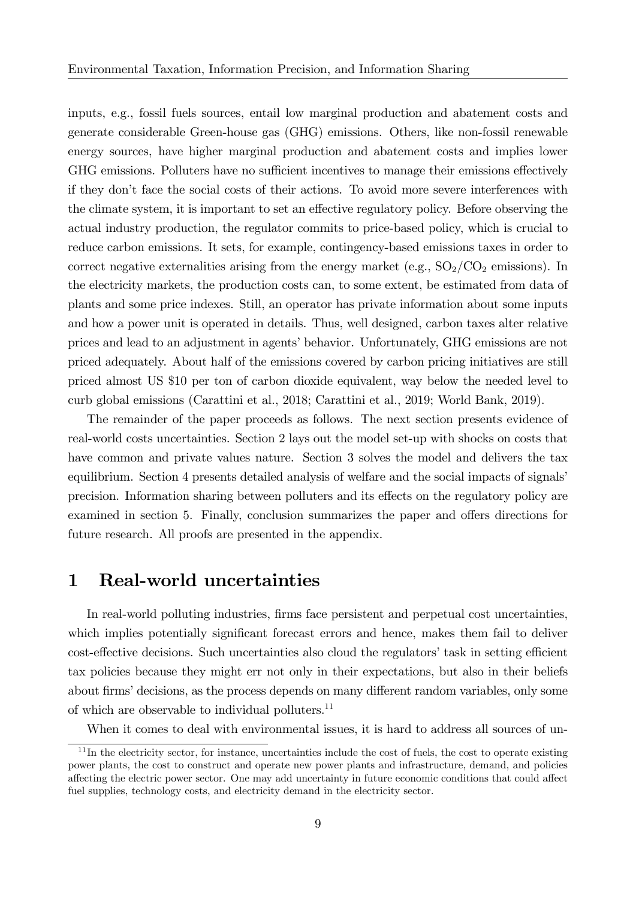inputs, e.g., fossil fuels sources, entail low marginal production and abatement costs and generate considerable Green-house gas (GHG) emissions. Others, like non-fossil renewable energy sources, have higher marginal production and abatement costs and implies lower GHG emissions. Polluters have no sufficient incentives to manage their emissions effectively if they don't face the social costs of their actions. To avoid more severe interferences with the climate system, it is important to set an effective regulatory policy. Before observing the actual industry production, the regulator commits to price-based policy, which is crucial to reduce carbon emissions. It sets, for example, contingency-based emissions taxes in order to correct negative externalities arising from the energy market (e.g., $SO_2/CO_2$ emissions). In the electricity markets, the production costs can, to some extent, be estimated from data of plants and some price indexes. Still, an operator has private information about some inputs and how a power unit is operated in details. Thus, well designed, carbon taxes alter relative prices and lead to an adjustment in agents' behavior. Unfortunately, GHG emissions are not priced adequately. About half of the emissions covered by carbon pricing initiatives are still priced almost US $10 per ton of carbon dioxide equivalent, way below the needed level to curb global emissions (Carattini et al., 2018; Carattini et al., 2019; World Bank, 2019).

The remainder of the paper proceeds as follows. The next section presents evidence of real-world costs uncertainties. Section 2 lays out the model set-up with shocks on costs that have common and private values nature. Section 3 solves the model and delivers the tax equilibrium. Section 4 presents detailed analysis of welfare and the social impacts of signals' precision. Information sharing between polluters and its effects on the regulatory policy are examined in section 5. Finally, conclusion summarizes the paper and offers directions for future research. All proofs are presented in the appendix.

# 1 Real-world uncertainties

In real-world polluting industries, firms face persistent and perpetual cost uncertainties, which implies potentially significant forecast errors and hence, makes them fail to deliver cost-effective decisions. Such uncertainties also cloud the regulators' task in setting efficient tax policies because they might err not only in their expectations, but also in their beliefs about firms' decisions, as the process depends on many different random variables, only some of which are observable to individual polluters.[11]

When it comes to deal with environmental issues, it is hard to address all sources of un-

[11] In the electricity sector, for instance, uncertainties include the cost of fuels, the cost to operate existing power plants, the cost to construct and operate new power plants and infrastructure, demand, and policies affecting the electric power sector. One may add uncertainty in future economic conditions that could affect fuel supplies, technology costs, and electricity demand in the electricity sector.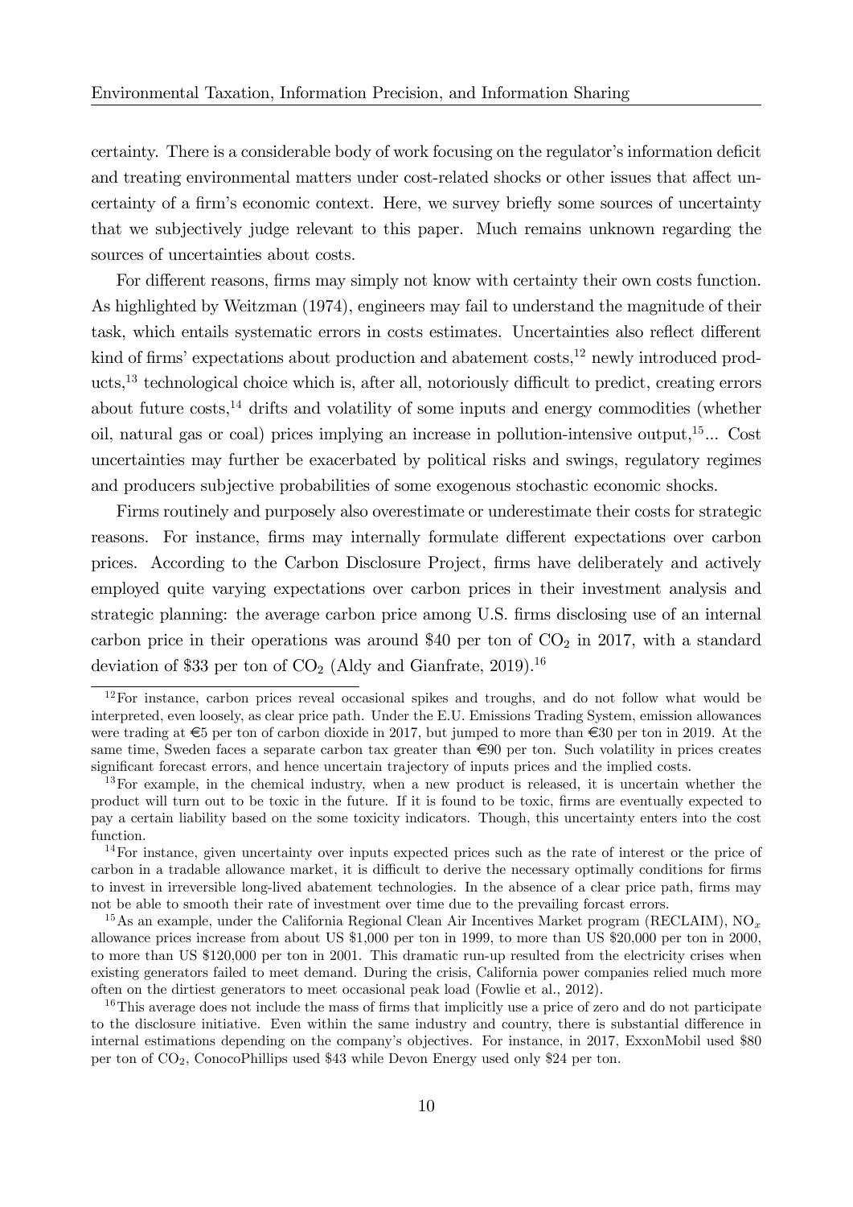certainty. There is a considerable body of work focusing on the regulator's information deficit and treating environmental matters under cost-related shocks or other issues that affect uncertainty of a firm's economic context. Here, we survey briefly some sources of uncertainty that we subjectively judge relevant to this paper. Much remains unknown regarding the sources of uncertainties about costs.

For different reasons, firms may simply not know with certainty their own costs function. As highlighted by Weitzman (1974), engineers may fail to understand the magnitude of their task, which entails systematic errors in costs estimates. Uncertainties also reflect different kind of firms' expectations about production and abatement costs,[12] newly introduced products,[13] technological choice which is, after all, notoriously difficult to predict, creating errors about future costs,[14] drifts and volatility of some inputs and energy commodities (whether oil, natural gas or coal) prices implying an increase in pollution-intensive output,[15]... Cost uncertainties may further be exacerbated by political risks and swings, regulatory regimes and producers subjective probabilities of some exogenous stochastic economic shocks.

Firms routinely and purposely also overestimate or underestimate their costs for strategic reasons. For instance, firms may internally formulate different expectations over carbon prices. According to the Carbon Disclosure Project, firms have deliberately and actively employed quite varying expectations over carbon prices in their investment analysis and strategic planning: the average carbon price among U.S. firms disclosing use of an internal carbon price in their operations was around \$40 per ton of $CO_2$ in 2017, with a standard deviation of \$33 per ton of $CO_2$ (Aldy and Gianfrate, 2019).[16]

---

[12] For instance, carbon prices reveal occasional spikes and troughs, and do not follow what would be interpreted, even loosely, as clear price path. Under the E.U. Emissions Trading System, emission allowances were trading at €5 per ton of carbon dioxide in 2017, but jumped to more than €30 per ton in 2019. At the same time, Sweden faces a separate carbon tax greater than €90 per ton. Such volatility in prices creates significant forecast errors, and hence uncertain trajectory of inputs prices and the implied costs.

[13] For example, in the chemical industry, when a new product is released, it is uncertain whether the product will turn out to be toxic in the future. If it is found to be toxic, firms are eventually expected to pay a certain liability based on the some toxicity indicators. Though, this uncertainty enters into the cost function.

[14] For instance, given uncertainty over inputs expected prices such as the rate of interest or the price of carbon in a tradable allowance market, it is difficult to derive the necessary optimally conditions for firms to invest in irreversible long-lived abatement technologies. In the absence of a clear price path, firms may not be able to smooth their rate of investment over time due to the prevailing forcast errors.

[15] As an example, under the California Regional Clean Air Incentives Market program (RECLAIM), $NO_x$ allowance prices increase from about US \$1,000 per ton in 1999, to more than US \$20,000 per ton in 2000, to more than US \$120,000 per ton in 2001. This dramatic run-up resulted from the electricity crises when existing generators failed to meet demand. During the crisis, California power companies relied much more often on the dirtiest generators to meet occasional peak load (Fowlie et al., 2012).

[16] This average does not include the mass of firms that implicitly use a price of zero and do not participate to the disclosure initiative. Even within the same industry and country, there is substantial difference in internal estimations depending on the company's objectives. For instance, in 2017, ExxonMobil used \$80 per ton of $CO_2$, ConocoPhillips used \$43 while Devon Energy used only \$24 per ton.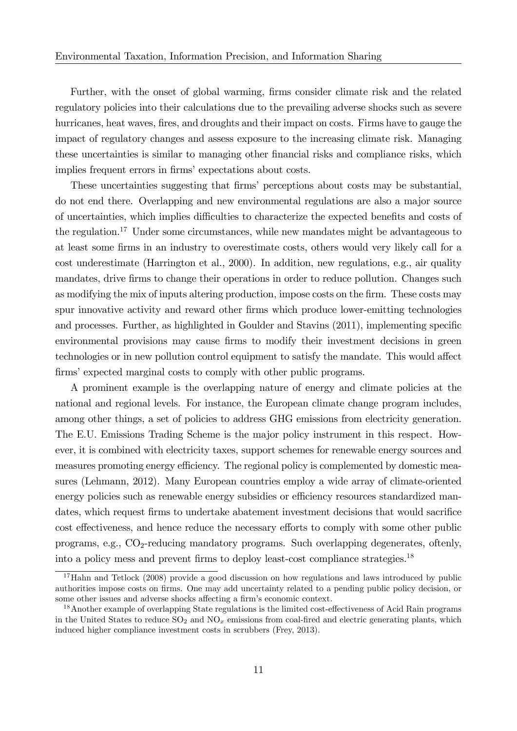Further, with the onset of global warming, firms consider climate risk and the related regulatory policies into their calculations due to the prevailing adverse shocks such as severe hurricanes, heat waves, fires, and droughts and their impact on costs. Firms have to gauge the impact of regulatory changes and assess exposure to the increasing climate risk. Managing these uncertainties is similar to managing other financial risks and compliance risks, which implies frequent errors in firms' expectations about costs.

These uncertainties suggesting that firms' perceptions about costs may be substantial, do not end there. Overlapping and new environmental regulations are also a major source of uncertainties, which implies difficulties to characterize the expected benefits and costs of the regulation.[17] Under some circumstances, while new mandates might be advantageous to at least some firms in an industry to overestimate costs, others would very likely call for a cost underestimate (Harrington et al., 2000). In addition, new regulations, e.g., air quality mandates, drive firms to change their operations in order to reduce pollution. Changes such as modifying the mix of inputs altering production, impose costs on the firm. These costs may spur innovative activity and reward other firms which produce lower-emitting technologies and processes. Further, as highlighted in Goulder and Stavins (2011), implementing specific environmental provisions may cause firms to modify their investment decisions in green technologies or in new pollution control equipment to satisfy the mandate. This would affect firms' expected marginal costs to comply with other public programs.

A prominent example is the overlapping nature of energy and climate policies at the national and regional levels. For instance, the European climate change program includes, among other things, a set of policies to address GHG emissions from electricity generation. The E.U. Emissions Trading Scheme is the major policy instrument in this respect. However, it is combined with electricity taxes, support schemes for renewable energy sources and measures promoting energy efficiency. The regional policy is complemented by domestic measures (Lehmann, 2012). Many European countries employ a wide array of climate-oriented energy policies such as renewable energy subsidies or efficiency resources standardized mandates, which request firms to undertake abatement investment decisions that would sacrifice cost effectiveness, and hence reduce the necessary efforts to comply with some other public programs, e.g., $CO_2$-reducing mandatory programs. Such overlapping degenerates, oftenly, into a policy mess and prevent firms to deploy least-cost compliance strategies.[18]

[17] Hahn and Tetlock (2008) provide a good discussion on how regulations and laws introduced by public authorities impose costs on firms. One may add uncertainty related to a pending public policy decision, or some other issues and adverse shocks affecting a firm's economic context.

[18] Another example of overlapping State regulations is the limited cost-effectiveness of Acid Rain programs in the United States to reduce $SO_2$ and $NO_x$ emissions from coal-fired and electric generating plants, which induced higher compliance investment costs in scrubbers (Frey, 2013).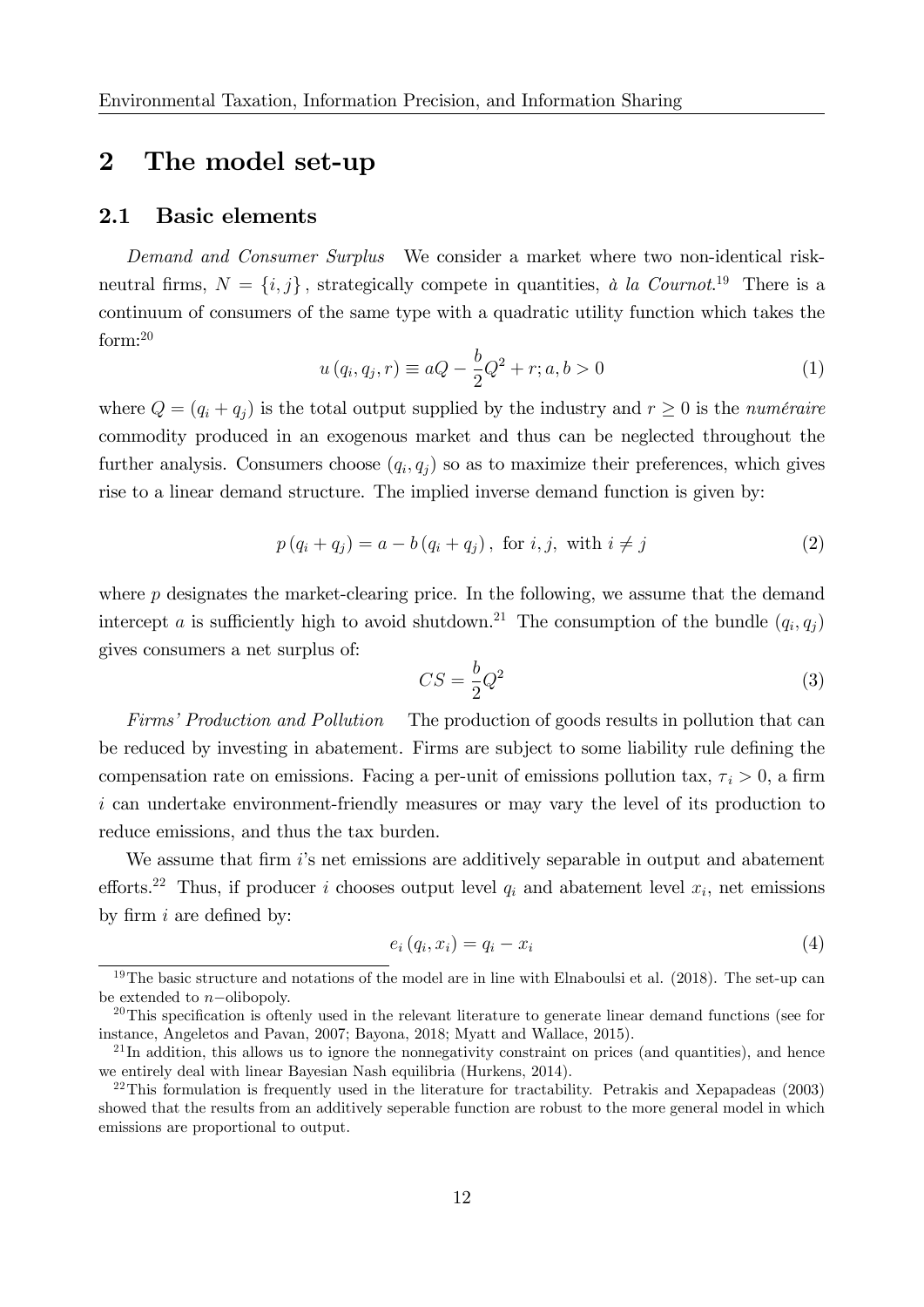# 2 The model set-up

## 2.1 Basic elements

*Demand and Consumer Surplus* We consider a market where two non-identical risk-neutral firms, $N = \{i, j\}$, strategically compete in quantities, *à la Cournot*.[19] There is a continuum of consumers of the same type with a quadratic utility function which takes the form:[20]

$$u(q_i, q_j, r) \equiv aQ - \frac{b}{2}Q^2 + r; a, b > 0 \tag{1}$$

where $Q = (q_i + q_j)$ is the total output supplied by the industry and $r \geq 0$ is the *numéraire* commodity produced in an exogenous market and thus can be neglected throughout the further analysis. Consumers choose $(q_i, q_j)$ so as to maximize their preferences, which gives rise to a linear demand structure. The implied inverse demand function is given by:

$$p(q_i + q_j) = a - b(q_i + q_j), \text{ for } i, j, \text{ with } i \neq j \tag{2}$$

where $p$ designates the market-clearing price. In the following, we assume that the demand intercept $a$ is sufficiently high to avoid shutdown.[21] The consumption of the bundle $(q_i, q_j)$ gives consumers a net surplus of:

$$CS = \frac{b}{2}Q^2 \tag{3}$$

*Firms' Production and Pollution* The production of goods results in pollution that can be reduced by investing in abatement. Firms are subject to some liability rule defining the compensation rate on emissions. Facing a per-unit of emissions pollution tax, $\tau_i > 0$, a firm $i$ can undertake environment-friendly measures or may vary the level of its production to reduce emissions, and thus the tax burden.

We assume that firm $i$'s net emissions are additively separable in output and abatement efforts.[22] Thus, if producer $i$ chooses output level $q_i$ and abatement level $x_i$, net emissions by firm $i$ are defined by:

$$e_i(q_i, x_i) = q_i - x_i \tag{4}$$

---

[19] The basic structure and notations of the model are in line with Elnaboulsi et al. (2018). The set-up can be extended to $n-$olibopoly.

[20] This specification is oftenly used in the relevant literature to generate linear demand functions (see for instance, Angeletos and Pavan, 2007; Bayona, 2018; Myatt and Wallace, 2015).

[21] In addition, this allows us to ignore the nonnegativity constraint on prices (and quantities), and hence we entirely deal with linear Bayesian Nash equilibria (Hurkens, 2014).

[22] This formulation is frequently used in the literature for tractability. Petrakis and Xepapadeas (2003) showed that the results from an additively seperable function are robust to the more general model in which emissions are proportional to output.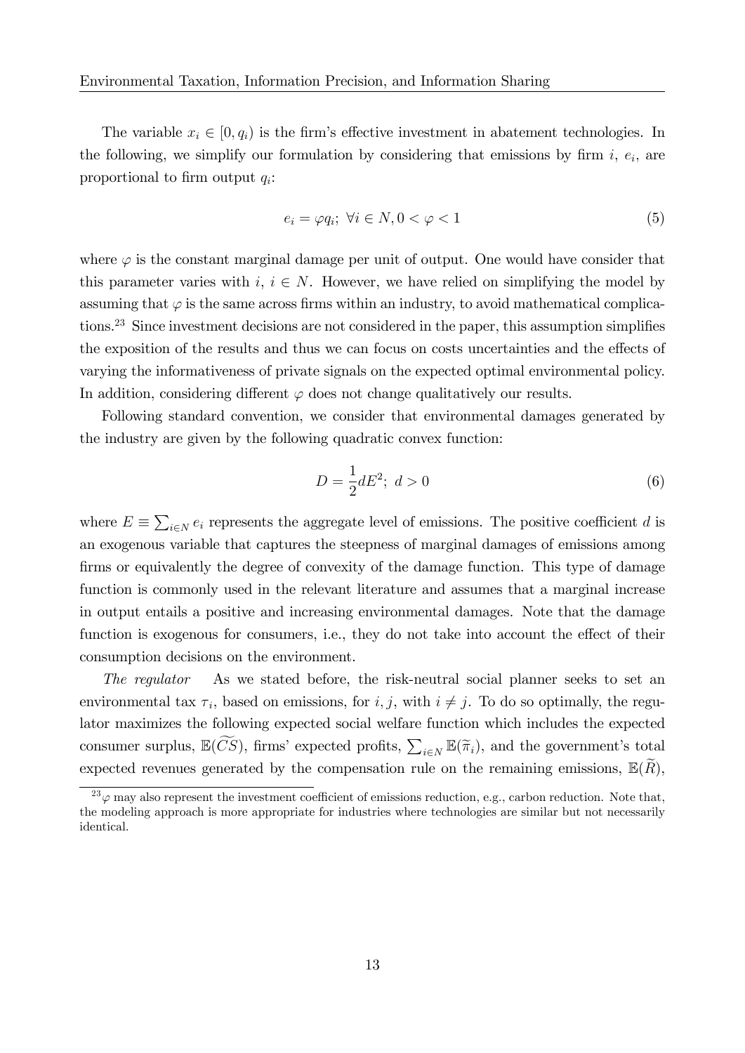The variable $x_i \in [0, q_i)$ is the firm's effective investment in abatement technologies. In the following, we simplify our formulation by considering that emissions by firm $i$, $e_i$, are proportional to firm output $q_i$:

$$e_i = \varphi q_i; \; \forall i \in N, 0 < \varphi < 1 \tag{5}$$

where $\varphi$ is the constant marginal damage per unit of output. One would have consider that this parameter varies with $i$, $i \in N$. However, we have relied on simplifying the model by assuming that $\varphi$ is the same across firms within an industry, to avoid mathematical complications.[23] Since investment decisions are not considered in the paper, this assumption simplifies the exposition of the results and thus we can focus on costs uncertainties and the effects of varying the informativeness of private signals on the expected optimal environmental policy. In addition, considering different $\varphi$ does not change qualitatively our results.

Following standard convention, we consider that environmental damages generated by the industry are given by the following quadratic convex function:

$$D = \frac{1}{2} dE^2; \; d > 0 \tag{6}$$

where $E \equiv \sum_{i \in N} e_i$ represents the aggregate level of emissions. The positive coefficient $d$ is an exogenous variable that captures the steepness of marginal damages of emissions among firms or equivalently the degree of convexity of the damage function. This type of damage function is commonly used in the relevant literature and assumes that a marginal increase in output entails a positive and increasing environmental damages. Note that the damage function is exogenous for consumers, i.e., they do not take into account the effect of their consumption decisions on the environment.

*The regulator* As we stated before, the risk-neutral social planner seeks to set an environmental tax $\tau_i$, based on emissions, for $i, j$, with $i \neq j$. To do so optimally, the regulator maximizes the following expected social welfare function which includes the expected consumer surplus, $\mathbb{E}(\widetilde{CS})$, firms' expected profits, $\sum_{i \in N} \mathbb{E}(\widetilde{\pi}_i)$, and the government's total expected revenues generated by the compensation rule on the remaining emissions, $\mathbb{E}(\widetilde{R})$,

[23] $\varphi$ may also represent the investment coefficient of emissions reduction, e.g., carbon reduction. Note that, the modeling approach is more appropriate for industries where technologies are similar but not necessarily identical.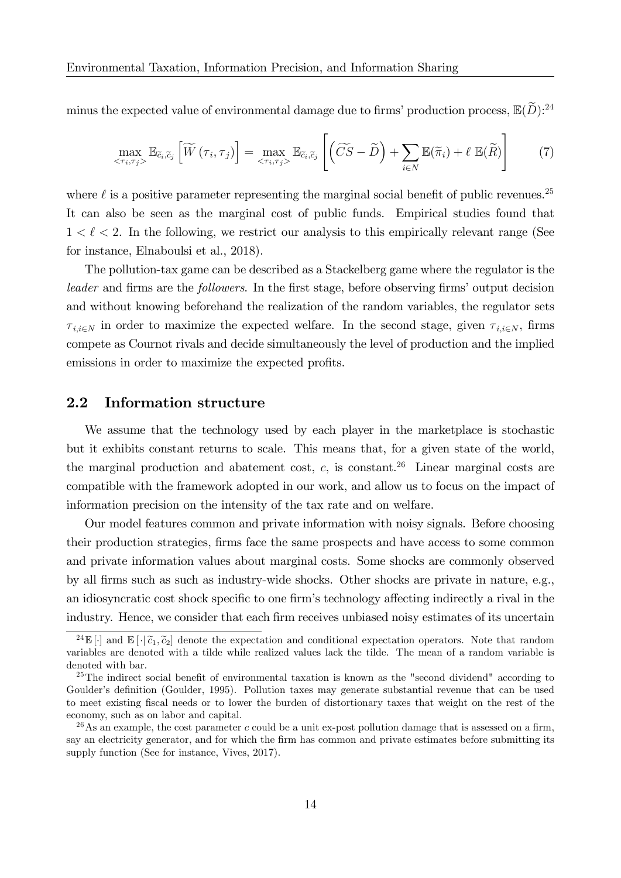minus the expected value of environmental damage due to firms' production process, $\mathbb{E}(\widetilde{D})$:[24]

$$\max_{<\tau_i,\tau_j>} \mathbb{E}_{\widetilde{c}_i,\widetilde{c}_j}\left[\widetilde{W}\left(\tau_i,\tau_j\right)\right] = \max_{<\tau_i,\tau_j>} \mathbb{E}_{\widetilde{c}_i,\widetilde{c}_j}\left[\left(\widetilde{CS}-\widetilde{D}\right)+\sum_{i\in N}\mathbb{E}(\widetilde{\pi}_i)+\ell\ \mathbb{E}(\widetilde{R})\right] \tag{7}$$

where $\ell$ is a positive parameter representing the marginal social benefit of public revenues.[25] It can also be seen as the marginal cost of public funds. Empirical studies found that $1 < \ell < 2$. In the following, we restrict our analysis to this empirically relevant range (See for instance, Elnaboulsi et al., 2018).

The pollution-tax game can be described as a Stackelberg game where the regulator is the *leader* and firms are the *followers*. In the first stage, before observing firms' output decision and without knowing beforehand the realization of the random variables, the regulator sets $\tau_{i,i\in N}$ in order to maximize the expected welfare. In the second stage, given $\tau_{i,i\in N}$, firms compete as Cournot rivals and decide simultaneously the level of production and the implied emissions in order to maximize the expected profits.

## 2.2 Information structure

We assume that the technology used by each player in the marketplace is stochastic but it exhibits constant returns to scale. This means that, for a given state of the world, the marginal production and abatement cost, $c$, is constant.[26] Linear marginal costs are compatible with the framework adopted in our work, and allow us to focus on the impact of information precision on the intensity of the tax rate and on welfare.

Our model features common and private information with noisy signals. Before choosing their production strategies, firms face the same prospects and have access to some common and private information values about marginal costs. Some shocks are commonly observed by all firms such as such as industry-wide shocks. Other shocks are private in nature, e.g., an idiosyncratic cost shock specific to one firm's technology affecting indirectly a rival in the industry. Hence, we consider that each firm receives unbiased noisy estimates of its uncertain

---

[24] $\mathbb{E}[\cdot]$ and $\mathbb{E}[\cdot|\widetilde{c}_1,\widetilde{c}_2]$ denote the expectation and conditional expectation operators. Note that random variables are denoted with a tilde while realized values lack the tilde. The mean of a random variable is denoted with bar.

[25] The indirect social benefit of environmental taxation is known as the "second dividend" according to Goulder's definition (Goulder, 1995). Pollution taxes may generate substantial revenue that can be used to meet existing fiscal needs or to lower the burden of distortionary taxes that weight on the rest of the economy, such as on labor and capital.

[26] As an example, the cost parameter $c$ could be a unit ex-post pollution damage that is assessed on a firm, say an electricity generator, and for which the firm has common and private estimates before submitting its supply function (See for instance, Vives, 2017).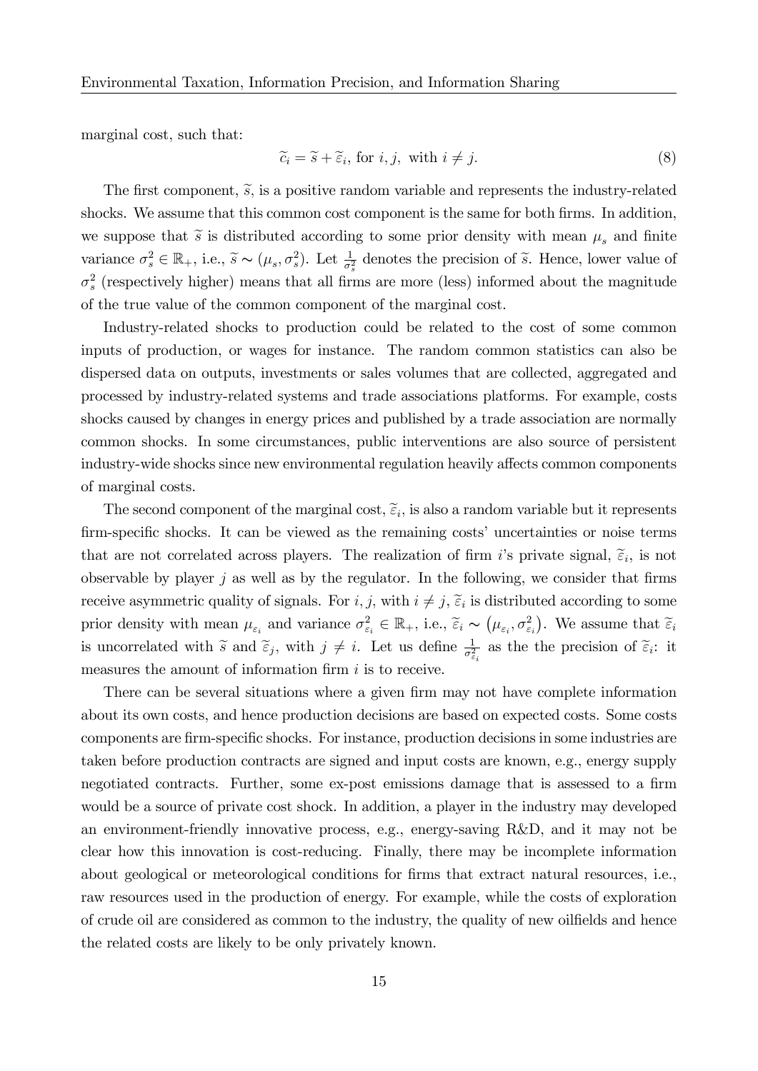marginal cost, such that:

$$\widetilde{c}_i = \widetilde{s} + \widetilde{\varepsilon}_i, \text{ for } i, j, \text{ with } i \neq j. \tag{8}$$

The first component, $\widetilde{s}$, is a positive random variable and represents the industry-related shocks. We assume that this common cost component is the same for both firms. In addition, we suppose that $\widetilde{s}$ is distributed according to some prior density with mean $\mu_s$ and finite variance $\sigma_s^2 \in \mathbb{R}_+$, i.e., $\widetilde{s} \sim (\mu_s, \sigma_s^2)$. Let $\frac{1}{\sigma_s^2}$ denotes the precision of $\widetilde{s}$. Hence, lower value of $\sigma_s^2$ (respectively higher) means that all firms are more (less) informed about the magnitude of the true value of the common component of the marginal cost.

Industry-related shocks to production could be related to the cost of some common inputs of production, or wages for instance. The random common statistics can also be dispersed data on outputs, investments or sales volumes that are collected, aggregated and processed by industry-related systems and trade associations platforms. For example, costs shocks caused by changes in energy prices and published by a trade association are normally common shocks. In some circumstances, public interventions are also source of persistent industry-wide shocks since new environmental regulation heavily affects common components of marginal costs.

The second component of the marginal cost, $\widetilde{\varepsilon}_i$, is also a random variable but it represents firm-specific shocks. It can be viewed as the remaining costs' uncertainties or noise terms that are not correlated across players. The realization of firm $i$'s private signal, $\widetilde{\varepsilon}_i$, is not observable by player $j$ as well as by the regulator. In the following, we consider that firms receive asymmetric quality of signals. For $i, j$, with $i \neq j$, $\widetilde{\varepsilon}_i$ is distributed according to some prior density with mean $\mu_{\varepsilon_i}$ and variance $\sigma_{\varepsilon_i}^2 \in \mathbb{R}_+$, i.e., $\widetilde{\varepsilon}_i \sim \left(\mu_{\varepsilon_i}, \sigma_{\varepsilon_i}^2\right)$. We assume that $\widetilde{\varepsilon}_i$ is uncorrelated with $\widetilde{s}$ and $\widetilde{\varepsilon}_j$, with $j \neq i$. Let us define $\frac{1}{\sigma_{\varepsilon_i}^2}$ as the the precision of $\widetilde{\varepsilon}_i$: it measures the amount of information firm $i$ is to receive.

There can be several situations where a given firm may not have complete information about its own costs, and hence production decisions are based on expected costs. Some costs components are firm-specific shocks. For instance, production decisions in some industries are taken before production contracts are signed and input costs are known, e.g., energy supply negotiated contracts. Further, some ex-post emissions damage that is assessed to a firm would be a source of private cost shock. In addition, a player in the industry may developed an environment-friendly innovative process, e.g., energy-saving R&D, and it may not be clear how this innovation is cost-reducing. Finally, there may be incomplete information about geological or meteorological conditions for firms that extract natural resources, i.e., raw resources used in the production of energy. For example, while the costs of exploration of crude oil are considered as common to the industry, the quality of new oilfields and hence the related costs are likely to be only privately known.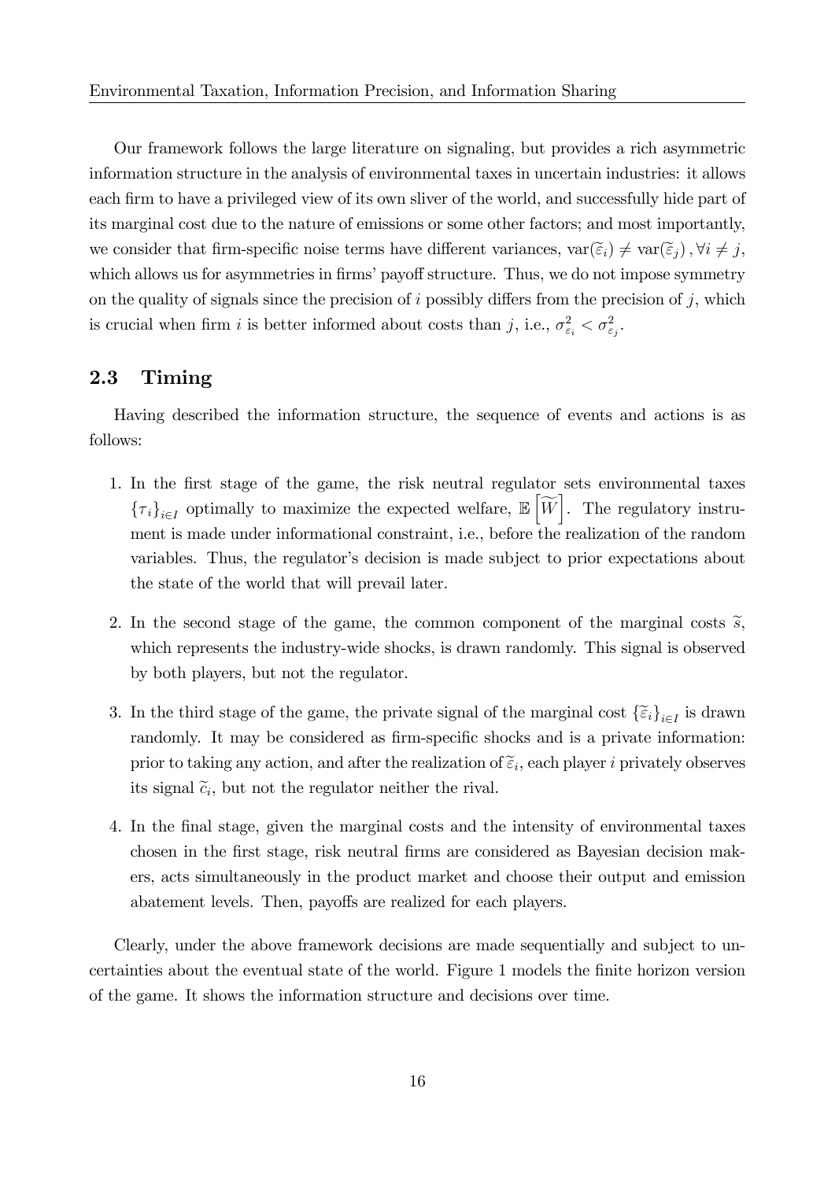Our framework follows the large literature on signaling, but provides a rich asymmetric information structure in the analysis of environmental taxes in uncertain industries: it allows each firm to have a privileged view of its own sliver of the world, and successfully hide part of its marginal cost due to the nature of emissions or some other factors; and most importantly, we consider that firm-specific noise terms have different variances, $\text{var}(\widetilde{\varepsilon}_i) \neq \text{var}(\widetilde{\varepsilon}_j), \forall i \neq j$, which allows us for asymmetries in firms' payoff structure. Thus, we do not impose symmetry on the quality of signals since the precision of $i$ possibly differs from the precision of $j$, which is crucial when firm $i$ is better informed about costs than $j$, i.e., $\sigma^2_{\varepsilon_i} < \sigma^2_{\varepsilon_j}$.

## 2.3 Timing

Having described the information structure, the sequence of events and actions is as follows:

1. In the first stage of the game, the risk neutral regulator sets environmental taxes $\{\tau_i\}_{i \in I}$ optimally to maximize the expected welfare, $\mathbb{E}\left[\widetilde{W}\right]$. The regulatory instrument is made under informational constraint, i.e., before the realization of the random variables. Thus, the regulator's decision is made subject to prior expectations about the state of the world that will prevail later.

2. In the second stage of the game, the common component of the marginal costs $\widetilde{s}$, which represents the industry-wide shocks, is drawn randomly. This signal is observed by both players, but not the regulator.

3. In the third stage of the game, the private signal of the marginal cost $\{\widetilde{\varepsilon}_i\}_{i \in I}$ is drawn randomly. It may be considered as firm-specific shocks and is a private information: prior to taking any action, and after the realization of $\widetilde{\varepsilon}_i$, each player $i$ privately observes its signal $\widetilde{c}_i$, but not the regulator neither the rival.

4. In the final stage, given the marginal costs and the intensity of environmental taxes chosen in the first stage, risk neutral firms are considered as Bayesian decision makers, acts simultaneously in the product market and choose their output and emission abatement levels. Then, payoffs are realized for each players.

Clearly, under the above framework decisions are made sequentially and subject to uncertainties about the eventual state of the world. Figure 1 models the finite horizon version of the game. It shows the information structure and decisions over time.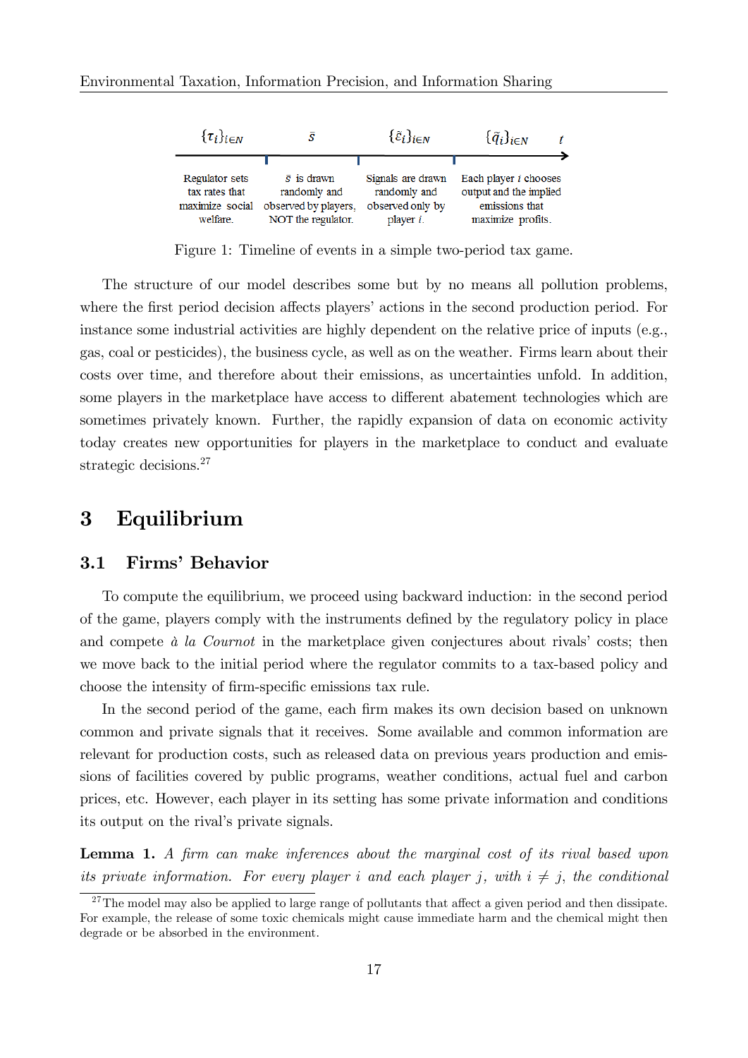| $\{\tau_i\}_{i\in N}$ | $\bar{s}$ | $\{\tilde{\varepsilon}_i\}_{i\in N}$ | $\{\tilde{q}_i\}_{i\in N}$ |
| --- | --- | --- | --- |
| Regulator sets tax rates that maximize social welfare. | $\bar{s}$ is drawn randomly and observed by players, NOT the regulator. | Signals are drawn randomly and observed only by player $i$. | Each player $i$ chooses output and the implied emissions that maximize profits. |

Figure 1: Timeline of events in a simple two-period tax game.

The structure of our model describes some but by no means all pollution problems, where the first period decision affects players' actions in the second production period. For instance some industrial activities are highly dependent on the relative price of inputs (e.g., gas, coal or pesticides), the business cycle, as well as on the weather. Firms learn about their costs over time, and therefore about their emissions, as uncertainties unfold. In addition, some players in the marketplace have access to different abatement technologies which are sometimes privately known. Further, the rapidly expansion of data on economic activity today creates new opportunities for players in the marketplace to conduct and evaluate strategic decisions.[27]

# 3 Equilibrium

## 3.1 Firms' Behavior

To compute the equilibrium, we proceed using backward induction: in the second period of the game, players comply with the instruments defined by the regulatory policy in place and compete *à la Cournot* in the marketplace given conjectures about rivals' costs; then we move back to the initial period where the regulator commits to a tax-based policy and choose the intensity of firm-specific emissions tax rule.

In the second period of the game, each firm makes its own decision based on unknown common and private signals that it receives. Some available and common information are relevant for production costs, such as released data on previous years production and emissions of facilities covered by public programs, weather conditions, actual fuel and carbon prices, etc. However, each player in its setting has some private information and conditions its output on the rival's private signals.

**Lemma 1.** *A firm can make inferences about the marginal cost of its rival based upon its private information. For every player $i$ and each player $j$, with $i \neq j$, the conditional*

[27] The model may also be applied to large range of pollutants that affect a given period and then dissipate. For example, the release of some toxic chemicals might cause immediate harm and the chemical might then degrade or be absorbed in the environment.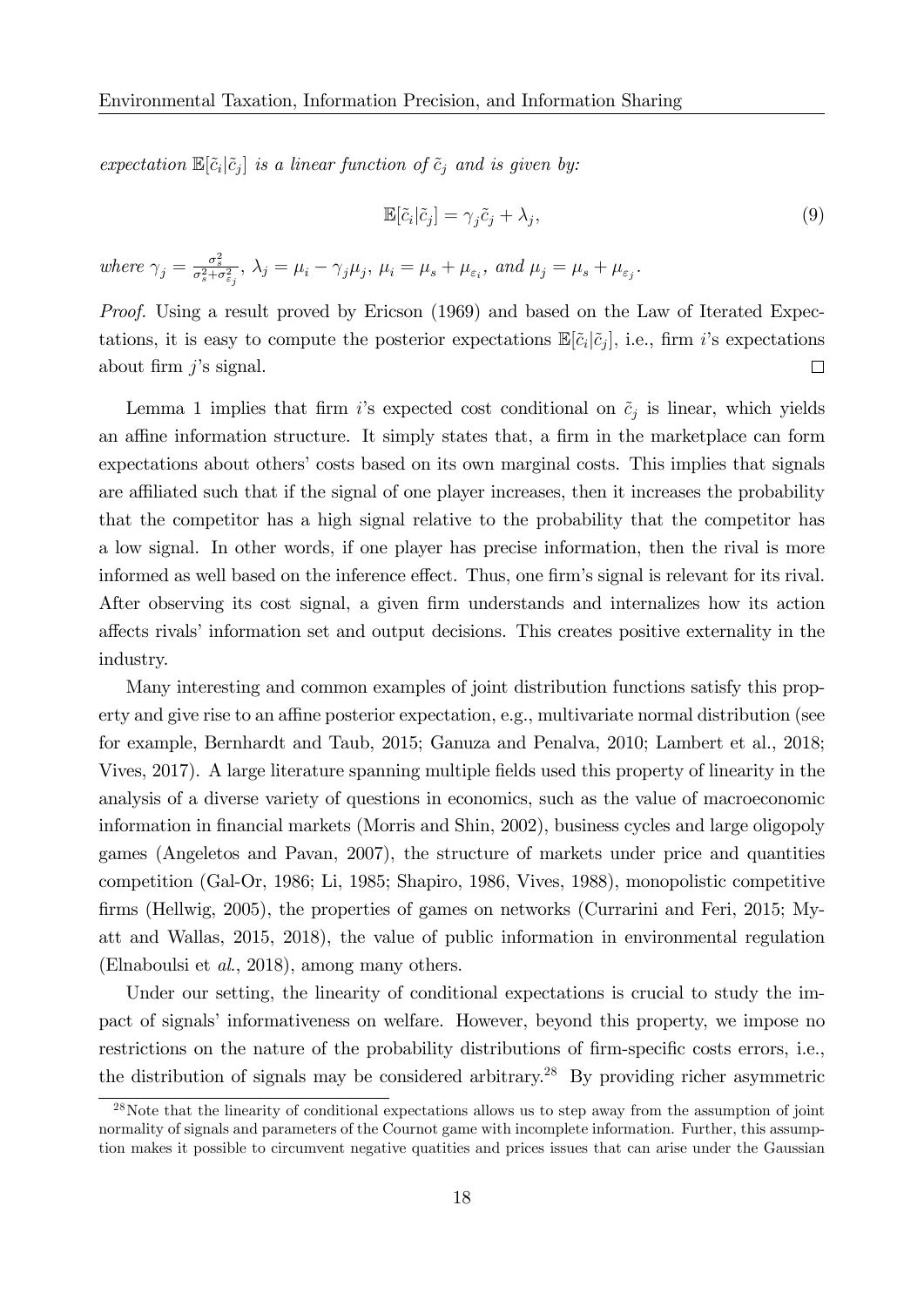*expectation* $\mathbb{E}[\tilde{c}_i|\tilde{c}_j]$ *is a linear function of* $\tilde{c}_j$ *and is given by:*

$$\mathbb{E}[\tilde{c}_i|\tilde{c}_j] = \gamma_j \tilde{c}_j + \lambda_j, \tag{9}$$

*where* $\gamma_j = \frac{\sigma_s^2}{\sigma_s^2 + \sigma_{\varepsilon_j}^2}$, $\lambda_j = \mu_i - \gamma_j \mu_j$, $\mu_i = \mu_s + \mu_{\varepsilon_i}$, *and* $\mu_j = \mu_s + \mu_{\varepsilon_j}$.

*Proof.* Using a result proved by Ericson (1969) and based on the Law of Iterated Expectations, it is easy to compute the posterior expectations $\mathbb{E}[\tilde{c}_i|\tilde{c}_j]$, i.e., firm $i$'s expectations about firm $j$'s signal. □

Lemma 1 implies that firm $i$'s expected cost conditional on $\tilde{c}_j$ is linear, which yields an affine information structure. It simply states that, a firm in the marketplace can form expectations about others' costs based on its own marginal costs. This implies that signals are affiliated such that if the signal of one player increases, then it increases the probability that the competitor has a high signal relative to the probability that the competitor has a low signal. In other words, if one player has precise information, then the rival is more informed as well based on the inference effect. Thus, one firm's signal is relevant for its rival. After observing its cost signal, a given firm understands and internalizes how its action affects rivals' information set and output decisions. This creates positive externality in the industry.

Many interesting and common examples of joint distribution functions satisfy this property and give rise to an affine posterior expectation, e.g., multivariate normal distribution (see for example, Bernhardt and Taub, 2015; Ganuza and Penalva, 2010; Lambert et al., 2018; Vives, 2017). A large literature spanning multiple fields used this property of linearity in the analysis of a diverse variety of questions in economics, such as the value of macroeconomic information in financial markets (Morris and Shin, 2002), business cycles and large oligopoly games (Angeletos and Pavan, 2007), the structure of markets under price and quantities competition (Gal-Or, 1986; Li, 1985; Shapiro, 1986, Vives, 1988), monopolistic competitive firms (Hellwig, 2005), the properties of games on networks (Currarini and Feri, 2015; Myatt and Wallas, 2015, 2018), the value of public information in environmental regulation (Elnaboulsi et *al.*, 2018), among many others.

Under our setting, the linearity of conditional expectations is crucial to study the impact of signals' informativeness on welfare. However, beyond this property, we impose no restrictions on the nature of the probability distributions of firm-specific costs errors, i.e., the distribution of signals may be considered arbitrary.[28] By providing richer asymmetric

[28] Note that the linearity of conditional expectations allows us to step away from the assumption of joint normality of signals and parameters of the Cournot game with incomplete information. Further, this assumption makes it possible to circumvent negative quatities and prices issues that can arise under the Gaussian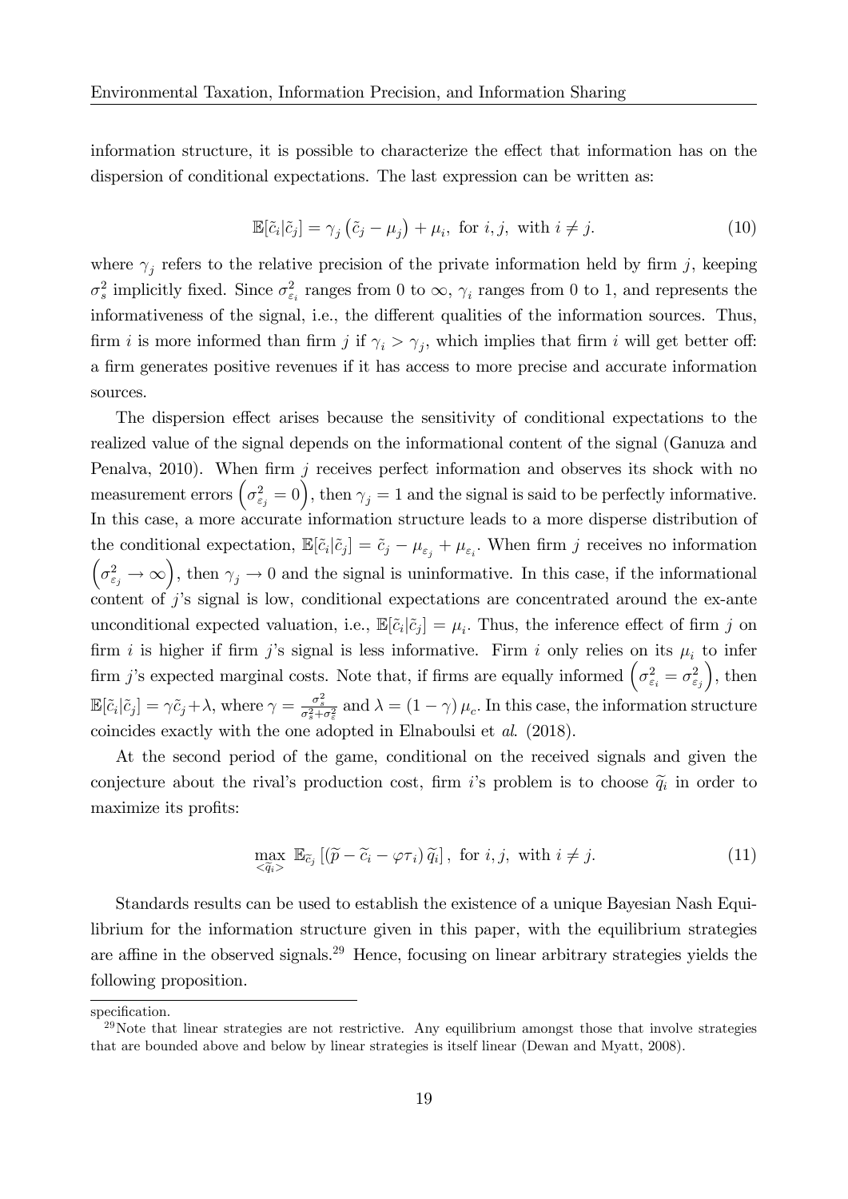information structure, it is possible to characterize the effect that information has on the dispersion of conditional expectations. The last expression can be written as:

$$\mathbb{E}[\tilde{c}_i|\tilde{c}_j] = \gamma_j \left(\tilde{c}_j - \mu_j\right) + \mu_i, \text{ for } i, j, \text{ with } i \neq j. \tag{10}$$

where $\gamma_j$ refers to the relative precision of the private information held by firm $j$, keeping $\sigma_s^2$ implicitly fixed. Since $\sigma_{\varepsilon_i}^2$ ranges from 0 to $\infty$, $\gamma_i$ ranges from 0 to 1, and represents the informativeness of the signal, i.e., the different qualities of the information sources. Thus, firm $i$ is more informed than firm $j$ if $\gamma_i > \gamma_j$, which implies that firm $i$ will get better off: a firm generates positive revenues if it has access to more precise and accurate information sources.

The dispersion effect arises because the sensitivity of conditional expectations to the realized value of the signal depends on the informational content of the signal (Ganuza and Penalva, 2010). When firm $j$ receives perfect information and observes its shock with no measurement errors $\left(\sigma_{\varepsilon_j}^2 = 0\right)$, then $\gamma_j = 1$ and the signal is said to be perfectly informative. In this case, a more accurate information structure leads to a more disperse distribution of the conditional expectation, $\mathbb{E}[\tilde{c}_i|\tilde{c}_j] = \tilde{c}_j - \mu_{\varepsilon_j} + \mu_{\varepsilon_i}$. When firm $j$ receives no information $\left(\sigma_{\varepsilon_j}^2 \to \infty\right)$, then $\gamma_j \to 0$ and the signal is uninformative. In this case, if the informational content of $j$'s signal is low, conditional expectations are concentrated around the ex-ante unconditional expected valuation, i.e., $\mathbb{E}[\tilde{c}_i|\tilde{c}_j] = \mu_i$. Thus, the inference effect of firm $j$ on firm $i$ is higher if firm $j$'s signal is less informative. Firm $i$ only relies on its $\mu_i$ to infer firm $j$'s expected marginal costs. Note that, if firms are equally informed $\left(\sigma_{\varepsilon_i}^2 = \sigma_{\varepsilon_j}^2\right)$, then $\mathbb{E}[\tilde{c}_i|\tilde{c}_j] = \gamma\tilde{c}_j + \lambda$, where $\gamma = \frac{\sigma_s^2}{\sigma_s^2 + \sigma_\varepsilon^2}$ and $\lambda = (1-\gamma)\,\mu_c$. In this case, the information structure coincides exactly with the one adopted in Elnaboulsi et *al.* (2018).

At the second period of the game, conditional on the received signals and given the conjecture about the rival's production cost, firm $i$'s problem is to choose $\widetilde{q}_i$ in order to maximize its profits:

$$\max_{<\widetilde{q}_i>} \mathbb{E}_{\widetilde{c}_j}\left[\left(\widetilde{p} - \widetilde{c}_i - \varphi\tau_i\right)\widetilde{q}_i\right], \text{ for } i, j, \text{ with } i \neq j. \tag{11}$$

Standards results can be used to establish the existence of a unique Bayesian Nash Equilibrium for the information structure given in this paper, with the equilibrium strategies are affine in the observed signals.[29] Hence, focusing on linear arbitrary strategies yields the following proposition.

specification.

[29] Note that linear strategies are not restrictive. Any equilibrium amongst those that involve strategies that are bounded above and below by linear strategies is itself linear (Dewan and Myatt, 2008).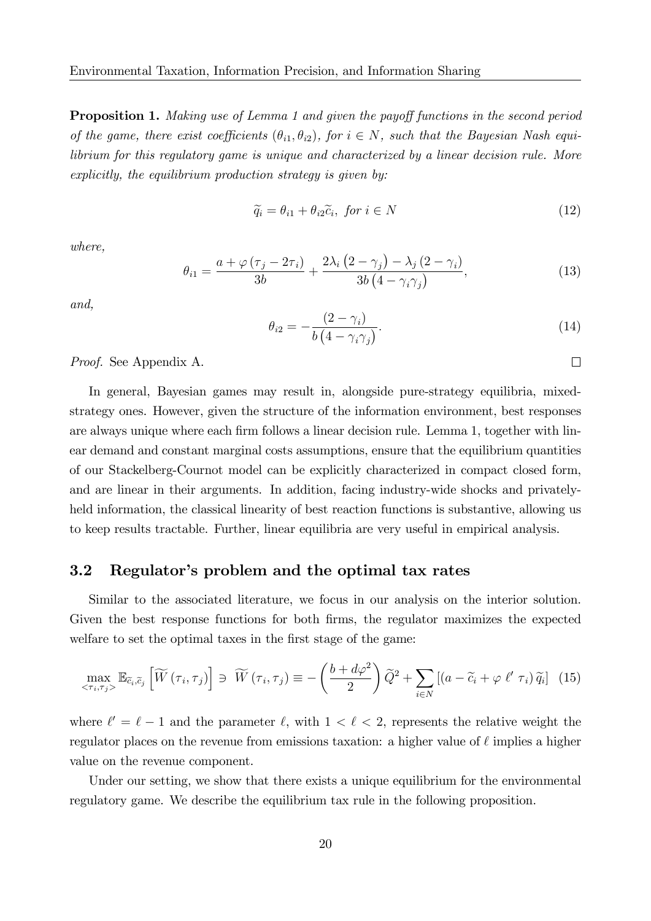**Proposition 1.** *Making use of Lemma 1 and given the payoff functions in the second period of the game, there exist coefficients $(\theta_{i1}, \theta_{i2})$, for $i \in N$, such that the Bayesian Nash equilibrium for this regulatory game is unique and characterized by a linear decision rule. More explicitly, the equilibrium production strategy is given by:*

$$\widetilde{q}_i = \theta_{i1} + \theta_{i2}\widetilde{c}_i, \text{ for } i \in N \tag{12}$$

*where,*

$$\theta_{i1} = \frac{a + \varphi\left(\tau_j - 2\tau_i\right)}{3b} + \frac{2\lambda_i\left(2 - \gamma_j\right) - \lambda_j\left(2 - \gamma_i\right)}{3b\left(4 - \gamma_i\gamma_j\right)}, \tag{13}$$

*and,*

$$\theta_{i2} = -\frac{\left(2 - \gamma_i\right)}{b\left(4 - \gamma_i\gamma_j\right)}. \tag{14}$$

*Proof.* See Appendix A. $\square$

In general, Bayesian games may result in, alongside pure-strategy equilibria, mixed-strategy ones. However, given the structure of the information environment, best responses are always unique where each firm follows a linear decision rule. Lemma 1, together with linear demand and constant marginal costs assumptions, ensure that the equilibrium quantities of our Stackelberg-Cournot model can be explicitly characterized in compact closed form, and are linear in their arguments. In addition, facing industry-wide shocks and privately-held information, the classical linearity of best reaction functions is substantive, allowing us to keep results tractable. Further, linear equilibria are very useful in empirical analysis.

### 3.2 Regulator's problem and the optimal tax rates

Similar to the associated literature, we focus in our analysis on the interior solution. Given the best response functions for both firms, the regulator maximizes the expected welfare to set the optimal taxes in the first stage of the game:

$$\max_{<\tau_i,\tau_j>} \mathbb{E}_{\widetilde{c}_i,\widetilde{c}_j}\left[\widetilde{W}\left(\tau_i,\tau_j\right)\right] \ni \widetilde{W}\left(\tau_i,\tau_j\right) \equiv -\left(\frac{b + d\varphi^2}{2}\right)\widetilde{Q}^2 + \sum_{i \in N}\left[\left(a - \widetilde{c}_i + \varphi\ \ell'\ \tau_i\right)\widetilde{q}_i\right] \tag{15}$$

where $\ell' = \ell - 1$ and the parameter $\ell$, with $1 < \ell < 2$, represents the relative weight the regulator places on the revenue from emissions taxation: a higher value of $\ell$ implies a higher value on the revenue component.

Under our setting, we show that there exists a unique equilibrium for the environmental regulatory game. We describe the equilibrium tax rule in the following proposition.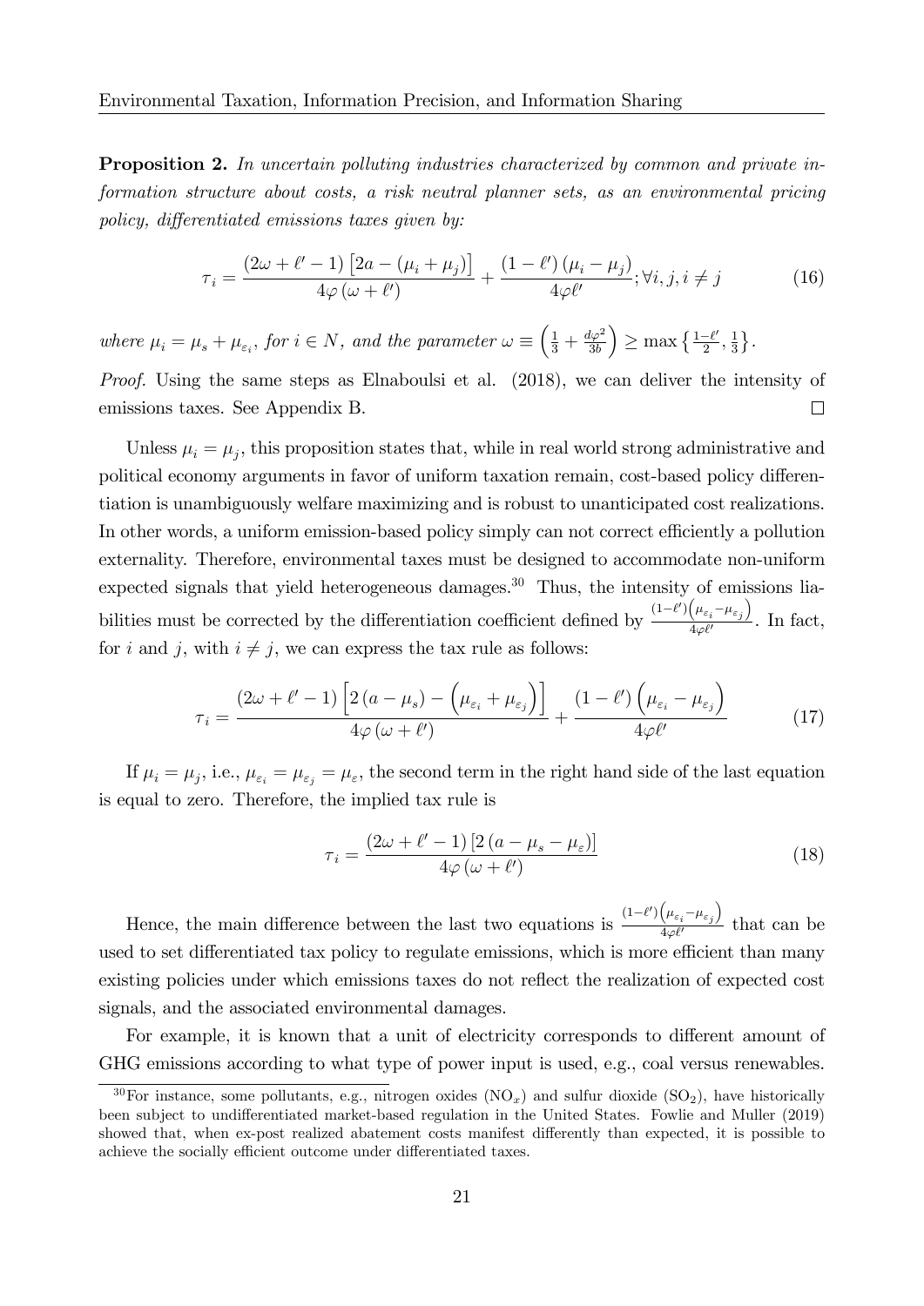**Proposition 2.** *In uncertain polluting industries characterized by common and private information structure about costs, a risk neutral planner sets, as an environmental pricing policy, differentiated emissions taxes given by:*

$$\tau_i = \frac{(2\omega + \ell' - 1)\left[2a - (\mu_i + \mu_j)\right]}{4\varphi(\omega + \ell')} + \frac{(1 - \ell')(\mu_i - \mu_j)}{4\varphi\ell'}; \forall i, j, i \neq j \tag{16}$$

*where* $\mu_i = \mu_s + \mu_{\varepsilon_i}$, *for* $i \in N$, *and the parameter* $\omega \equiv \left(\frac{1}{3} + \frac{d\varphi^2}{3b}\right) \geq \max\left\{\frac{1-\ell'}{2}, \frac{1}{3}\right\}$.

*Proof.* Using the same steps as Elnaboulsi et al. (2018), we can deliver the intensity of emissions taxes. See Appendix B. □

Unless $\mu_i = \mu_j$, this proposition states that, while in real world strong administrative and political economy arguments in favor of uniform taxation remain, cost-based policy differentiation is unambiguously welfare maximizing and is robust to unanticipated cost realizations. In other words, a uniform emission-based policy simply can not correct efficiently a pollution externality. Therefore, environmental taxes must be designed to accommodate non-uniform expected signals that yield heterogeneous damages.[30] Thus, the intensity of emissions liabilities must be corrected by the differentiation coefficient defined by $\frac{(1-\ell')\left(\mu_{\varepsilon_i} - \mu_{\varepsilon_j}\right)}{4\varphi\ell'}$. In fact, for $i$ and $j$, with $i \neq j$, we can express the tax rule as follows:

$$\tau_i = \frac{(2\omega + \ell' - 1)\left[2(a - \mu_s) - \left(\mu_{\varepsilon_i} + \mu_{\varepsilon_j}\right)\right]}{4\varphi(\omega + \ell')} + \frac{(1 - \ell')\left(\mu_{\varepsilon_i} - \mu_{\varepsilon_j}\right)}{4\varphi\ell'} \tag{17}$$

If $\mu_i = \mu_j$, i.e., $\mu_{\varepsilon_i} = \mu_{\varepsilon_j} = \mu_\varepsilon$, the second term in the right hand side of the last equation is equal to zero. Therefore, the implied tax rule is

$$\tau_i = \frac{(2\omega + \ell' - 1)\left[2(a - \mu_s - \mu_\varepsilon)\right]}{4\varphi(\omega + \ell')} \tag{18}$$

Hence, the main difference between the last two equations is $\frac{(1-\ell')\left(\mu_{\varepsilon_i} - \mu_{\varepsilon_j}\right)}{4\varphi\ell'}$ that can be used to set differentiated tax policy to regulate emissions, which is more efficient than many existing policies under which emissions taxes do not reflect the realization of expected cost signals, and the associated environmental damages.

For example, it is known that a unit of electricity corresponds to different amount of GHG emissions according to what type of power input is used, e.g., coal versus renewables.

[30] For instance, some pollutants, e.g., nitrogen oxides ($NO_x$) and sulfur dioxide ($SO_2$), have historically been subject to undifferentiated market-based regulation in the United States. Fowlie and Muller (2019) showed that, when ex-post realized abatement costs manifest differently than expected, it is possible to achieve the socially efficient outcome under differentiated taxes.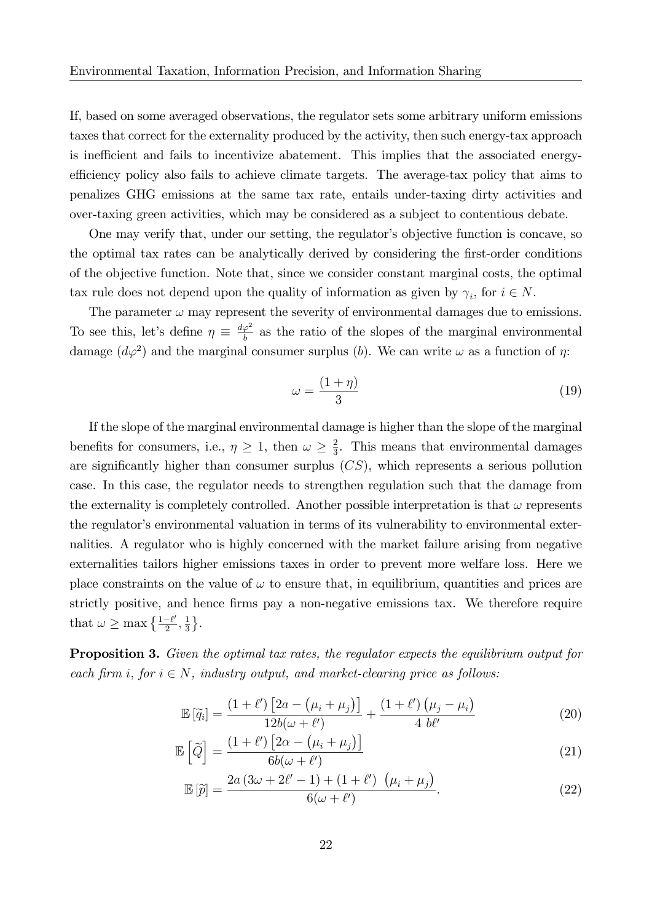If, based on some averaged observations, the regulator sets some arbitrary uniform emissions taxes that correct for the externality produced by the activity, then such energy-tax approach is inefficient and fails to incentivize abatement. This implies that the associated energy-efficiency policy also fails to achieve climate targets. The average-tax policy that aims to penalizes GHG emissions at the same tax rate, entails under-taxing dirty activities and over-taxing green activities, which may be considered as a subject to contentious debate.

One may verify that, under our setting, the regulator's objective function is concave, so the optimal tax rates can be analytically derived by considering the first-order conditions of the objective function. Note that, since we consider constant marginal costs, the optimal tax rule does not depend upon the quality of information as given by $\gamma_i$, for $i \in N$.

The parameter $\omega$ may represent the severity of environmental damages due to emissions. To see this, let's define $\eta \equiv \frac{d\varphi^2}{b}$ as the ratio of the slopes of the marginal environmental damage ($d\varphi^2$) and the marginal consumer surplus ($b$). We can write $\omega$ as a function of $\eta$:

$$\omega = \frac{(1+\eta)}{3} \tag{19}$$

If the slope of the marginal environmental damage is higher than the slope of the marginal benefits for consumers, i.e., $\eta \geq 1$, then $\omega \geq \frac{2}{3}$. This means that environmental damages are significantly higher than consumer surplus ($CS$), which represents a serious pollution case. In this case, the regulator needs to strengthen regulation such that the damage from the externality is completely controlled. Another possible interpretation is that $\omega$ represents the regulator's environmental valuation in terms of its vulnerability to environmental externalities. A regulator who is highly concerned with the market failure arising from negative externalities tailors higher emissions taxes in order to prevent more welfare loss. Here we place constraints on the value of $\omega$ to ensure that, in equilibrium, quantities and prices are strictly positive, and hence firms pay a non-negative emissions tax. We therefore require that $\omega \geq \max\left\{\frac{1-\ell'}{2}, \frac{1}{3}\right\}$.

**Proposition 3.** *Given the optimal tax rates, the regulator expects the equilibrium output for each firm $i$, for $i \in N$, industry output, and market-clearing price as follows:*

$$\mathbb{E}\left[\widetilde{q}_i\right] = \frac{(1+\ell')\left[2a - \left(\mu_i + \mu_j\right)\right]}{12b(\omega+\ell')} + \frac{(1+\ell')\left(\mu_j - \mu_i\right)}{4\ b\ell'} \tag{20}$$

$$\mathbb{E}\left[\widetilde{Q}\right] = \frac{(1+\ell')\left[2\alpha - \left(\mu_i + \mu_j\right)\right]}{6b(\omega+\ell')} \tag{21}$$

$$\mathbb{E}\left[\widetilde{p}\right] = \frac{2a\left(3\omega + 2\ell' - 1\right) + (1+\ell')\ \left(\mu_i + \mu_j\right)}{6(\omega+\ell')}. \tag{22}$$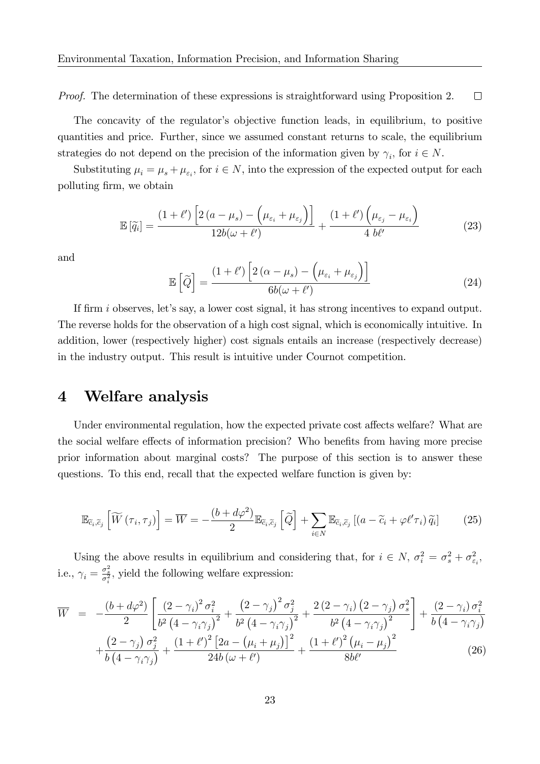*Proof.* The determination of these expressions is straightforward using Proposition 2. $\square$

The concavity of the regulator's objective function leads, in equilibrium, to positive quantities and price. Further, since we assumed constant returns to scale, the equilibrium strategies do not depend on the precision of the information given by $\gamma_i$, for $i \in N$.

Substituting $\mu_i = \mu_s + \mu_{\varepsilon_i}$, for $i \in N$, into the expression of the expected output for each polluting firm, we obtain

$$\mathbb{E}\left[\widetilde{q}_i\right] = \frac{(1+\ell')\left[2\left(a-\mu_s\right) - \left(\mu_{\varepsilon_i} + \mu_{\varepsilon_j}\right)\right]}{12b(\omega+\ell')} + \frac{(1+\ell')\left(\mu_{\varepsilon_j} - \mu_{\varepsilon_i}\right)}{4\ b\ell'} \tag{23}$$

and

$$\mathbb{E}\left[\widetilde{Q}\right] = \frac{(1+\ell')\left[2\left(\alpha-\mu_s\right) - \left(\mu_{\varepsilon_i} + \mu_{\varepsilon_j}\right)\right]}{6b(\omega+\ell')} \tag{24}$$

If firm $i$ observes, let's say, a lower cost signal, it has strong incentives to expand output. The reverse holds for the observation of a high cost signal, which is economically intuitive. In addition, lower (respectively higher) cost signals entails an increase (respectively decrease) in the industry output. This result is intuitive under Cournot competition.

# 4 Welfare analysis

Under environmental regulation, how the expected private cost affects welfare? What are the social welfare effects of information precision? Who benefits from having more precise prior information about marginal costs? The purpose of this section is to answer these questions. To this end, recall that the expected welfare function is given by:

$$\mathbb{E}_{\widetilde{c}_i,\widetilde{c}_j}\left[\widetilde{W}\left(\tau_i,\tau_j\right)\right] = \overline{W} = -\frac{(b+d\varphi^2)}{2}\mathbb{E}_{\widetilde{c}_i,\widetilde{c}_j}\left[\widetilde{Q}\right] + \sum_{i\in N}\mathbb{E}_{\widetilde{c}_i,\widetilde{c}_j}\left[\left(a-\widetilde{c}_i+\varphi\ell'\tau_i\right)\widetilde{q}_i\right] \tag{25}$$

Using the above results in equilibrium and considering that, for $i \in N$, $\sigma_i^2 = \sigma_s^2 + \sigma_{\varepsilon_i}^2$, i.e., $\gamma_i = \frac{\sigma_s^2}{\sigma_i^2}$, yield the following welfare expression:

$$\begin{aligned}
\overline{W} \;=\; & -\frac{(b+d\varphi^2)}{2}\left[\frac{\left(2-\gamma_i\right)^2\sigma_i^2}{b^2\left(4-\gamma_i\gamma_j\right)^2} + \frac{\left(2-\gamma_j\right)^2\sigma_j^2}{b^2\left(4-\gamma_i\gamma_j\right)^2} + \frac{2\left(2-\gamma_i\right)\left(2-\gamma_j\right)\sigma_s^2}{b^2\left(4-\gamma_i\gamma_j\right)^2}\right] + \frac{\left(2-\gamma_i\right)\sigma_i^2}{b\left(4-\gamma_i\gamma_j\right)} \\
& + \frac{\left(2-\gamma_j\right)\sigma_j^2}{b\left(4-\gamma_i\gamma_j\right)} + \frac{(1+\ell')^2\left[2a-\left(\mu_i+\mu_j\right)\right]^2}{24b\left(\omega+\ell'\right)} + \frac{(1+\ell')^2\left(\mu_i-\mu_j\right)^2}{8b\ell'}
\end{aligned} \tag{26}$$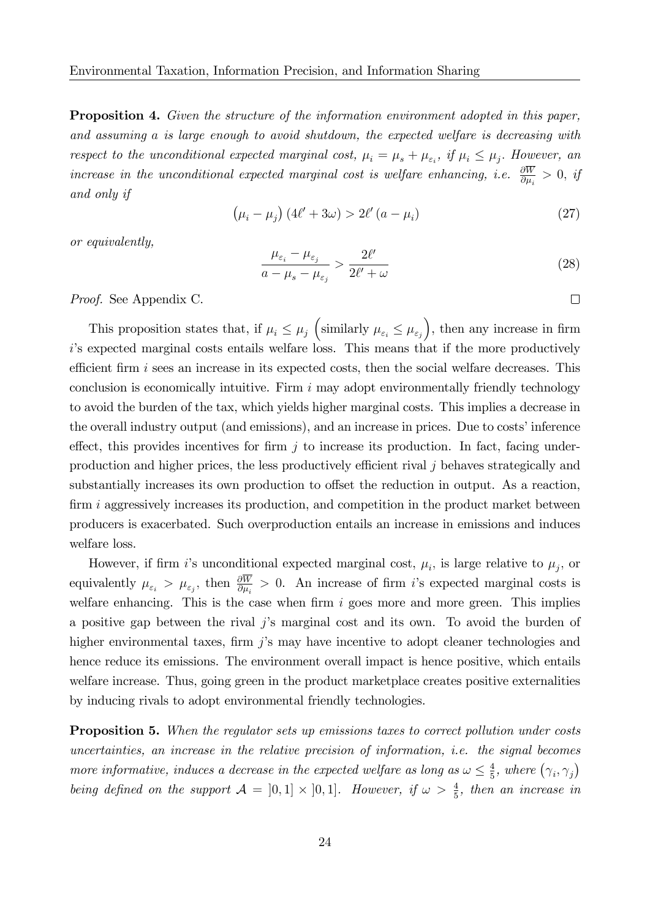**Proposition 4.** *Given the structure of the information environment adopted in this paper, and assuming $a$ is large enough to avoid shutdown, the expected welfare is decreasing with respect to the unconditional expected marginal cost, $\mu_i = \mu_s + \mu_{\varepsilon_i}$, if $\mu_i \leq \mu_j$. However, an increase in the unconditional expected marginal cost is welfare enhancing, i.e. $\frac{\partial \overline{W}}{\partial \mu_i} > 0$, if and only if*

$$\left(\mu_i - \mu_j\right)\left(4\ell' + 3\omega\right) > 2\ell'\left(a - \mu_i\right) \tag{27}$$

*or equivalently,*

$$\frac{\mu_{\varepsilon_i} - \mu_{\varepsilon_j}}{a - \mu_s - \mu_{\varepsilon_j}} > \frac{2\ell'}{2\ell' + \omega} \tag{28}$$

*Proof.* See Appendix C. □

This proposition states that, if $\mu_i \leq \mu_j$ $\left(\text{similarly } \mu_{\varepsilon_i} \leq \mu_{\varepsilon_j}\right)$, then any increase in firm $i$'s expected marginal costs entails welfare loss. This means that if the more productively efficient firm $i$ sees an increase in its expected costs, then the social welfare decreases. This conclusion is economically intuitive. Firm $i$ may adopt environmentally friendly technology to avoid the burden of the tax, which yields higher marginal costs. This implies a decrease in the overall industry output (and emissions), and an increase in prices. Due to costs' inference effect, this provides incentives for firm $j$ to increase its production. In fact, facing under-production and higher prices, the less productively efficient rival $j$ behaves strategically and substantially increases its own production to offset the reduction in output. As a reaction, firm $i$ aggressively increases its production, and competition in the product market between producers is exacerbated. Such overproduction entails an increase in emissions and induces welfare loss.

However, if firm $i$'s unconditional expected marginal cost, $\mu_i$, is large relative to $\mu_j$, or equivalently $\mu_{\varepsilon_i} > \mu_{\varepsilon_j}$, then $\frac{\partial \overline{W}}{\partial \mu_i} > 0$. An increase of firm $i$'s expected marginal costs is welfare enhancing. This is the case when firm $i$ goes more and more green. This implies a positive gap between the rival $j$'s marginal cost and its own. To avoid the burden of higher environmental taxes, firm $j$'s may have incentive to adopt cleaner technologies and hence reduce its emissions. The environment overall impact is hence positive, which entails welfare increase. Thus, going green in the product marketplace creates positive externalities by inducing rivals to adopt environmental friendly technologies.

**Proposition 5.** *When the regulator sets up emissions taxes to correct pollution under costs uncertainties, an increase in the relative precision of information, i.e. the signal becomes more informative, induces a decrease in the expected welfare as long as $\omega \leq \frac{4}{5}$, where $\left(\gamma_i, \gamma_j\right)$ being defined on the support $\mathcal{A} = ]0,1] \times ]0,1]$. However, if $\omega > \frac{4}{5}$, then an increase in*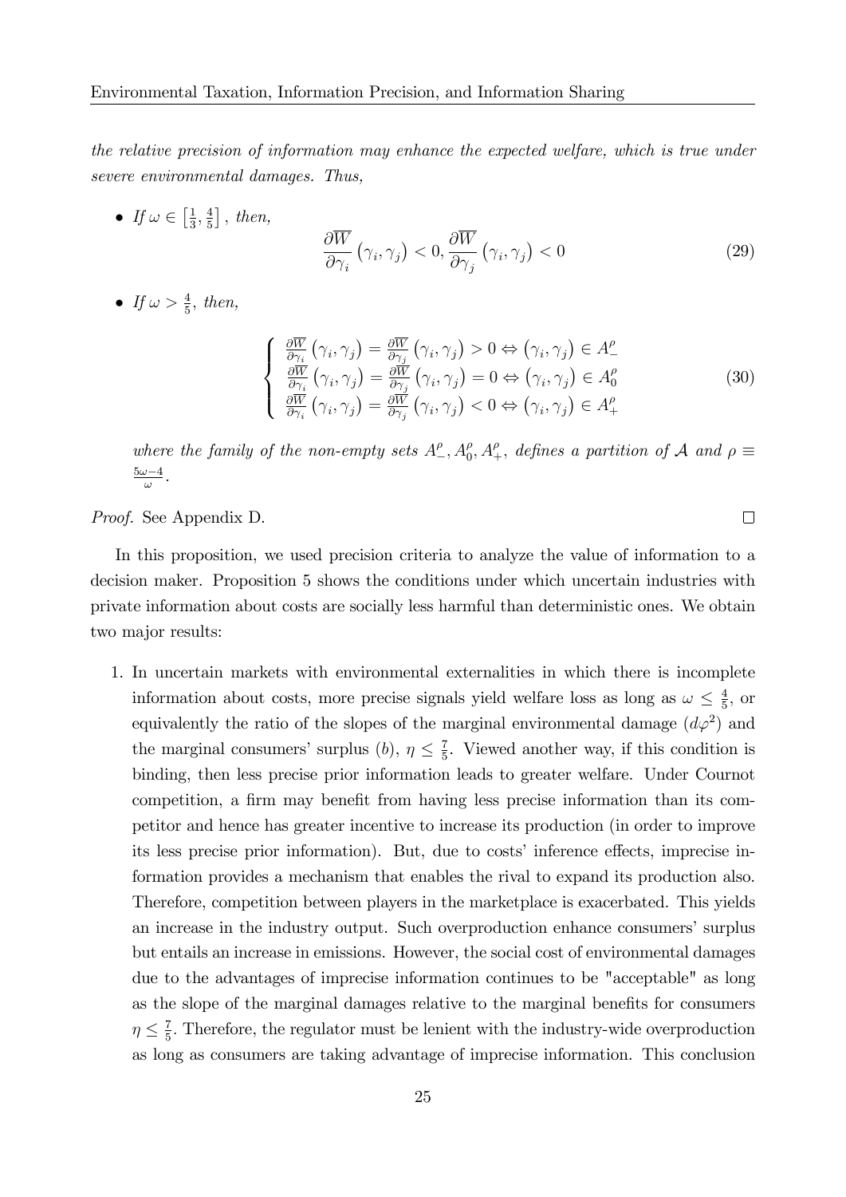*the relative precision of information may enhance the expected welfare, which is true under severe environmental damages. Thus,*

- *If* $\omega \in \left[\frac{1}{3}, \frac{4}{5}\right]$, *then,*

$$\frac{\partial \overline{W}}{\partial \gamma_i}\left(\gamma_i, \gamma_j\right) < 0, \frac{\partial \overline{W}}{\partial \gamma_j}\left(\gamma_i, \gamma_j\right) < 0 \tag{29}$$

- *If* $\omega > \frac{4}{5}$, *then,*

$$\begin{cases} \frac{\partial \overline{W}}{\partial \gamma_i}\left(\gamma_i, \gamma_j\right) = \frac{\partial \overline{W}}{\partial \gamma_j}\left(\gamma_i, \gamma_j\right) > 0 \Leftrightarrow \left(\gamma_i, \gamma_j\right) \in A_-^\rho \\ \frac{\partial \overline{W}}{\partial \gamma_i}\left(\gamma_i, \gamma_j\right) = \frac{\partial \overline{W}}{\partial \gamma_j}\left(\gamma_i, \gamma_j\right) = 0 \Leftrightarrow \left(\gamma_i, \gamma_j\right) \in A_0^\rho \\ \frac{\partial \overline{W}}{\partial \gamma_i}\left(\gamma_i, \gamma_j\right) = \frac{\partial \overline{W}}{\partial \gamma_j}\left(\gamma_i, \gamma_j\right) < 0 \Leftrightarrow \left(\gamma_i, \gamma_j\right) \in A_+^\rho \end{cases} \tag{30}$$

*where the family of the non-empty sets* $A_-^\rho, A_0^\rho, A_+^\rho$, *defines a partition of* $\mathcal{A}$ *and* $\rho \equiv \frac{5\omega - 4}{\omega}$.

*Proof.* See Appendix D. □

In this proposition, we used precision criteria to analyze the value of information to a decision maker. Proposition 5 shows the conditions under which uncertain industries with private information about costs are socially less harmful than deterministic ones. We obtain two major results:

1. In uncertain markets with environmental externalities in which there is incomplete information about costs, more precise signals yield welfare loss as long as $\omega \leq \frac{4}{5}$, or equivalently the ratio of the slopes of the marginal environmental damage ($d\varphi^2$) and the marginal consumers' surplus ($b$), $\eta \leq \frac{7}{5}$. Viewed another way, if this condition is binding, then less precise prior information leads to greater welfare. Under Cournot competition, a firm may benefit from having less precise information than its competitor and hence has greater incentive to increase its production (in order to improve its less precise prior information). But, due to costs' inference effects, imprecise information provides a mechanism that enables the rival to expand its production also. Therefore, competition between players in the marketplace is exacerbated. This yields an increase in the industry output. Such overproduction enhance consumers' surplus but entails an increase in emissions. However, the social cost of environmental damages due to the advantages of imprecise information continues to be "acceptable" as long as the slope of the marginal damages relative to the marginal benefits for consumers $\eta \leq \frac{7}{5}$. Therefore, the regulator must be lenient with the industry-wide overproduction as long as consumers are taking advantage of imprecise information. This conclusion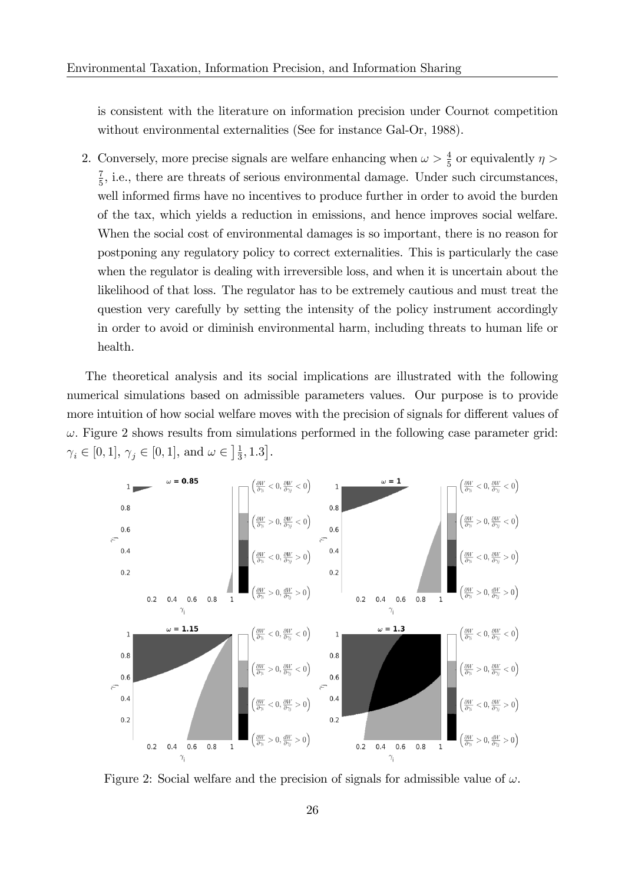is consistent with the literature on information precision under Cournot competition without environmental externalities (See for instance Gal-Or, 1988).

2. Conversely, more precise signals are welfare enhancing when $\omega > \frac{4}{5}$ or equivalently $\eta > \frac{7}{5}$, i.e., there are threats of serious environmental damage. Under such circumstances, well informed firms have no incentives to produce further in order to avoid the burden of the tax, which yields a reduction in emissions, and hence improves social welfare. When the social cost of environmental damages is so important, there is no reason for postponing any regulatory policy to correct externalities. This is particularly the case when the regulator is dealing with irreversible loss, and when it is uncertain about the likelihood of that loss. The regulator has to be extremely cautious and must treat the question very carefully by setting the intensity of the policy instrument accordingly in order to avoid or diminish environmental harm, including threats to human life or health.

The theoretical analysis and its social implications are illustrated with the following numerical simulations based on admissible parameters values. Our purpose is to provide more intuition of how social welfare moves with the precision of signals for different values of $\omega$. Figure 2 shows results from simulations performed in the following case parameter grid: $\gamma_i \in [0, 1]$, $\gamma_j \in [0, 1]$, and $\omega \in \left]\frac{1}{3}, 1.3\right]$.

Figure 2: Social welfare and the precision of signals for admissible value of $\omega$.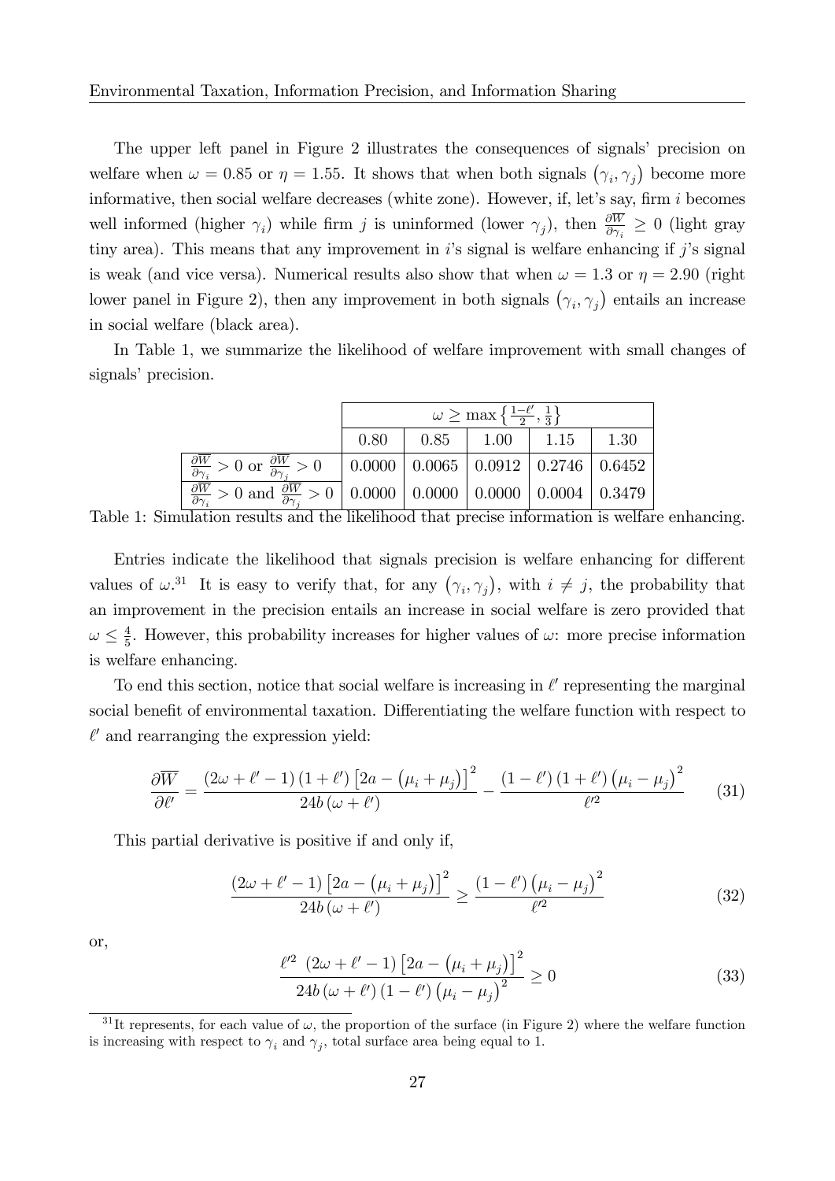The upper left panel in Figure 2 illustrates the consequences of signals' precision on welfare when $\omega = 0.85$ or $\eta = 1.55$. It shows that when both signals $(\gamma_i, \gamma_j)$ become more informative, then social welfare decreases (white zone). However, if, let's say, firm $i$ becomes well informed (higher $\gamma_i$) while firm $j$ is uninformed (lower $\gamma_j$), then $\frac{\partial \overline{W}}{\partial \gamma_i} \geq 0$ (light gray tiny area). This means that any improvement in $i$'s signal is welfare enhancing if $j$'s signal is weak (and vice versa). Numerical results also show that when $\omega = 1.3$ or $\eta = 2.90$ (right lower panel in Figure 2), then any improvement in both signals $(\gamma_i, \gamma_j)$ entails an increase in social welfare (black area).

In Table 1, we summarize the likelihood of welfare improvement with small changes of signals' precision.

| | $\omega \geq \max\left\{\frac{1-\ell'}{2}, \frac{1}{3}\right\}$ | | | | |
|---|---|---|---|---|---|
| | 0.80 | 0.85 | 1.00 | 1.15 | 1.30 |
| $\frac{\partial \overline{W}}{\partial \gamma_i} > 0$ or $\frac{\partial \overline{W}}{\partial \gamma_j} > 0$ | 0.0000 | 0.0065 | 0.0912 | 0.2746 | 0.6452 |
| $\frac{\partial \overline{W}}{\partial \gamma_i} > 0$ and $\frac{\partial \overline{W}}{\partial \gamma_j} > 0$ | 0.0000 | 0.0000 | 0.0000 | 0.0004 | 0.3479 |

Table 1: Simulation results and the likelihood that precise information is welfare enhancing.

Entries indicate the likelihood that signals precision is welfare enhancing for different values of $\omega$.[31] It is easy to verify that, for any $(\gamma_i, \gamma_j)$, with $i \neq j$, the probability that an improvement in the precision entails an increase in social welfare is zero provided that $\omega \leq \frac{4}{5}$. However, this probability increases for higher values of $\omega$: more precise information is welfare enhancing.

To end this section, notice that social welfare is increasing in $\ell'$ representing the marginal social benefit of environmental taxation. Differentiating the welfare function with respect to $\ell'$ and rearranging the expression yield:

$$\frac{\partial \overline{W}}{\partial \ell'} = \frac{(2\omega + \ell' - 1)(1 + \ell')\left[2a - (\mu_i + \mu_j)\right]^2}{24b(\omega + \ell')} - \frac{(1 - \ell')(1 + \ell')(\mu_i - \mu_j)^2}{\ell'^2} \tag{31}$$

This partial derivative is positive if and only if,

$$\frac{(2\omega + \ell' - 1)\left[2a - (\mu_i + \mu_j)\right]^2}{24b(\omega + \ell')} \geq \frac{(1 - \ell')(\mu_i - \mu_j)^2}{\ell'^2} \tag{32}$$

or,

$$\frac{\ell'^2 \ (2\omega + \ell' - 1)\left[2a - (\mu_i + \mu_j)\right]^2}{24b(\omega + \ell')(1 - \ell')(\mu_i - \mu_j)^2} \geq 0 \tag{33}$$

[31] It represents, for each value of $\omega$, the proportion of the surface (in Figure 2) where the welfare function is increasing with respect to $\gamma_i$ and $\gamma_j$, total surface area being equal to 1.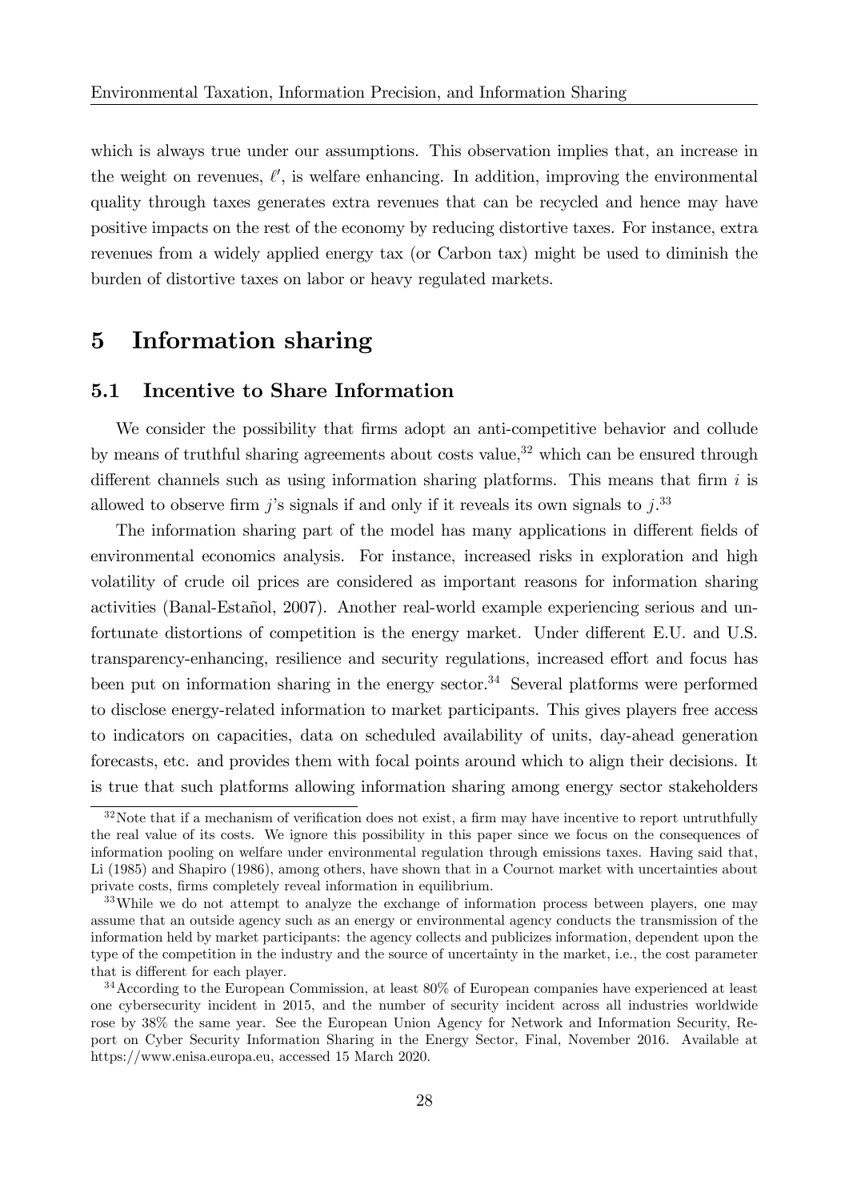which is always true under our assumptions. This observation implies that, an increase in the weight on revenues, $\ell'$, is welfare enhancing. In addition, improving the environmental quality through taxes generates extra revenues that can be recycled and hence may have positive impacts on the rest of the economy by reducing distortive taxes. For instance, extra revenues from a widely applied energy tax (or Carbon tax) might be used to diminish the burden of distortive taxes on labor or heavy regulated markets.

# 5 Information sharing

## 5.1 Incentive to Share Information

We consider the possibility that firms adopt an anti-competitive behavior and collude by means of truthful sharing agreements about costs value,[32] which can be ensured through different channels such as using information sharing platforms. This means that firm $i$ is allowed to observe firm $j$'s signals if and only if it reveals its own signals to $j$.[33]

The information sharing part of the model has many applications in different fields of environmental economics analysis. For instance, increased risks in exploration and high volatility of crude oil prices are considered as important reasons for information sharing activities (Banal-Estañol, 2007). Another real-world example experiencing serious and unfortunate distortions of competition is the energy market. Under different E.U. and U.S. transparency-enhancing, resilience and security regulations, increased effort and focus has been put on information sharing in the energy sector.[34] Several platforms were performed to disclose energy-related information to market participants. This gives players free access to indicators on capacities, data on scheduled availability of units, day-ahead generation forecasts, etc. and provides them with focal points around which to align their decisions. It is true that such platforms allowing information sharing among energy sector stakeholders

---

[32] Note that if a mechanism of verification does not exist, a firm may have incentive to report untruthfully the real value of its costs. We ignore this possibility in this paper since we focus on the consequences of information pooling on welfare under environmental regulation through emissions taxes. Having said that, Li (1985) and Shapiro (1986), among others, have shown that in a Cournot market with uncertainties about private costs, firms completely reveal information in equilibrium.

[33] While we do not attempt to analyze the exchange of information process between players, one may assume that an outside agency such as an energy or environmental agency conducts the transmission of the information held by market participants: the agency collects and publicizes information, dependent upon the type of the competition in the industry and the source of uncertainty in the market, i.e., the cost parameter that is different for each player.

[34] According to the European Commission, at least 80% of European companies have experienced at least one cybersecurity incident in 2015, and the number of security incident across all industries worldwide rose by 38% the same year. See the European Union Agency for Network and Information Security, Report on Cyber Security Information Sharing in the Energy Sector, Final, November 2016. Available at https://www.enisa.europa.eu, accessed 15 March 2020.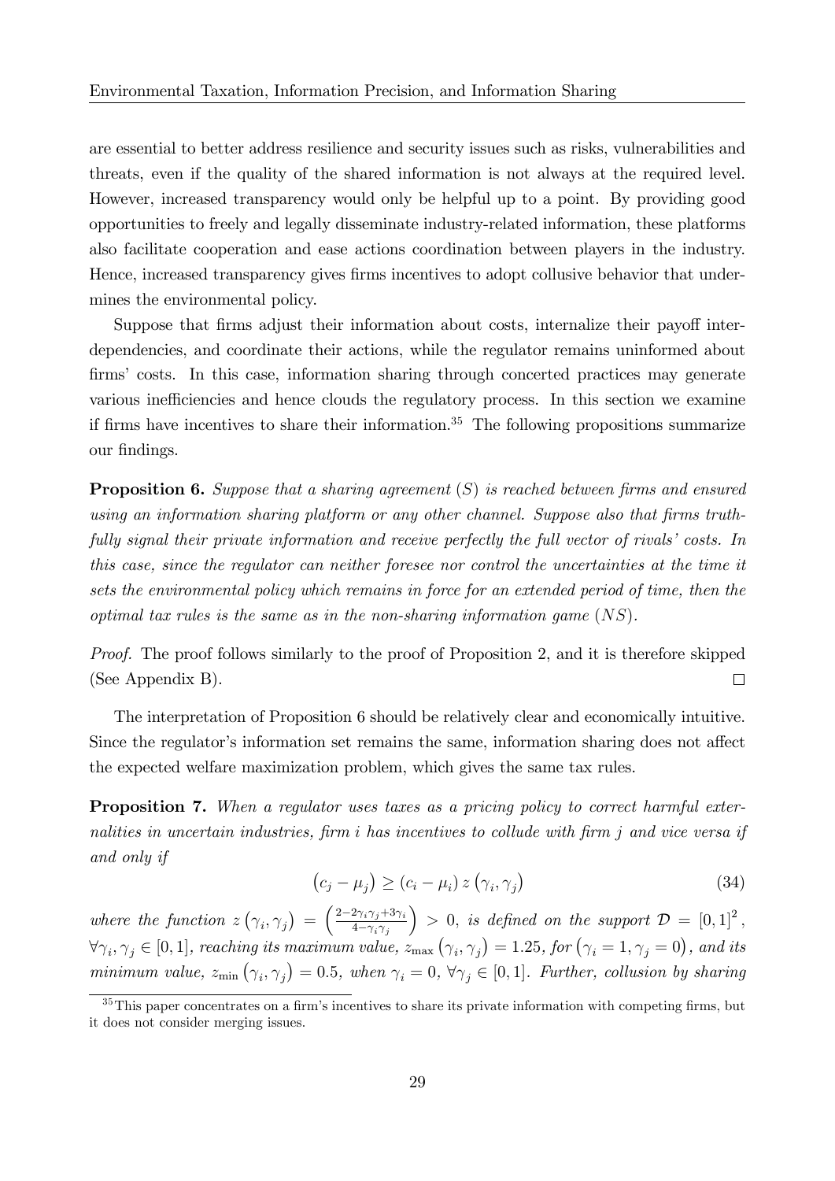are essential to better address resilience and security issues such as risks, vulnerabilities and threats, even if the quality of the shared information is not always at the required level. However, increased transparency would only be helpful up to a point. By providing good opportunities to freely and legally disseminate industry-related information, these platforms also facilitate cooperation and ease actions coordination between players in the industry. Hence, increased transparency gives firms incentives to adopt collusive behavior that undermines the environmental policy.

Suppose that firms adjust their information about costs, internalize their payoff interdependencies, and coordinate their actions, while the regulator remains uninformed about firms' costs. In this case, information sharing through concerted practices may generate various inefficiencies and hence clouds the regulatory process. In this section we examine if firms have incentives to share their information.[35] The following propositions summarize our findings.

**Proposition 6.** *Suppose that a sharing agreement* $(S)$ *is reached between firms and ensured using an information sharing platform or any other channel. Suppose also that firms truthfully signal their private information and receive perfectly the full vector of rivals' costs. In this case, since the regulator can neither foresee nor control the uncertainties at the time it sets the environmental policy which remains in force for an extended period of time, then the optimal tax rules is the same as in the non-sharing information game* $(NS)$.

*Proof.* The proof follows similarly to the proof of Proposition 2, and it is therefore skipped (See Appendix B). □

The interpretation of Proposition 6 should be relatively clear and economically intuitive. Since the regulator's information set remains the same, information sharing does not affect the expected welfare maximization problem, which gives the same tax rules.

**Proposition 7.** *When a regulator uses taxes as a pricing policy to correct harmful externalities in uncertain industries, firm* $i$ *has incentives to collude with firm* $j$ *and vice versa if and only if*

$$\left(c_j - \mu_j\right) \geq \left(c_i - \mu_i\right) z\left(\gamma_i, \gamma_j\right) \tag{34}$$

*where the function* $z\left(\gamma_i, \gamma_j\right) = \left(\frac{2-2\gamma_i\gamma_j+3\gamma_i}{4-\gamma_i\gamma_j}\right) > 0$*, is defined on the support* $\mathcal{D} = [0,1]^2$*,* $\forall \gamma_i, \gamma_j \in [0,1]$*, reaching its maximum value,* $z_{\max}\left(\gamma_i, \gamma_j\right) = 1.25$*, for* $\left(\gamma_i = 1, \gamma_j = 0\right)$*, and its minimum value,* $z_{\min}\left(\gamma_i, \gamma_j\right) = 0.5$*, when* $\gamma_i = 0$*,* $\forall \gamma_j \in [0,1]$*. Further, collusion by sharing*

[35] This paper concentrates on a firm's incentives to share its private information with competing firms, but it does not consider merging issues.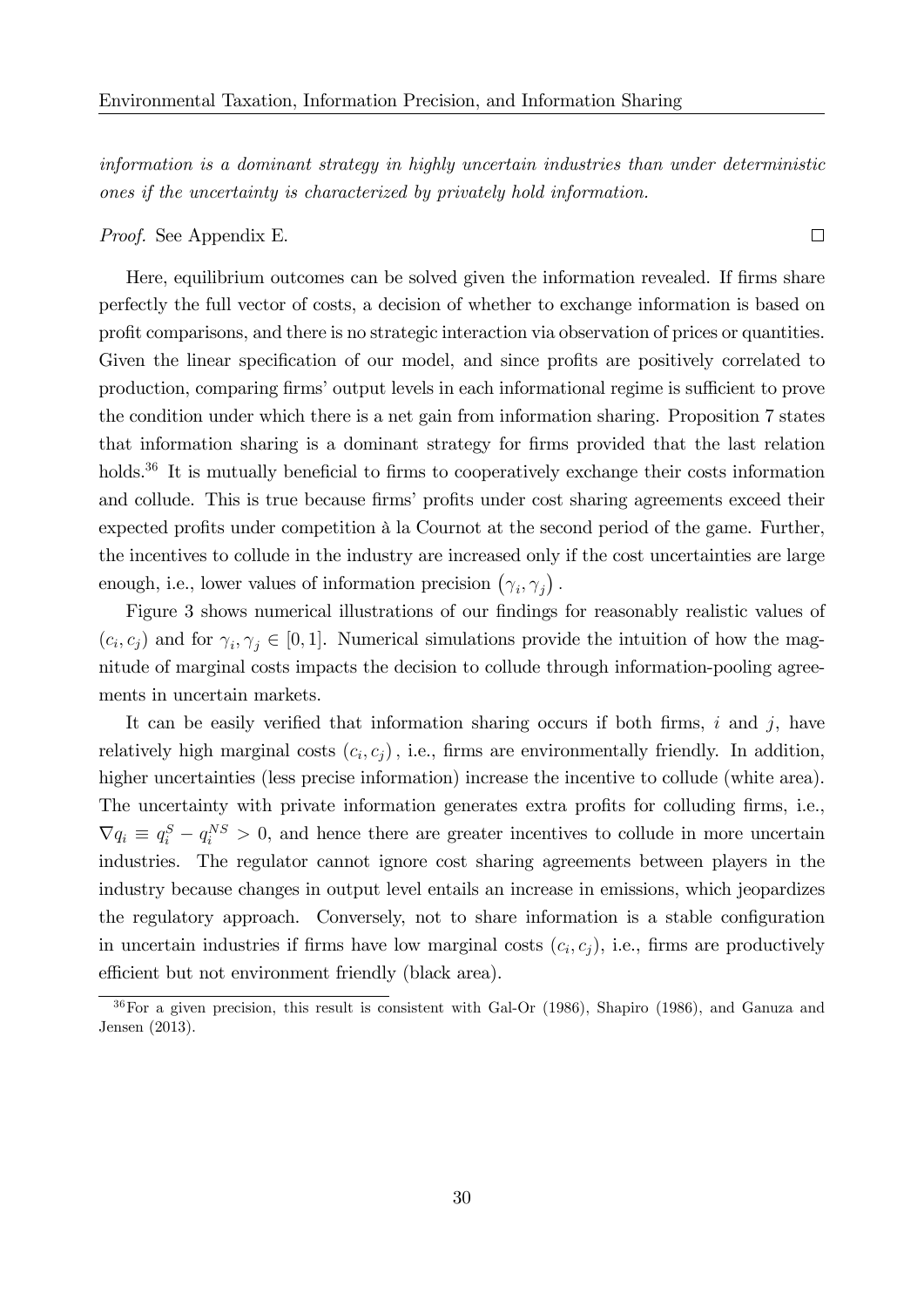*information is a dominant strategy in highly uncertain industries than under deterministic ones if the uncertainty is characterized by privately hold information.*

*Proof.* See Appendix E. □

Here, equilibrium outcomes can be solved given the information revealed. If firms share perfectly the full vector of costs, a decision of whether to exchange information is based on profit comparisons, and there is no strategic interaction via observation of prices or quantities. Given the linear specification of our model, and since profits are positively correlated to production, comparing firms' output levels in each informational regime is sufficient to prove the condition under which there is a net gain from information sharing. Proposition 7 states that information sharing is a dominant strategy for firms provided that the last relation holds.[36] It is mutually beneficial to firms to cooperatively exchange their costs information and collude. This is true because firms' profits under cost sharing agreements exceed their expected profits under competition à la Cournot at the second period of the game. Further, the incentives to collude in the industry are increased only if the cost uncertainties are large enough, i.e., lower values of information precision $(\gamma_i, \gamma_j)$.

Figure 3 shows numerical illustrations of our findings for reasonably realistic values of $(c_i, c_j)$ and for $\gamma_i, \gamma_j \in [0, 1]$. Numerical simulations provide the intuition of how the magnitude of marginal costs impacts the decision to collude through information-pooling agreements in uncertain markets.

It can be easily verified that information sharing occurs if both firms, $i$ and $j$, have relatively high marginal costs $(c_i, c_j)$, i.e., firms are environmentally friendly. In addition, higher uncertainties (less precise information) increase the incentive to collude (white area). The uncertainty with private information generates extra profits for colluding firms, i.e., $\nabla q_i \equiv q_i^S - q_i^{NS} > 0$, and hence there are greater incentives to collude in more uncertain industries. The regulator cannot ignore cost sharing agreements between players in the industry because changes in output level entails an increase in emissions, which jeopardizes the regulatory approach. Conversely, not to share information is a stable configuration in uncertain industries if firms have low marginal costs $(c_i, c_j)$, i.e., firms are productively efficient but not environment friendly (black area).

[36] For a given precision, this result is consistent with Gal-Or (1986), Shapiro (1986), and Ganuza and Jensen (2013).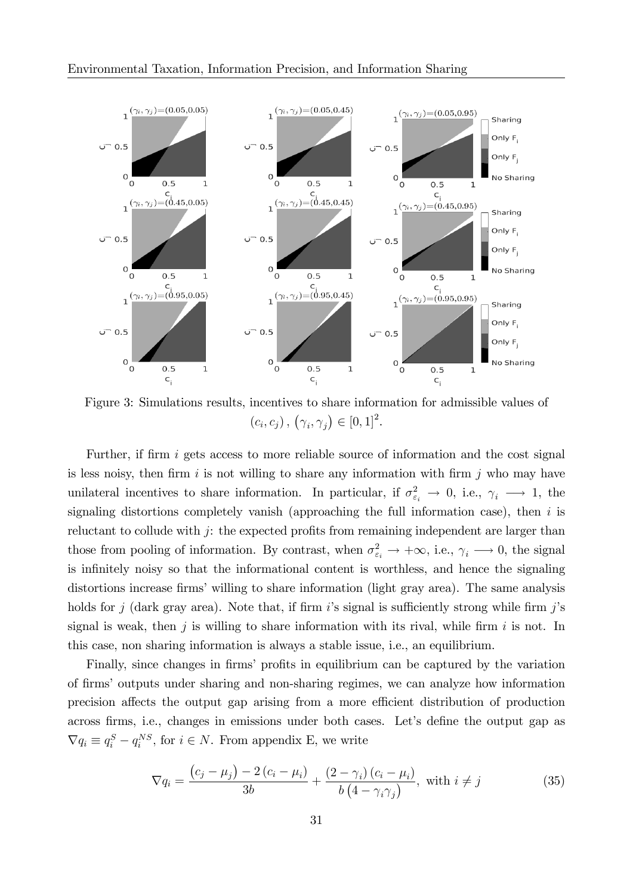Figure 3: Simulations results, incentives to share information for admissible values of $(c_i, c_j), (\gamma_i, \gamma_j) \in [0,1]^2$.

Further, if firm $i$ gets access to more reliable source of information and the cost signal is less noisy, then firm $i$ is not willing to share any information with firm $j$ who may have unilateral incentives to share information. In particular, if $\sigma^2_{\varepsilon_i} \to 0$, i.e., $\gamma_i \longrightarrow 1$, the signaling distortions completely vanish (approaching the full information case), then $i$ is reluctant to collude with $j$: the expected profits from remaining independent are larger than those from pooling of information. By contrast, when $\sigma^2_{\varepsilon_i} \to +\infty$, i.e., $\gamma_i \longrightarrow 0$, the signal is infinitely noisy so that the informational content is worthless, and hence the signaling distortions increase firms' willing to share information (light gray area). The same analysis holds for $j$ (dark gray area). Note that, if firm $i$'s signal is sufficiently strong while firm $j$'s signal is weak, then $j$ is willing to share information with its rival, while firm $i$ is not. In this case, non sharing information is always a stable issue, i.e., an equilibrium.

Finally, since changes in firms' profits in equilibrium can be captured by the variation of firms' outputs under sharing and non-sharing regimes, we can analyze how information precision affects the output gap arising from a more efficient distribution of production across firms, i.e., changes in emissions under both cases. Let's define the output gap as $\nabla q_i \equiv q_i^S - q_i^{NS}$, for $i \in N$. From appendix E, we write

$$\nabla q_i = \frac{(c_j - \mu_j) - 2(c_i - \mu_i)}{3b} + \frac{(2 - \gamma_i)(c_i - \mu_i)}{b(4 - \gamma_i \gamma_j)}, \text{ with } i \neq j \tag{35}$$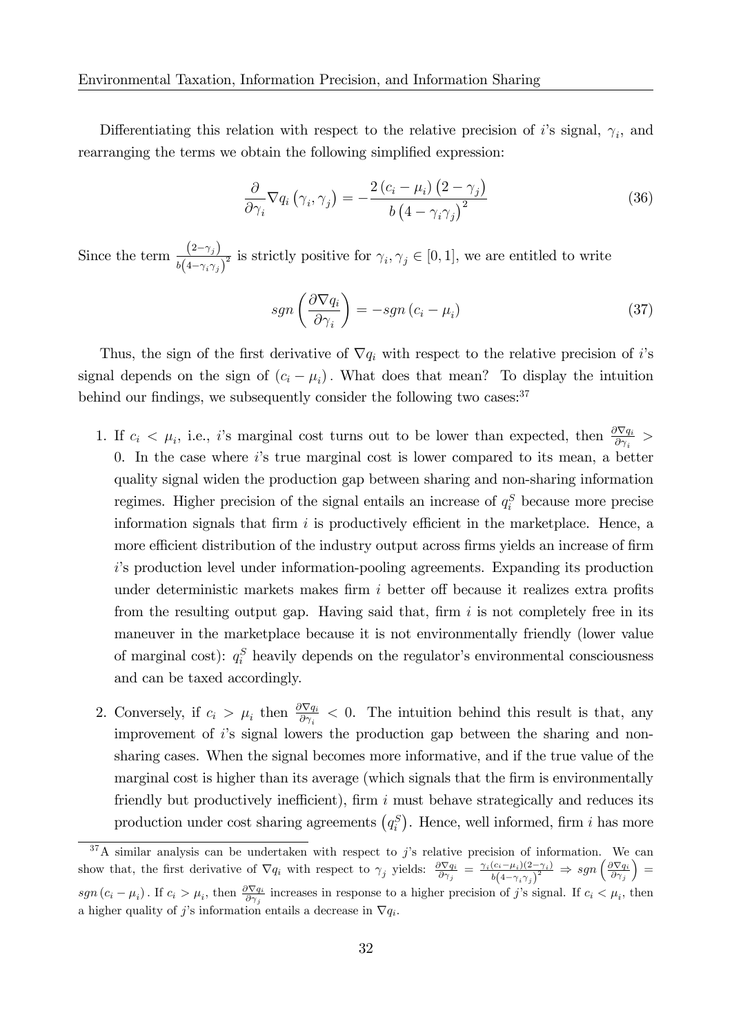Differentiating this relation with respect to the relative precision of $i$'s signal, $\gamma_i$, and rearranging the terms we obtain the following simplified expression:

$$\frac{\partial}{\partial \gamma_i} \nabla q_i \left(\gamma_i, \gamma_j\right) = -\frac{2\left(c_i - \mu_i\right)\left(2 - \gamma_j\right)}{b\left(4 - \gamma_i \gamma_j\right)^2} \tag{36}$$

Since the term $\frac{\left(2-\gamma_j\right)}{b\left(4-\gamma_i\gamma_j\right)^2}$ is strictly positive for $\gamma_i, \gamma_j \in [0,1]$, we are entitled to write

$$sgn\left(\frac{\partial \nabla q_i}{\partial \gamma_i}\right) = -sgn\left(c_i - \mu_i\right) \tag{37}$$

Thus, the sign of the first derivative of $\nabla q_i$ with respect to the relative precision of $i$'s signal depends on the sign of $\left(c_i - \mu_i\right)$. What does that mean? To display the intuition behind our findings, we subsequently consider the following two cases:[37]

1. If $c_i < \mu_i$, i.e., $i$'s marginal cost turns out to be lower than expected, then $\frac{\partial \nabla q_i}{\partial \gamma_i} > 0$. In the case where $i$'s true marginal cost is lower compared to its mean, a better quality signal widen the production gap between sharing and non-sharing information regimes. Higher precision of the signal entails an increase of $q_i^S$ because more precise information signals that firm $i$ is productively efficient in the marketplace. Hence, a more efficient distribution of the industry output across firms yields an increase of firm $i$'s production level under information-pooling agreements. Expanding its production under deterministic markets makes firm $i$ better off because it realizes extra profits from the resulting output gap. Having said that, firm $i$ is not completely free in its maneuver in the marketplace because it is not environmentally friendly (lower value of marginal cost): $q_i^S$ heavily depends on the regulator's environmental consciousness and can be taxed accordingly.

2. Conversely, if $c_i > \mu_i$ then $\frac{\partial \nabla q_i}{\partial \gamma_i} < 0$. The intuition behind this result is that, any improvement of $i$'s signal lowers the production gap between the sharing and non-sharing cases. When the signal becomes more informative, and if the true value of the marginal cost is higher than its average (which signals that the firm is environmentally friendly but productively inefficient), firm $i$ must behave strategically and reduces its production under cost sharing agreements $\left(q_i^S\right)$. Hence, well informed, firm $i$ has more

[37] A similar analysis can be undertaken with respect to $j$'s relative precision of information. We can show that, the first derivative of $\nabla q_i$ with respect to $\gamma_j$ yields: $\frac{\partial \nabla q_i}{\partial \gamma_j} = \frac{\gamma_i\left(c_i-\mu_i\right)\left(2-\gamma_i\right)}{b\left(4-\gamma_i\gamma_j\right)^2} \Rightarrow sgn\left(\frac{\partial \nabla q_i}{\partial \gamma_j}\right) = sgn\left(c_i - \mu_i\right)$. If $c_i > \mu_i$, then $\frac{\partial \nabla q_i}{\partial \gamma_j}$ increases in response to a higher precision of $j$'s signal. If $c_i < \mu_i$, then a higher quality of $j$'s information entails a decrease in $\nabla q_i$.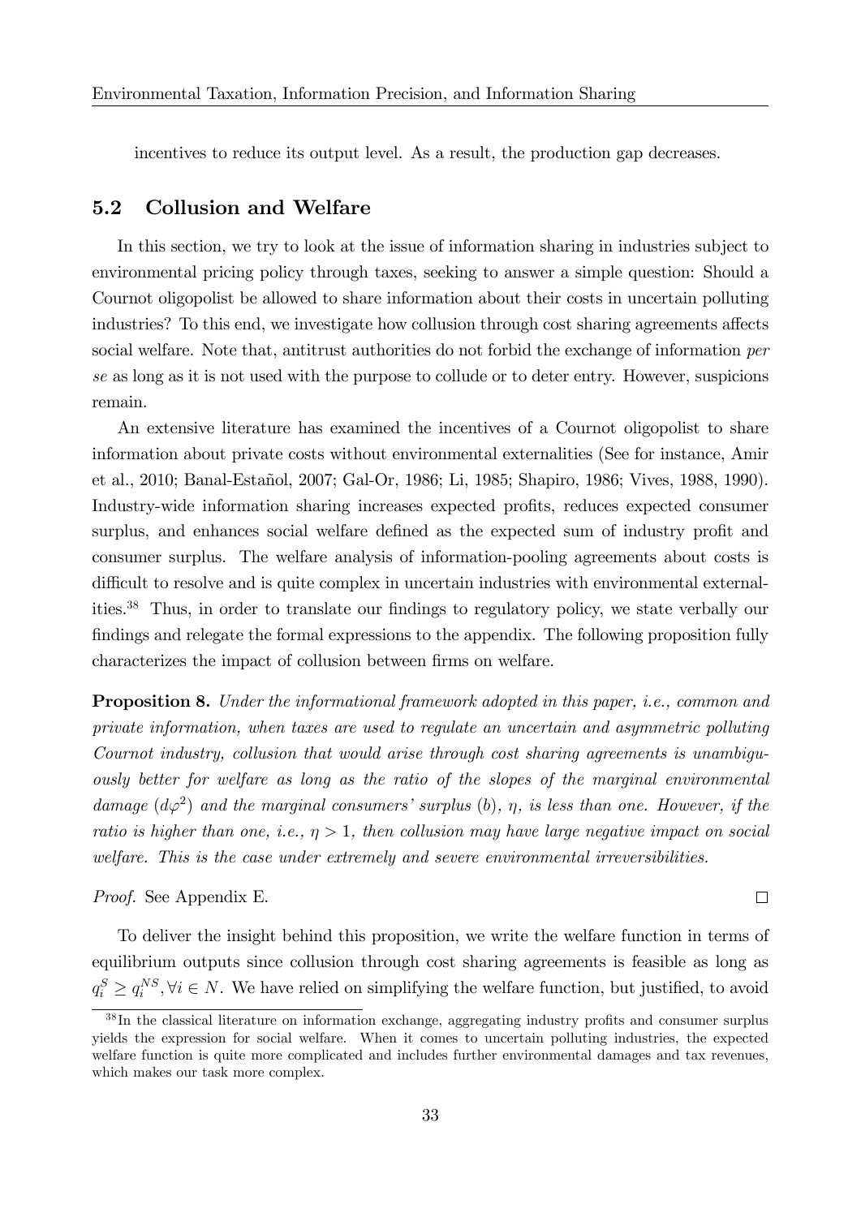incentives to reduce its output level. As a result, the production gap decreases.

## 5.2 Collusion and Welfare

In this section, we try to look at the issue of information sharing in industries subject to environmental pricing policy through taxes, seeking to answer a simple question: Should a Cournot oligopolist be allowed to share information about their costs in uncertain polluting industries? To this end, we investigate how collusion through cost sharing agreements affects social welfare. Note that, antitrust authorities do not forbid the exchange of information *per se* as long as it is not used with the purpose to collude or to deter entry. However, suspicions remain.

An extensive literature has examined the incentives of a Cournot oligopolist to share information about private costs without environmental externalities (See for instance, Amir et al., 2010; Banal-Estañol, 2007; Gal-Or, 1986; Li, 1985; Shapiro, 1986; Vives, 1988, 1990). Industry-wide information sharing increases expected profits, reduces expected consumer surplus, and enhances social welfare defined as the expected sum of industry profit and consumer surplus. The welfare analysis of information-pooling agreements about costs is difficult to resolve and is quite complex in uncertain industries with environmental externalities.[38] Thus, in order to translate our findings to regulatory policy, we state verbally our findings and relegate the formal expressions to the appendix. The following proposition fully characterizes the impact of collusion between firms on welfare.

**Proposition 8.** *Under the informational framework adopted in this paper, i.e., common and private information, when taxes are used to regulate an uncertain and asymmetric polluting Cournot industry, collusion that would arise through cost sharing agreements is unambiguously better for welfare as long as the ratio of the slopes of the marginal environmental damage* ($d\varphi^2$) *and the marginal consumers' surplus* ($b$), $\eta$, *is less than one. However, if the ratio is higher than one, i.e.,* $\eta > 1$, *then collusion may have large negative impact on social welfare. This is the case under extremely and severe environmental irreversibilities.*

*Proof.* See Appendix E. □

To deliver the insight behind this proposition, we write the welfare function in terms of equilibrium outputs since collusion through cost sharing agreements is feasible as long as $q_i^S \geq q_i^{NS}, \forall i \in N$. We have relied on simplifying the welfare function, but justified, to avoid

[38] In the classical literature on information exchange, aggregating industry profits and consumer surplus yields the expression for social welfare. When it comes to uncertain polluting industries, the expected welfare function is quite more complicated and includes further environmental damages and tax revenues, which makes our task more complex.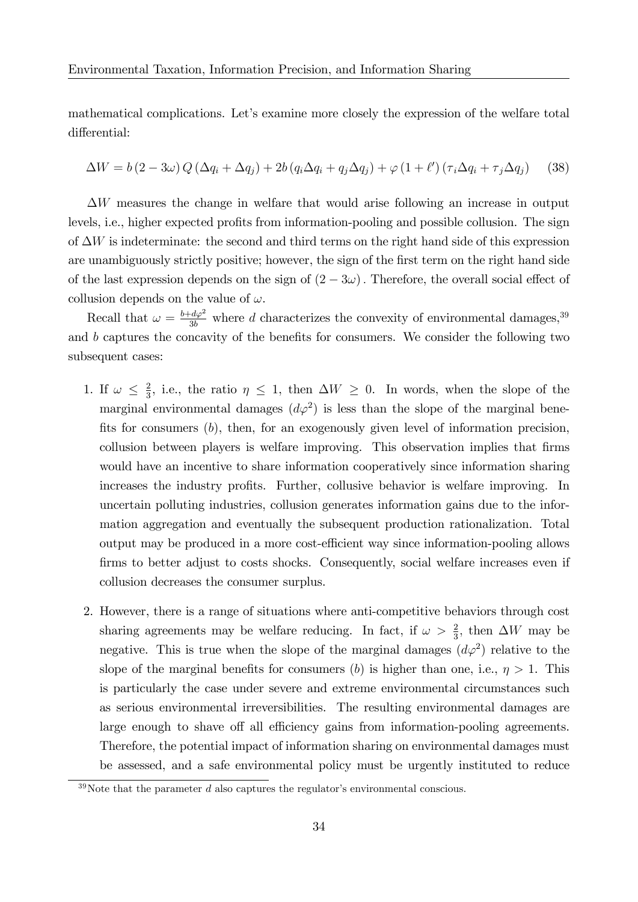mathematical complications. Let's examine more closely the expression of the welfare total differential:

$$\Delta W = b(2-3\omega)Q(\Delta q_i + \Delta q_j) + 2b(q_i\Delta q_i + q_j\Delta q_j) + \varphi(1+\ell')(\tau_i\Delta q_i + \tau_j\Delta q_j) \tag{38}$$

$\Delta W$ measures the change in welfare that would arise following an increase in output levels, i.e., higher expected profits from information-pooling and possible collusion. The sign of $\Delta W$ is indeterminate: the second and third terms on the right hand side of this expression are unambiguously strictly positive; however, the sign of the first term on the right hand side of the last expression depends on the sign of $(2-3\omega)$. Therefore, the overall social effect of collusion depends on the value of $\omega$.

Recall that $\omega = \frac{b+d\varphi^2}{3b}$ where $d$ characterizes the convexity of environmental damages,[39] and $b$ captures the concavity of the benefits for consumers. We consider the following two subsequent cases:

1. If $\omega \leq \frac{2}{3}$, i.e., the ratio $\eta \leq 1$, then $\Delta W \geq 0$. In words, when the slope of the marginal environmental damages $(d\varphi^2)$ is less than the slope of the marginal benefits for consumers $(b)$, then, for an exogenously given level of information precision, collusion between players is welfare improving. This observation implies that firms would have an incentive to share information cooperatively since information sharing increases the industry profits. Further, collusive behavior is welfare improving. In uncertain polluting industries, collusion generates information gains due to the information aggregation and eventually the subsequent production rationalization. Total output may be produced in a more cost-efficient way since information-pooling allows firms to better adjust to costs shocks. Consequently, social welfare increases even if collusion decreases the consumer surplus.

2. However, there is a range of situations where anti-competitive behaviors through cost sharing agreements may be welfare reducing. In fact, if $\omega > \frac{2}{3}$, then $\Delta W$ may be negative. This is true when the slope of the marginal damages $(d\varphi^2)$ relative to the slope of the marginal benefits for consumers $(b)$ is higher than one, i.e., $\eta > 1$. This is particularly the case under severe and extreme environmental circumstances such as serious environmental irreversibilities. The resulting environmental damages are large enough to shave off all efficiency gains from information-pooling agreements. Therefore, the potential impact of information sharing on environmental damages must be assessed, and a safe environmental policy must be urgently instituted to reduce

[39] Note that the parameter $d$ also captures the regulator's environmental conscious.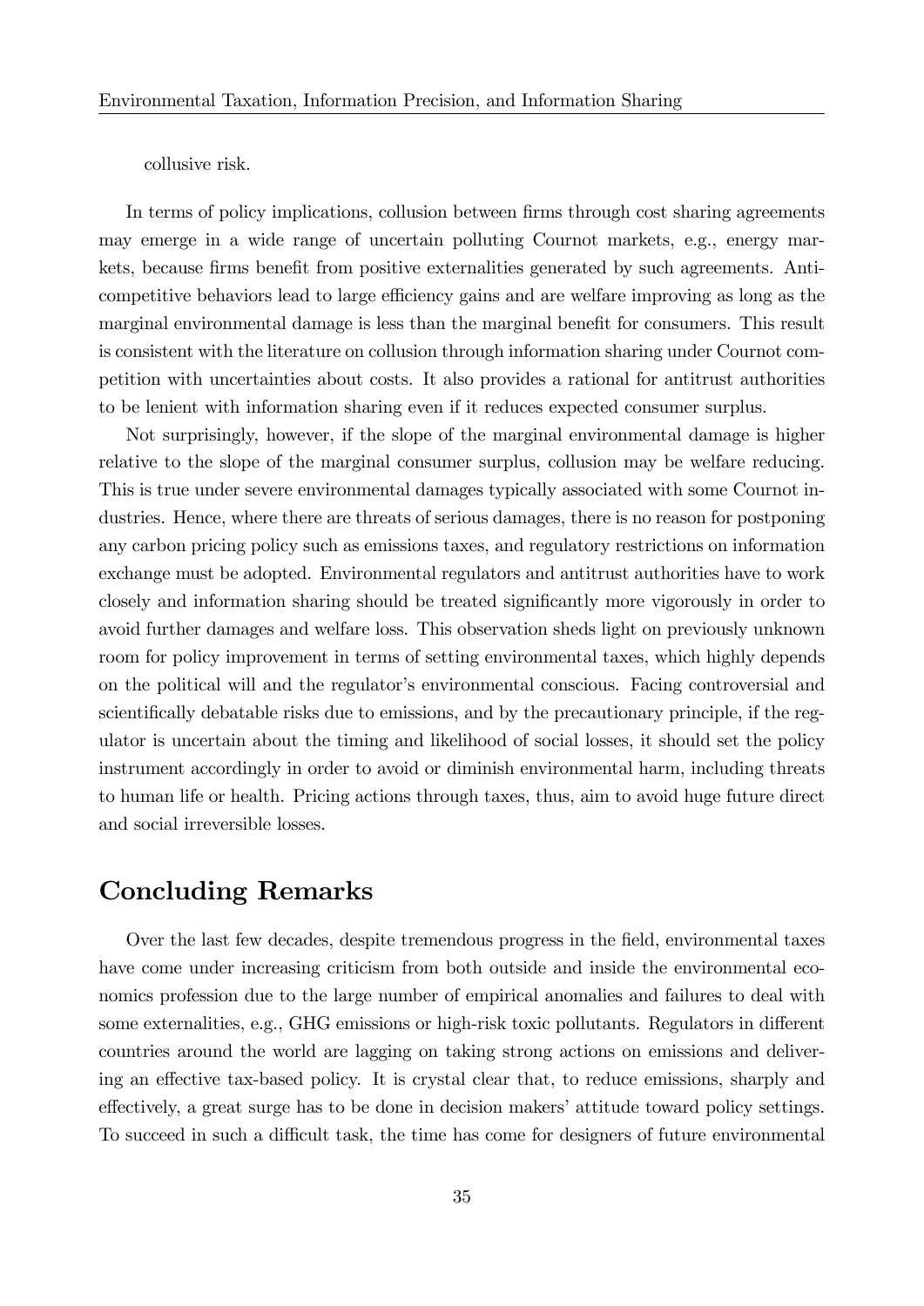collusive risk.

In terms of policy implications, collusion between firms through cost sharing agreements may emerge in a wide range of uncertain polluting Cournot markets, e.g., energy markets, because firms benefit from positive externalities generated by such agreements. Anti-competitive behaviors lead to large efficiency gains and are welfare improving as long as the marginal environmental damage is less than the marginal benefit for consumers. This result is consistent with the literature on collusion through information sharing under Cournot competition with uncertainties about costs. It also provides a rational for antitrust authorities to be lenient with information sharing even if it reduces expected consumer surplus.

Not surprisingly, however, if the slope of the marginal environmental damage is higher relative to the slope of the marginal consumer surplus, collusion may be welfare reducing. This is true under severe environmental damages typically associated with some Cournot industries. Hence, where there are threats of serious damages, there is no reason for postponing any carbon pricing policy such as emissions taxes, and regulatory restrictions on information exchange must be adopted. Environmental regulators and antitrust authorities have to work closely and information sharing should be treated significantly more vigorously in order to avoid further damages and welfare loss. This observation sheds light on previously unknown room for policy improvement in terms of setting environmental taxes, which highly depends on the political will and the regulator's environmental conscious. Facing controversial and scientifically debatable risks due to emissions, and by the precautionary principle, if the regulator is uncertain about the timing and likelihood of social losses, it should set the policy instrument accordingly in order to avoid or diminish environmental harm, including threats to human life or health. Pricing actions through taxes, thus, aim to avoid huge future direct and social irreversible losses.

## Concluding Remarks

Over the last few decades, despite tremendous progress in the field, environmental taxes have come under increasing criticism from both outside and inside the environmental economics profession due to the large number of empirical anomalies and failures to deal with some externalities, e.g., GHG emissions or high-risk toxic pollutants. Regulators in different countries around the world are lagging on taking strong actions on emissions and delivering an effective tax-based policy. It is crystal clear that, to reduce emissions, sharply and effectively, a great surge has to be done in decision makers' attitude toward policy settings. To succeed in such a difficult task, the time has come for designers of future environmental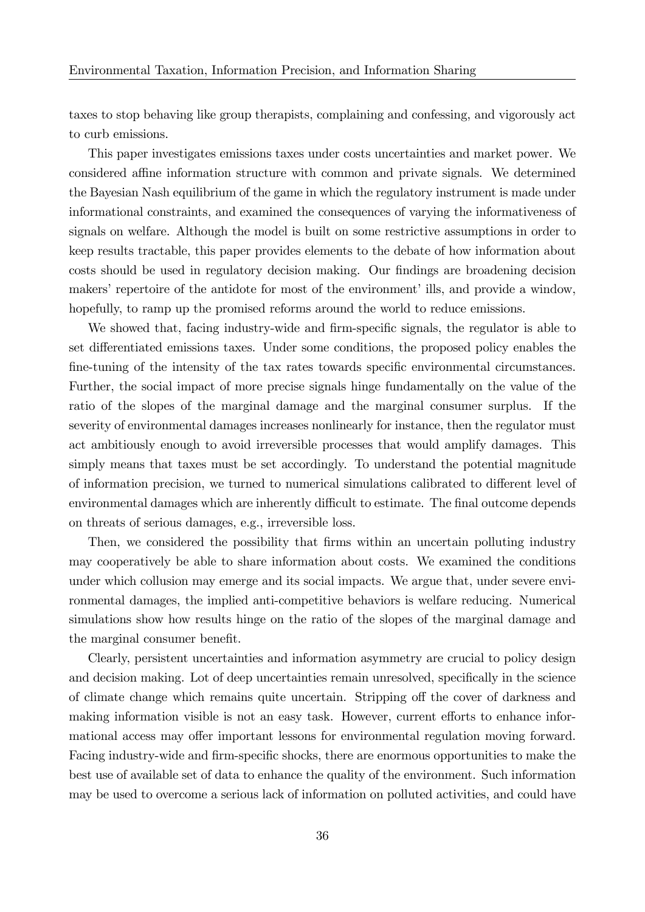taxes to stop behaving like group therapists, complaining and confessing, and vigorously act to curb emissions.

This paper investigates emissions taxes under costs uncertainties and market power. We considered affine information structure with common and private signals. We determined the Bayesian Nash equilibrium of the game in which the regulatory instrument is made under informational constraints, and examined the consequences of varying the informativeness of signals on welfare. Although the model is built on some restrictive assumptions in order to keep results tractable, this paper provides elements to the debate of how information about costs should be used in regulatory decision making. Our findings are broadening decision makers' repertoire of the antidote for most of the environment' ills, and provide a window, hopefully, to ramp up the promised reforms around the world to reduce emissions.

We showed that, facing industry-wide and firm-specific signals, the regulator is able to set differentiated emissions taxes. Under some conditions, the proposed policy enables the fine-tuning of the intensity of the tax rates towards specific environmental circumstances. Further, the social impact of more precise signals hinge fundamentally on the value of the ratio of the slopes of the marginal damage and the marginal consumer surplus. If the severity of environmental damages increases nonlinearly for instance, then the regulator must act ambitiously enough to avoid irreversible processes that would amplify damages. This simply means that taxes must be set accordingly. To understand the potential magnitude of information precision, we turned to numerical simulations calibrated to different level of environmental damages which are inherently difficult to estimate. The final outcome depends on threats of serious damages, e.g., irreversible loss.

Then, we considered the possibility that firms within an uncertain polluting industry may cooperatively be able to share information about costs. We examined the conditions under which collusion may emerge and its social impacts. We argue that, under severe environmental damages, the implied anti-competitive behaviors is welfare reducing. Numerical simulations show how results hinge on the ratio of the slopes of the marginal damage and the marginal consumer benefit.

Clearly, persistent uncertainties and information asymmetry are crucial to policy design and decision making. Lot of deep uncertainties remain unresolved, specifically in the science of climate change which remains quite uncertain. Stripping off the cover of darkness and making information visible is not an easy task. However, current efforts to enhance informational access may offer important lessons for environmental regulation moving forward. Facing industry-wide and firm-specific shocks, there are enormous opportunities to make the best use of available set of data to enhance the quality of the environment. Such information may be used to overcome a serious lack of information on polluted activities, and could have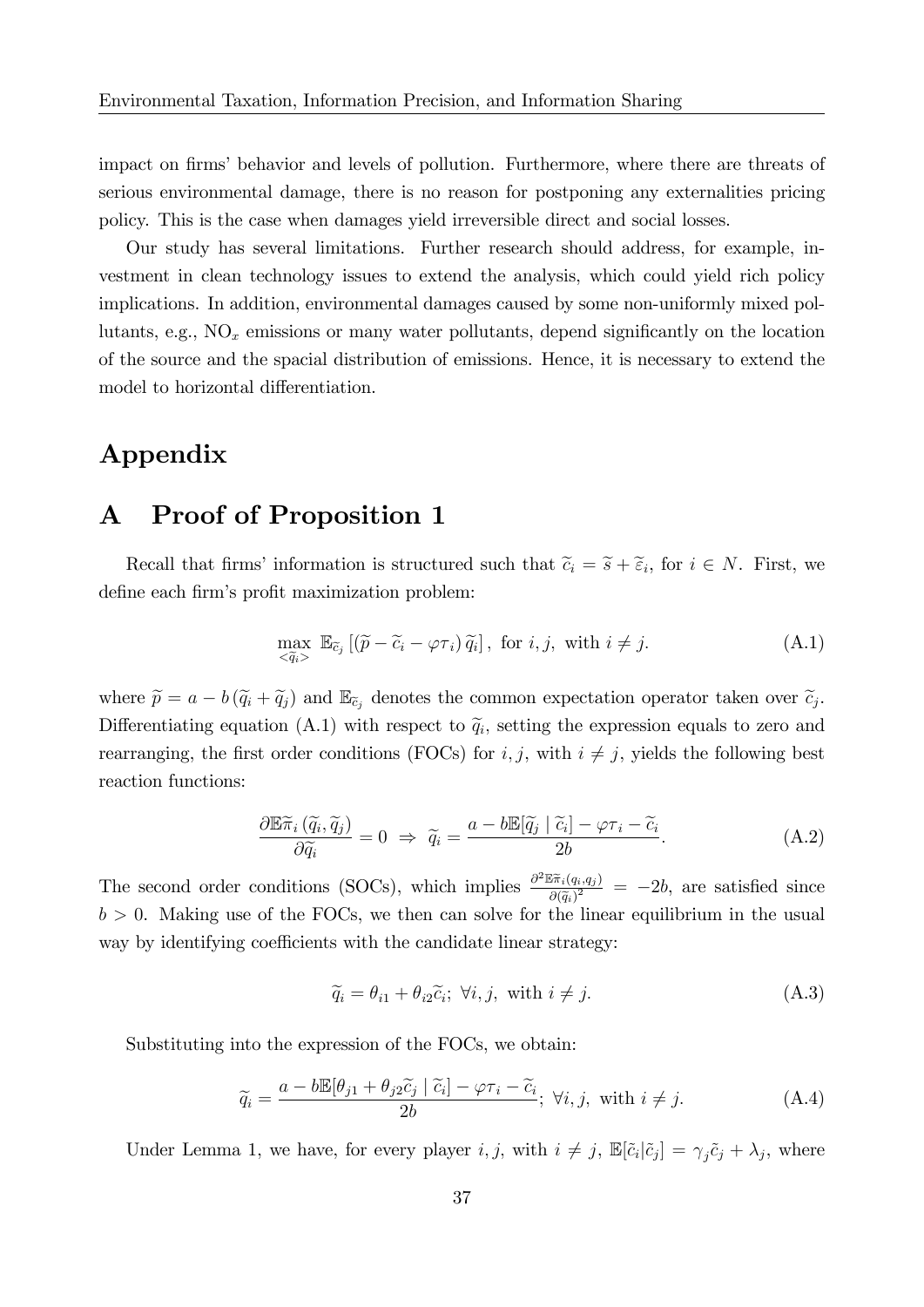impact on firms' behavior and levels of pollution. Furthermore, where there are threats of serious environmental damage, there is no reason for postponing any externalities pricing policy. This is the case when damages yield irreversible direct and social losses.

Our study has several limitations. Further research should address, for example, investment in clean technology issues to extend the analysis, which could yield rich policy implications. In addition, environmental damages caused by some non-uniformly mixed pollutants, e.g., $\mathrm{NO}_x$ emissions or many water pollutants, depend significantly on the location of the source and the spacial distribution of emissions. Hence, it is necessary to extend the model to horizontal differentiation.

# Appendix

# A Proof of Proposition 1

Recall that firms' information is structured such that $\widetilde{c}_i = \widetilde{s} + \widetilde{\varepsilon}_i$, for $i \in N$. First, we define each firm's profit maximization problem:

$$\max_{<\widetilde{q}_i>} \ \mathbb{E}_{\widetilde{c}_j}\left[\left(\widetilde{p} - \widetilde{c}_i - \varphi\tau_i\right)\widetilde{q}_i\right], \text{ for } i,j, \text{ with } i \neq j. \tag{A.1}$$

where $\widetilde{p} = a - b\left(\widetilde{q}_i + \widetilde{q}_j\right)$ and $\mathbb{E}_{\widetilde{c}_j}$ denotes the common expectation operator taken over $\widetilde{c}_j$. Differentiating equation (A.1) with respect to $\widetilde{q}_i$, setting the expression equals to zero and rearranging, the first order conditions (FOCs) for $i,j$, with $i \neq j$, yields the following best reaction functions:

$$\frac{\partial \mathbb{E}\widetilde{\pi}_i\left(\widetilde{q}_i, \widetilde{q}_j\right)}{\partial \widetilde{q}_i} = 0 \ \Rightarrow \ \widetilde{q}_i = \frac{a - b\mathbb{E}[\widetilde{q}_j \mid \widetilde{c}_i] - \varphi\tau_i - \widetilde{c}_i}{2b}. \tag{A.2}$$

The second order conditions (SOCs), which implies $\frac{\partial^2 \mathbb{E}\widetilde{\pi}_i(q_i,q_j)}{\partial(\widetilde{q}_i)^2} = -2b$, are satisfied since $b > 0$. Making use of the FOCs, we then can solve for the linear equilibrium in the usual way by identifying coefficients with the candidate linear strategy:

$$\widetilde{q}_i = \theta_{i1} + \theta_{i2}\widetilde{c}_i; \ \forall i,j, \text{ with } i \neq j. \tag{A.3}$$

Substituting into the expression of the FOCs, we obtain:

$$\widetilde{q}_i = \frac{a - b\mathbb{E}[\theta_{j1} + \theta_{j2}\widetilde{c}_j \mid \widetilde{c}_i] - \varphi\tau_i - \widetilde{c}_i}{2b}; \ \forall i,j, \text{ with } i \neq j. \tag{A.4}$$

Under Lemma 1, we have, for every player $i,j$, with $i \neq j$, $\mathbb{E}[\tilde{c}_i|\tilde{c}_j] = \gamma_j\tilde{c}_j + \lambda_j$, where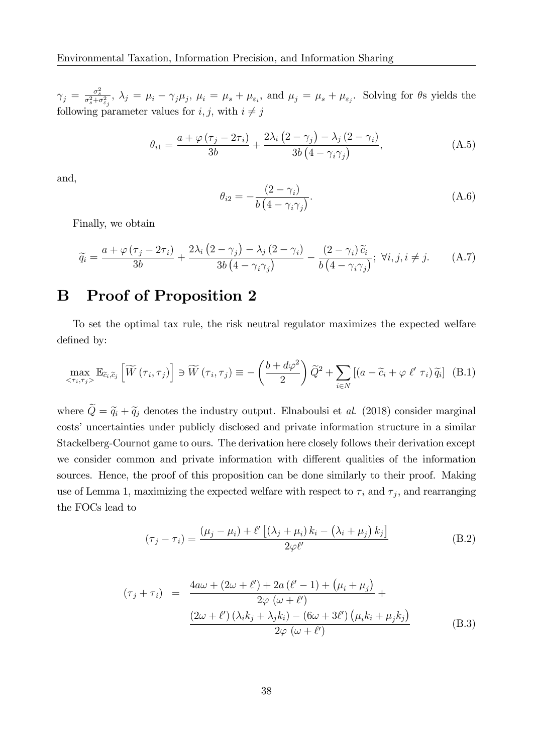$\gamma_j = \frac{\sigma_s^2}{\sigma_s^2+\sigma_{\varepsilon_j}^2}$, $\lambda_j = \mu_i - \gamma_j \mu_j$, $\mu_i = \mu_s + \mu_{\varepsilon_i}$, and $\mu_j = \mu_s + \mu_{\varepsilon_j}$. Solving for $\theta$s yields the following parameter values for $i, j$, with $i \neq j$

$$\theta_{i1} = \frac{a + \varphi(\tau_j - 2\tau_i)}{3b} + \frac{2\lambda_i(2-\gamma_j) - \lambda_j(2-\gamma_i)}{3b(4-\gamma_i\gamma_j)}, \tag{A.5}$$

and,

$$\theta_{i2} = -\frac{(2-\gamma_i)}{b(4-\gamma_i\gamma_j)}. \tag{A.6}$$

Finally, we obtain

$$\widetilde{q}_i = \frac{a + \varphi(\tau_j - 2\tau_i)}{3b} + \frac{2\lambda_i(2-\gamma_j) - \lambda_j(2-\gamma_i)}{3b(4-\gamma_i\gamma_j)} - \frac{(2-\gamma_i)\widetilde{c}_i}{b(4-\gamma_i\gamma_j)};\ \forall i, j, i \neq j. \tag{A.7}$$

# B Proof of Proposition 2

To set the optimal tax rule, the risk neutral regulator maximizes the expected welfare defined by:

$$\max_{<\tau_i,\tau_j>} \mathbb{E}_{\widetilde{c}_i,\widetilde{c}_j}\left[\widetilde{W}(\tau_i,\tau_j)\right] \ni \widetilde{W}(\tau_i,\tau_j) \equiv -\left(\frac{b+d\varphi^2}{2}\right)\widetilde{Q}^2 + \sum_{i\in N}\left[(a - \widetilde{c}_i + \varphi\ \ell'\ \tau_i)\widetilde{q}_i\right] \tag{B.1}$$

where $\widetilde{Q} = \widetilde{q}_i + \widetilde{q}_j$ denotes the industry output. Elnaboulsi et *al*. (2018) consider marginal costs' uncertainties under publicly disclosed and private information structure in a similar Stackelberg-Cournot game to ours. The derivation here closely follows their derivation except we consider common and private information with different qualities of the information sources. Hence, the proof of this proposition can be done similarly to their proof. Making use of Lemma 1, maximizing the expected welfare with respect to $\tau_i$ and $\tau_j$, and rearranging the FOCs lead to

$$(\tau_j - \tau_i) = \frac{(\mu_j - \mu_i) + \ell'\left[(\lambda_j + \mu_i)k_i - (\lambda_i + \mu_j)k_j\right]}{2\varphi\ell'} \tag{B.2}$$

$$\begin{aligned}(\tau_j + \tau_i) \quad = \quad & \frac{4a\omega + (2\omega + \ell') + 2a(\ell' - 1) + (\mu_i + \mu_j)}{2\varphi\ (\omega + \ell')} + \\ & \frac{(2\omega + \ell')(\lambda_i k_j + \lambda_j k_i) - (6\omega + 3\ell')(\mu_i k_i + \mu_j k_j)}{2\varphi\ (\omega + \ell')}\end{aligned} \tag{B.3}$$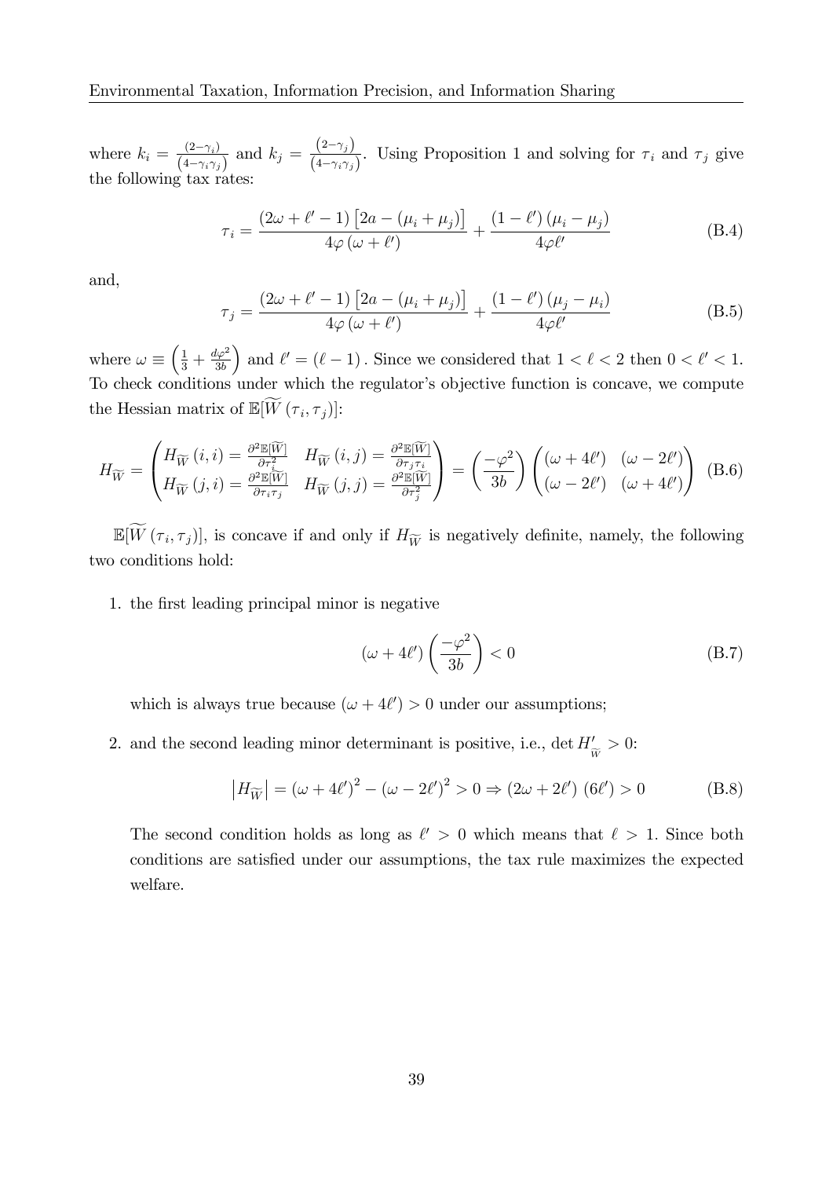where $k_i = \frac{(2-\gamma_i)}{(4-\gamma_i\gamma_j)}$ and $k_j = \frac{(2-\gamma_j)}{(4-\gamma_i\gamma_j)}$. Using Proposition 1 and solving for $\tau_i$ and $\tau_j$ give the following tax rates:

$$\tau_i = \frac{(2\omega + \ell' - 1)\left[2a - (\mu_i + \mu_j)\right]}{4\varphi(\omega + \ell')} + \frac{(1-\ell')(\mu_i - \mu_j)}{4\varphi\ell'} \tag{B.4}$$

and,

$$\tau_j = \frac{(2\omega + \ell' - 1)\left[2a - (\mu_i + \mu_j)\right]}{4\varphi(\omega + \ell')} + \frac{(1-\ell')(\mu_j - \mu_i)}{4\varphi\ell'} \tag{B.5}$$

where $\omega \equiv \left(\frac{1}{3} + \frac{d\varphi^2}{3b}\right)$ and $\ell' = (\ell - 1)$. Since we considered that $1 < \ell < 2$ then $0 < \ell' < 1$. To check conditions under which the regulator's objective function is concave, we compute the Hessian matrix of $\mathbb{E}[\widetilde{W}(\tau_i, \tau_j)]$:

$$H_{\widetilde{W}} = \begin{pmatrix} H_{\widetilde{W}}(i,i) = \frac{\partial^2 \mathbb{E}[\widetilde{W}]}{\partial \tau_i^2} & H_{\widetilde{W}}(i,j) = \frac{\partial^2 \mathbb{E}[\widetilde{W}]}{\partial \tau_j \tau_i} \\ H_{\widetilde{W}}(j,i) = \frac{\partial^2 \mathbb{E}[\widetilde{W}]}{\partial \tau_i \tau_j} & H_{\widetilde{W}}(j,j) = \frac{\partial^2 \mathbb{E}[\widetilde{W}]}{\partial \tau_j^2} \end{pmatrix} = \left(\frac{-\varphi^2}{3b}\right) \begin{pmatrix} (\omega + 4\ell') & (\omega - 2\ell') \\ (\omega - 2\ell') & (\omega + 4\ell') \end{pmatrix} \tag{B.6}$$

$\mathbb{E}[\widetilde{W}(\tau_i, \tau_j)]$, is concave if and only if $H_{\widetilde{W}}$ is negatively definite, namely, the following two conditions hold:

1. the first leading principal minor is negative

$$(\omega + 4\ell')\left(\frac{-\varphi^2}{3b}\right) < 0 \tag{B.7}$$

which is always true because $(\omega + 4\ell') > 0$ under our assumptions;

2. and the second leading minor determinant is positive, i.e., $\det H'_{\widetilde{W}} > 0$:

$$\left|H_{\widetilde{W}}\right| = (\omega + 4\ell')^2 - (\omega - 2\ell')^2 > 0 \Rightarrow (2\omega + 2\ell')\,(6\ell') > 0 \tag{B.8}$$

The second condition holds as long as $\ell' > 0$ which means that $\ell > 1$. Since both conditions are satisfied under our assumptions, the tax rule maximizes the expected welfare.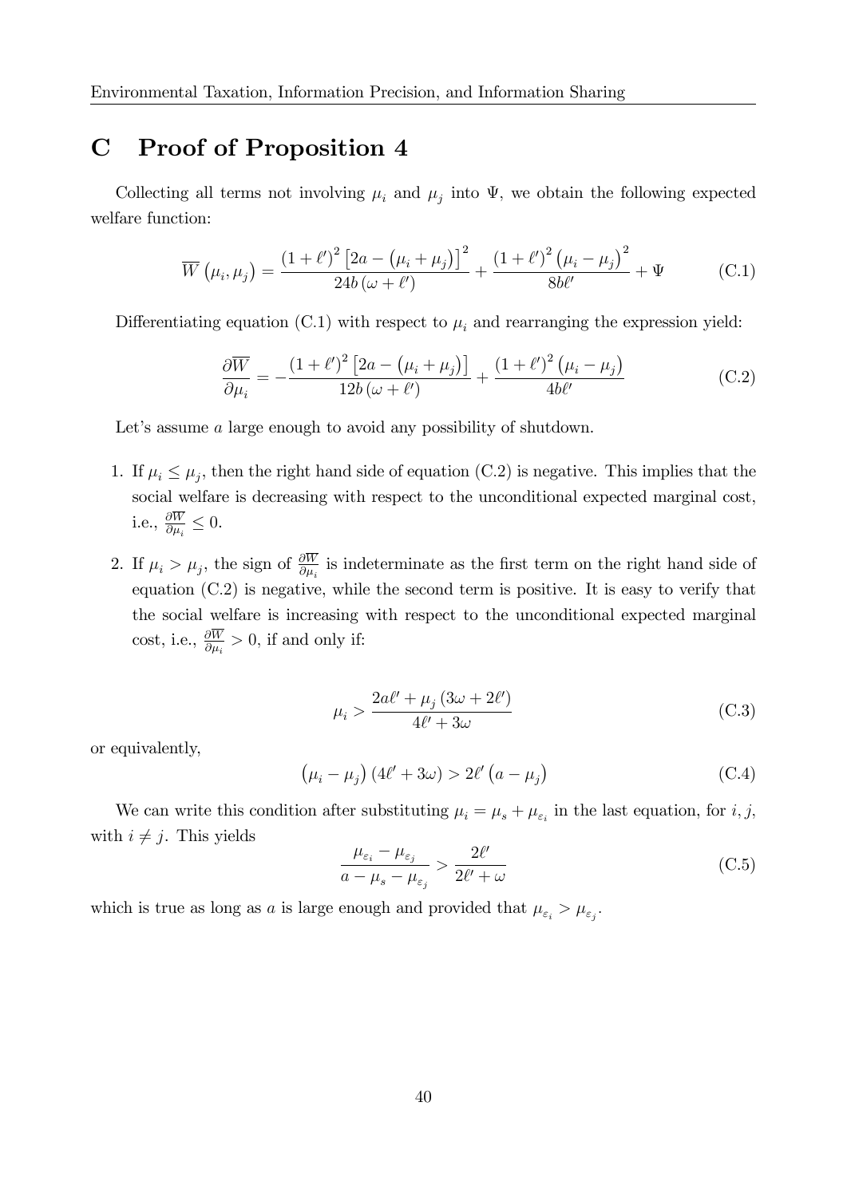# C Proof of Proposition 4

Collecting all terms not involving $\mu_i$ and $\mu_j$ into $\Psi$, we obtain the following expected welfare function:

$$\overline{W}\left(\mu_i, \mu_j\right) = \frac{\left(1+\ell'\right)^2 \left[2a - \left(\mu_i + \mu_j\right)\right]^2}{24b\left(\omega + \ell'\right)} + \frac{\left(1+\ell'\right)^2 \left(\mu_i - \mu_j\right)^2}{8b\ell'} + \Psi \tag{C.1}$$

Differentiating equation (C.1) with respect to $\mu_i$ and rearranging the expression yield:

$$\frac{\partial \overline{W}}{\partial \mu_i} = -\frac{\left(1+\ell'\right)^2 \left[2a - \left(\mu_i + \mu_j\right)\right]}{12b\left(\omega + \ell'\right)} + \frac{\left(1+\ell'\right)^2 \left(\mu_i - \mu_j\right)}{4b\ell'} \tag{C.2}$$

Let's assume $a$ large enough to avoid any possibility of shutdown.

1. If $\mu_i \leq \mu_j$, then the right hand side of equation (C.2) is negative. This implies that the social welfare is decreasing with respect to the unconditional expected marginal cost, i.e., $\frac{\partial \overline{W}}{\partial \mu_i} \leq 0$.

2. If $\mu_i > \mu_j$, the sign of $\frac{\partial \overline{W}}{\partial \mu_i}$ is indeterminate as the first term on the right hand side of equation (C.2) is negative, while the second term is positive. It is easy to verify that the social welfare is increasing with respect to the unconditional expected marginal cost, i.e., $\frac{\partial \overline{W}}{\partial \mu_i} > 0$, if and only if:

$$\mu_i > \frac{2a\ell' + \mu_j\left(3\omega + 2\ell'\right)}{4\ell' + 3\omega} \tag{C.3}$$

or equivalently,

$$\left(\mu_i - \mu_j\right)\left(4\ell' + 3\omega\right) > 2\ell'\left(a - \mu_j\right) \tag{C.4}$$

We can write this condition after substituting $\mu_i = \mu_s + \mu_{\varepsilon_i}$ in the last equation, for $i, j$, with $i \neq j$. This yields

$$\frac{\mu_{\varepsilon_i} - \mu_{\varepsilon_j}}{a - \mu_s - \mu_{\varepsilon_j}} > \frac{2\ell'}{2\ell' + \omega} \tag{C.5}$$

which is true as long as $a$ is large enough and provided that $\mu_{\varepsilon_i} > \mu_{\varepsilon_j}$.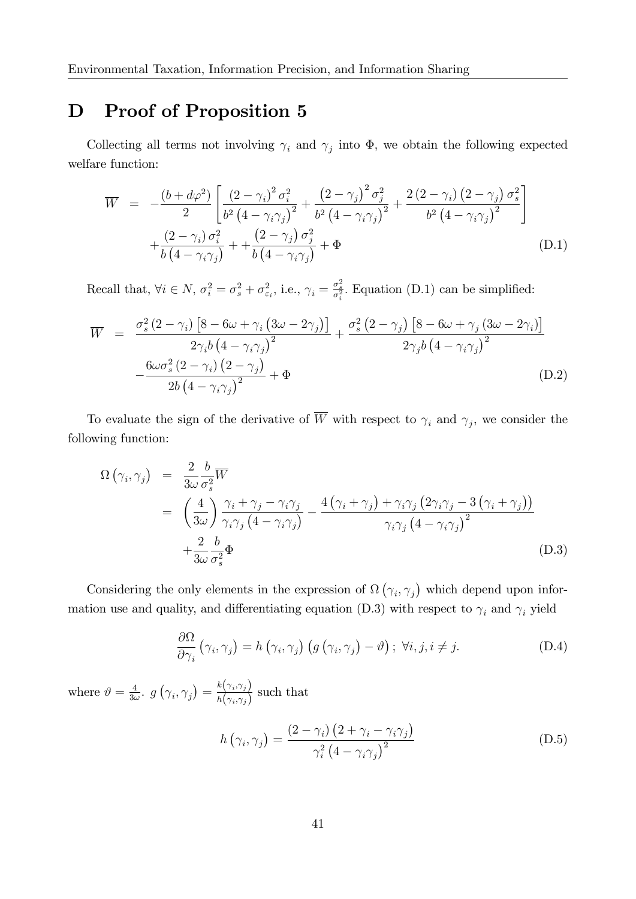# D Proof of Proposition 5

Collecting all terms not involving $\gamma_i$ and $\gamma_j$ into $\Phi$, we obtain the following expected welfare function:

$$
\begin{aligned}
\overline{W} &= -\frac{(b+d\varphi^2)}{2}\left[\frac{(2-\gamma_i)^2\sigma_i^2}{b^2(4-\gamma_i\gamma_j)^2}+\frac{(2-\gamma_j)^2\sigma_j^2}{b^2(4-\gamma_i\gamma_j)^2}+\frac{2(2-\gamma_i)(2-\gamma_j)\sigma_s^2}{b^2(4-\gamma_i\gamma_j)^2}\right] \\
&\quad +\frac{(2-\gamma_i)\sigma_i^2}{b(4-\gamma_i\gamma_j)}++\frac{(2-\gamma_j)\sigma_j^2}{b(4-\gamma_i\gamma_j)}+\Phi
\end{aligned}
\tag{D.1}
$$

Recall that, $\forall i \in N$, $\sigma_i^2 = \sigma_s^2 + \sigma_{\varepsilon_i}^2$, i.e., $\gamma_i = \frac{\sigma_s^2}{\sigma_i^2}$. Equation (D.1) can be simplified:

$$
\begin{aligned}
\overline{W} &= \frac{\sigma_s^2(2-\gamma_i)\left[8-6\omega+\gamma_i(3\omega-2\gamma_j)\right]}{2\gamma_i b(4-\gamma_i\gamma_j)^2}+\frac{\sigma_s^2(2-\gamma_j)\left[8-6\omega+\gamma_j(3\omega-2\gamma_i)\right]}{2\gamma_j b(4-\gamma_i\gamma_j)^2} \\
&\quad -\frac{6\omega\sigma_s^2(2-\gamma_i)(2-\gamma_j)}{2b(4-\gamma_i\gamma_j)^2}+\Phi
\end{aligned}
\tag{D.2}
$$

To evaluate the sign of the derivative of $\overline{W}$ with respect to $\gamma_i$ and $\gamma_j$, we consider the following function:

$$
\begin{aligned}
\Omega(\gamma_i,\gamma_j) &= \frac{2}{3\omega}\frac{b}{\sigma_s^2}\overline{W} \\
&= \left(\frac{4}{3\omega}\right)\frac{\gamma_i+\gamma_j-\gamma_i\gamma_j}{\gamma_i\gamma_j(4-\gamma_i\gamma_j)}-\frac{4(\gamma_i+\gamma_j)+\gamma_i\gamma_j\left(2\gamma_i\gamma_j-3(\gamma_i+\gamma_j)\right)}{\gamma_i\gamma_j(4-\gamma_i\gamma_j)^2} \\
&\quad +\frac{2}{3\omega}\frac{b}{\sigma_s^2}\Phi
\end{aligned}
\tag{D.3}
$$

Considering the only elements in the expression of $\Omega(\gamma_i,\gamma_j)$ which depend upon information use and quality, and differentiating equation (D.3) with respect to $\gamma_i$ and $\gamma_i$ yield

$$
\frac{\partial\Omega}{\partial\gamma_i}(\gamma_i,\gamma_j) = h(\gamma_i,\gamma_j)\left(g(\gamma_i,\gamma_j)-\vartheta\right);\ \forall i,j, i\neq j. \tag{D.4}
$$

where $\vartheta = \frac{4}{3\omega}$. $g(\gamma_i,\gamma_j) = \frac{k(\gamma_i,\gamma_j)}{h(\gamma_i,\gamma_j)}$ such that

$$
h(\gamma_i,\gamma_j) = \frac{(2-\gamma_i)(2+\gamma_i-\gamma_i\gamma_j)}{\gamma_i^2(4-\gamma_i\gamma_j)^2} \tag{D.5}
$$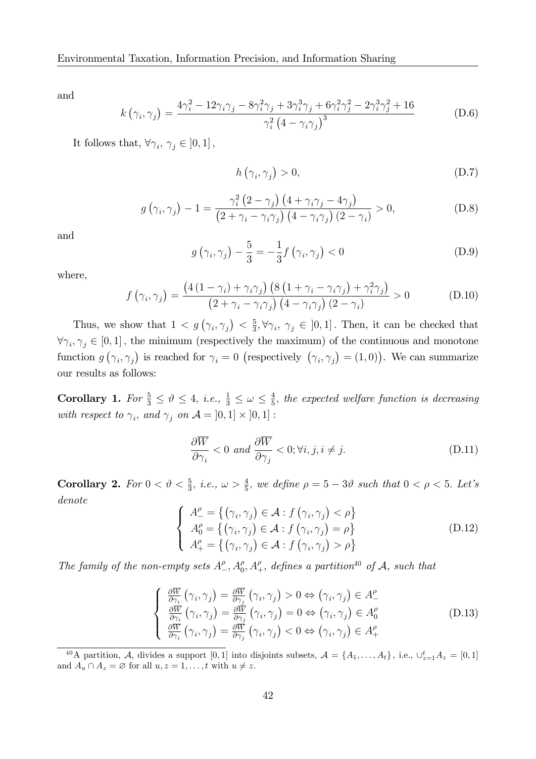and

$$k\left(\gamma_i, \gamma_j\right) = \frac{4\gamma_i^2 - 12\gamma_i\gamma_j - 8\gamma_i^2\gamma_j + 3\gamma_i^3\gamma_j + 6\gamma_i^2\gamma_j^2 - 2\gamma_i^3\gamma_j^2 + 16}{\gamma_i^2\left(4 - \gamma_i\gamma_j\right)^3} \tag{D.6}$$

It follows that, $\forall \gamma_i,\, \gamma_j \in \left]0,1\right]$,

$$h\left(\gamma_i, \gamma_j\right) > 0, \tag{D.7}$$

$$g\left(\gamma_i, \gamma_j\right) - 1 = \frac{\gamma_i^2\left(2 - \gamma_j\right)\left(4 + \gamma_i\gamma_j - 4\gamma_j\right)}{\left(2 + \gamma_i - \gamma_i\gamma_j\right)\left(4 - \gamma_i\gamma_j\right)\left(2 - \gamma_i\right)} > 0, \tag{D.8}$$

and

$$g\left(\gamma_i, \gamma_j\right) - \frac{5}{3} = -\frac{1}{3}f\left(\gamma_i, \gamma_j\right) < 0 \tag{D.9}$$

where,

$$f\left(\gamma_i, \gamma_j\right) = \frac{\left(4\left(1 - \gamma_i\right) + \gamma_i\gamma_j\right)\left(8\left(1 + \gamma_i - \gamma_i\gamma_j\right) + \gamma_i^2\gamma_j\right)}{\left(2 + \gamma_i - \gamma_i\gamma_j\right)\left(4 - \gamma_i\gamma_j\right)\left(2 - \gamma_i\right)} > 0 \tag{D.10}$$

Thus, we show that $1 < g\left(\gamma_i, \gamma_j\right) < \frac{5}{3}, \forall \gamma_i,\, \gamma_j \in \left]0,1\right]$. Then, it can be checked that $\forall \gamma_i, \gamma_j \in [0,1]$, the minimum (respectively the maximum) of the continuous and monotone function $g\left(\gamma_i, \gamma_j\right)$ is reached for $\gamma_i = 0$ $\left(\text{respectively } \left(\gamma_i, \gamma_j\right) = (1,0)\right)$. We can summarize our results as follows:

**Corollary 1.** *For $\frac{5}{3} \leq \vartheta \leq 4$, i.e., $\frac{1}{3} \leq \omega \leq \frac{4}{5}$, the expected welfare function is decreasing with respect to $\gamma_i$, and $\gamma_j$ on $\mathcal{A} = \left]0,1\right] \times \left]0,1\right]$ :*

$$\frac{\partial \overline{W}}{\partial \gamma_i} < 0 \text{ and } \frac{\partial \overline{W}}{\partial \gamma_j} < 0; \forall i,j, i \neq j. \tag{D.11}$$

**Corollary 2.** *For $0 < \vartheta < \frac{5}{3}$, i.e., $\omega > \frac{4}{5}$, we define $\rho = 5 - 3\vartheta$ such that $0 < \rho < 5$. Let's denote*

$$\begin{cases} A_-^\rho = \left\{\left(\gamma_i, \gamma_j\right) \in \mathcal{A} : f\left(\gamma_i, \gamma_j\right) < \rho\right\} \\ A_0^\rho = \left\{\left(\gamma_i, \gamma_j\right) \in \mathcal{A} : f\left(\gamma_i, \gamma_j\right) = \rho\right\} \\ A_+^\rho = \left\{\left(\gamma_i, \gamma_j\right) \in \mathcal{A} : f\left(\gamma_i, \gamma_j\right) > \rho\right\} \end{cases} \tag{D.12}$$

*The family of the non-empty sets $A_-^\rho, A_0^\rho, A_+^\rho$, defines a partition*[40] *of $\mathcal{A}$, such that*

$$\begin{cases} \frac{\partial \overline{W}}{\partial \gamma_i}\left(\gamma_i, \gamma_j\right) = \frac{\partial \overline{W}}{\partial \gamma_j}\left(\gamma_i, \gamma_j\right) > 0 \Leftrightarrow \left(\gamma_i, \gamma_j\right) \in A_-^\rho \\ \frac{\partial \overline{W}}{\partial \gamma_i}\left(\gamma_i, \gamma_j\right) = \frac{\partial \overline{W}}{\partial \gamma_j}\left(\gamma_i, \gamma_j\right) = 0 \Leftrightarrow \left(\gamma_i, \gamma_j\right) \in A_0^\rho \\ \frac{\partial \overline{W}}{\partial \gamma_i}\left(\gamma_i, \gamma_j\right) = \frac{\partial \overline{W}}{\partial \gamma_j}\left(\gamma_i, \gamma_j\right) < 0 \Leftrightarrow \left(\gamma_i, \gamma_j\right) \in A_+^\rho \end{cases} \tag{D.13}$$

---

[40] A partition, $\mathcal{A}$, divides a support $[0,1]$ into disjoints subsets, $\mathcal{A} = \{A_1, \ldots, A_t\}$, i.e., $\cup_{z=1}^t A_z = [0,1]$ and $A_u \cap A_z = \varnothing$ for all $u, z = 1, \ldots, t$ with $u \neq z$.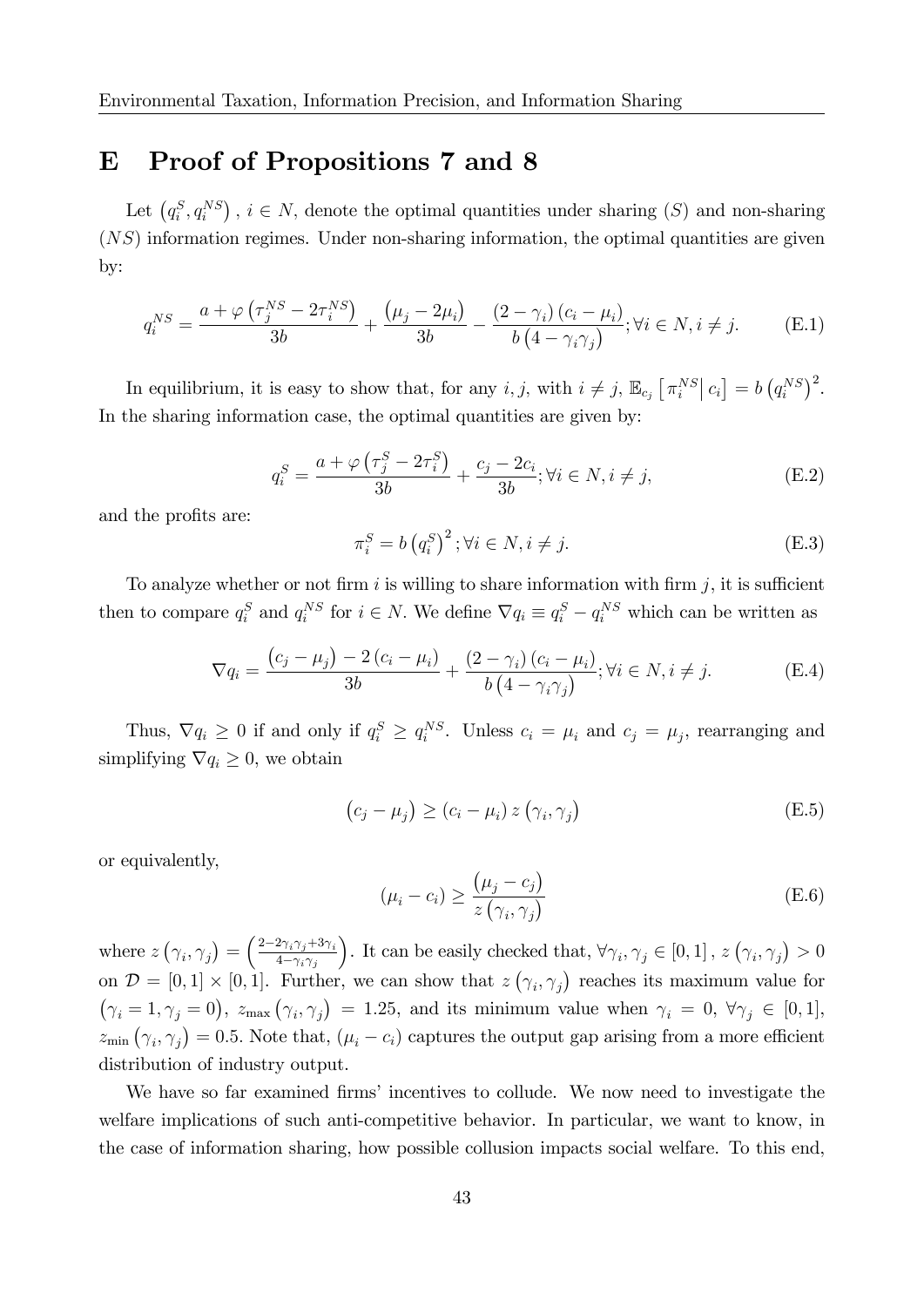# E Proof of Propositions 7 and 8

Let $\left(q_i^S, q_i^{NS}\right)$, $i \in N$, denote the optimal quantities under sharing ($S$) and non-sharing ($NS$) information regimes. Under non-sharing information, the optimal quantities are given by:

$$q_i^{NS} = \frac{a + \varphi\left(\tau_j^{NS} - 2\tau_i^{NS}\right)}{3b} + \frac{\left(\mu_j - 2\mu_i\right)}{3b} - \frac{\left(2 - \gamma_i\right)\left(c_i - \mu_i\right)}{b\left(4 - \gamma_i\gamma_j\right)}; \forall i \in N, i \neq j. \tag{E.1}$$

In equilibrium, it is easy to show that, for any $i, j$, with $i \neq j$, $\mathbb{E}_{c_j}\left[\left.\pi_i^{NS}\right| c_i\right] = b\left(q_i^{NS}\right)^2$. In the sharing information case, the optimal quantities are given by:

$$q_i^S = \frac{a + \varphi\left(\tau_j^S - 2\tau_i^S\right)}{3b} + \frac{c_j - 2c_i}{3b}; \forall i \in N, i \neq j, \tag{E.2}$$

and the profits are:

$$\pi_i^S = b\left(q_i^S\right)^2; \forall i \in N, i \neq j. \tag{E.3}$$

To analyze whether or not firm $i$ is willing to share information with firm $j$, it is sufficient then to compare $q_i^S$ and $q_i^{NS}$ for $i \in N$. We define $\nabla q_i \equiv q_i^S - q_i^{NS}$ which can be written as

$$\nabla q_i = \frac{\left(c_j - \mu_j\right) - 2\left(c_i - \mu_i\right)}{3b} + \frac{\left(2 - \gamma_i\right)\left(c_i - \mu_i\right)}{b\left(4 - \gamma_i\gamma_j\right)}; \forall i \in N, i \neq j. \tag{E.4}$$

Thus, $\nabla q_i \geq 0$ if and only if $q_i^S \geq q_i^{NS}$. Unless $c_i = \mu_i$ and $c_j = \mu_j$, rearranging and simplifying $\nabla q_i \geq 0$, we obtain

$$\left(c_j - \mu_j\right) \geq \left(c_i - \mu_i\right) z\left(\gamma_i, \gamma_j\right) \tag{E.5}$$

or equivalently,

$$\left(\mu_i - c_i\right) \geq \frac{\left(\mu_j - c_j\right)}{z\left(\gamma_i, \gamma_j\right)} \tag{E.6}$$

where $z\left(\gamma_i, \gamma_j\right) = \left(\frac{2 - 2\gamma_i\gamma_j + 3\gamma_i}{4 - \gamma_i\gamma_j}\right)$. It can be easily checked that, $\forall \gamma_i, \gamma_j \in [0, 1]$, $z\left(\gamma_i, \gamma_j\right) > 0$ on $\mathcal{D} = [0, 1] \times [0, 1]$. Further, we can show that $z\left(\gamma_i, \gamma_j\right)$ reaches its maximum value for $\left(\gamma_i = 1, \gamma_j = 0\right)$, $z_{\max}\left(\gamma_i, \gamma_j\right) = 1.25$, and its minimum value when $\gamma_i = 0$, $\forall \gamma_j \in [0, 1]$, $z_{\min}\left(\gamma_i, \gamma_j\right) = 0.5$. Note that, $\left(\mu_i - c_i\right)$ captures the output gap arising from a more efficient distribution of industry output.

We have so far examined firms' incentives to collude. We now need to investigate the welfare implications of such anti-competitive behavior. In particular, we want to know, in the case of information sharing, how possible collusion impacts social welfare. To this end,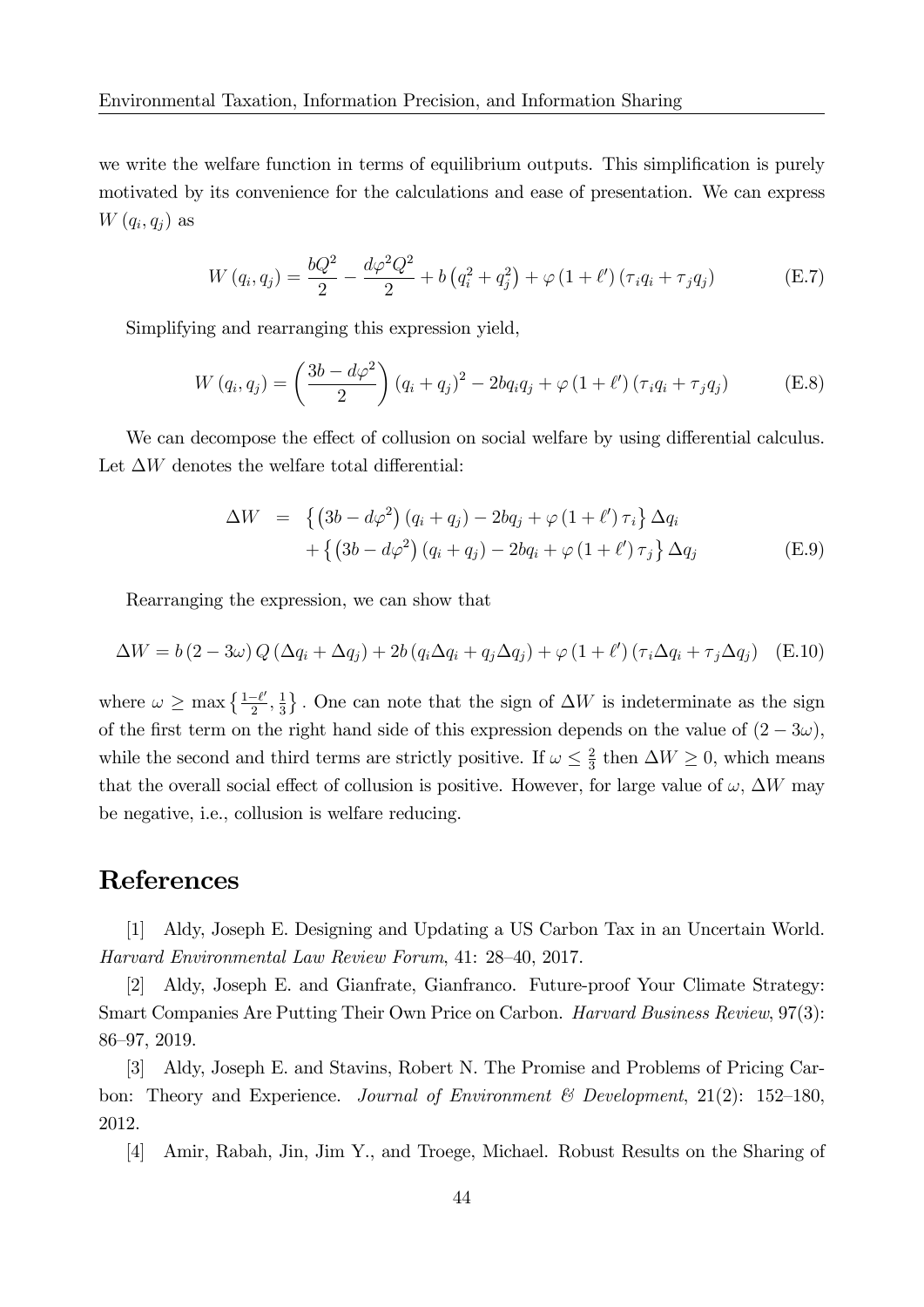we write the welfare function in terms of equilibrium outputs. This simplification is purely motivated by its convenience for the calculations and ease of presentation. We can express $W(q_i, q_j)$ as

$$W(q_i, q_j) = \frac{bQ^2}{2} - \frac{d\varphi^2 Q^2}{2} + b\left(q_i^2 + q_j^2\right) + \varphi(1 + \ell')(\tau_i q_i + \tau_j q_j) \tag{E.7}$$

Simplifying and rearranging this expression yield,

$$W(q_i, q_j) = \left(\frac{3b - d\varphi^2}{2}\right)(q_i + q_j)^2 - 2bq_iq_j + \varphi(1 + \ell')(\tau_i q_i + \tau_j q_j) \tag{E.8}$$

We can decompose the effect of collusion on social welfare by using differential calculus. Let $\Delta W$ denotes the welfare total differential:

$$\begin{aligned} \Delta W &= \left\{\left(3b - d\varphi^2\right)(q_i + q_j) - 2bq_j + \varphi(1 + \ell')\tau_i\right\}\Delta q_i \\ &\quad + \left\{\left(3b - d\varphi^2\right)(q_i + q_j) - 2bq_i + \varphi(1 + \ell')\tau_j\right\}\Delta q_j \end{aligned} \tag{E.9}$$

Rearranging the expression, we can show that

$$\Delta W = b(2 - 3\omega) Q(\Delta q_i + \Delta q_j) + 2b(q_i \Delta q_i + q_j \Delta q_j) + \varphi(1 + \ell')(\tau_i \Delta q_i + \tau_j \Delta q_j) \tag{E.10}$$

where $\omega \geq \max\left\{\frac{1-\ell'}{2}, \frac{1}{3}\right\}$. One can note that the sign of $\Delta W$ is indeterminate as the sign of the first term on the right hand side of this expression depends on the value of $(2 - 3\omega)$, while the second and third terms are strictly positive. If $\omega \leq \frac{2}{3}$ then $\Delta W \geq 0$, which means that the overall social effect of collusion is positive. However, for large value of $\omega$, $\Delta W$ may be negative, i.e., collusion is welfare reducing.

# References

[1] Aldy, Joseph E. Designing and Updating a US Carbon Tax in an Uncertain World. *Harvard Environmental Law Review Forum*, 41: 28–40, 2017.

[2] Aldy, Joseph E. and Gianfrate, Gianfranco. Future-proof Your Climate Strategy: Smart Companies Are Putting Their Own Price on Carbon. *Harvard Business Review*, 97(3): 86–97, 2019.

[3] Aldy, Joseph E. and Stavins, Robert N. The Promise and Problems of Pricing Carbon: Theory and Experience. *Journal of Environment & Development*, 21(2): 152–180, 2012.

[4] Amir, Rabah, Jin, Jim Y., and Troege, Michael. Robust Results on the Sharing of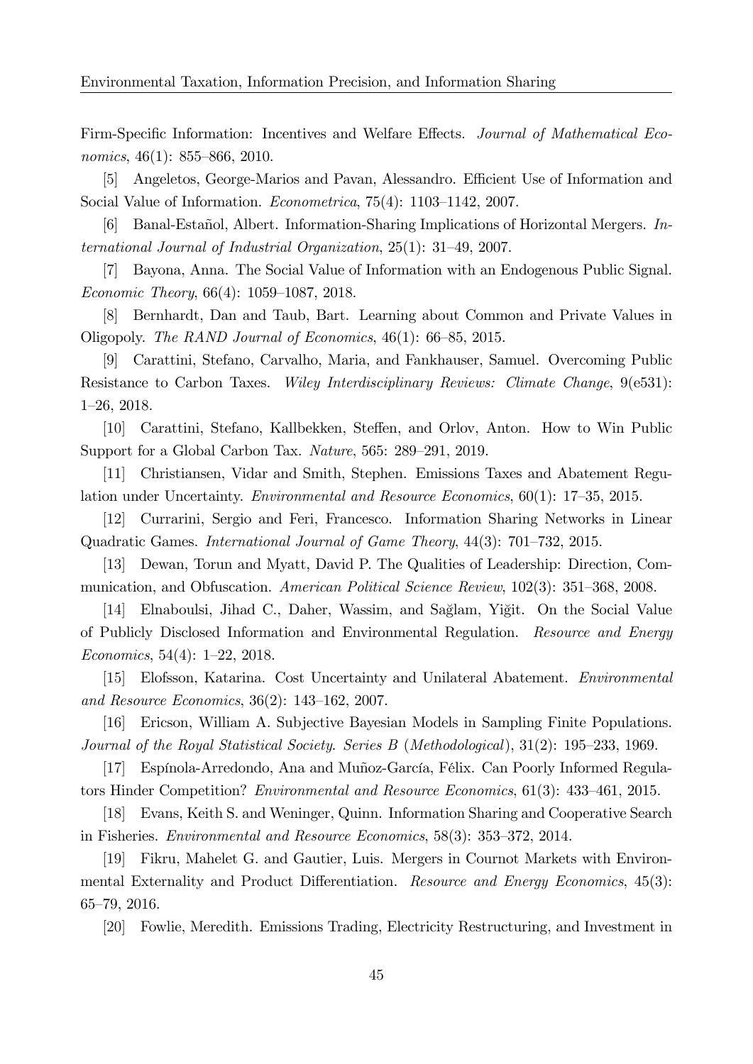Firm-Specific Information: Incentives and Welfare Effects. *Journal of Mathematical Economics*, 46(1): 855–866, 2010.

[5] Angeletos, George-Marios and Pavan, Alessandro. Efficient Use of Information and Social Value of Information. *Econometrica*, 75(4): 1103–1142, 2007.

[6] Banal-Estañol, Albert. Information-Sharing Implications of Horizontal Mergers. *International Journal of Industrial Organization*, 25(1): 31–49, 2007.

[7] Bayona, Anna. The Social Value of Information with an Endogenous Public Signal. *Economic Theory*, 66(4): 1059–1087, 2018.

[8] Bernhardt, Dan and Taub, Bart. Learning about Common and Private Values in Oligopoly. *The RAND Journal of Economics*, 46(1): 66–85, 2015.

[9] Carattini, Stefano, Carvalho, Maria, and Fankhauser, Samuel. Overcoming Public Resistance to Carbon Taxes. *Wiley Interdisciplinary Reviews: Climate Change*, 9(e531): 1–26, 2018.

[10] Carattini, Stefano, Kallbekken, Steffen, and Orlov, Anton. How to Win Public Support for a Global Carbon Tax. *Nature*, 565: 289–291, 2019.

[11] Christiansen, Vidar and Smith, Stephen. Emissions Taxes and Abatement Regulation under Uncertainty. *Environmental and Resource Economics*, 60(1): 17–35, 2015.

[12] Currarini, Sergio and Feri, Francesco. Information Sharing Networks in Linear Quadratic Games. *International Journal of Game Theory*, 44(3): 701–732, 2015.

[13] Dewan, Torun and Myatt, David P. The Qualities of Leadership: Direction, Communication, and Obfuscation. *American Political Science Review*, 102(3): 351–368, 2008.

[14] Elnaboulsi, Jihad C., Daher, Wassim, and Sağlam, Yiğit. On the Social Value of Publicly Disclosed Information and Environmental Regulation. *Resource and Energy Economics*, 54(4): 1–22, 2018.

[15] Elofsson, Katarina. Cost Uncertainty and Unilateral Abatement. *Environmental and Resource Economics*, 36(2): 143–162, 2007.

[16] Ericson, William A. Subjective Bayesian Models in Sampling Finite Populations. *Journal of the Royal Statistical Society. Series B (Methodological)*, 31(2): 195–233, 1969.

[17] Espínola-Arredondo, Ana and Muñoz-García, Félix. Can Poorly Informed Regulators Hinder Competition? *Environmental and Resource Economics*, 61(3): 433–461, 2015.

[18] Evans, Keith S. and Weninger, Quinn. Information Sharing and Cooperative Search in Fisheries. *Environmental and Resource Economics*, 58(3): 353–372, 2014.

[19] Fikru, Mahelet G. and Gautier, Luis. Mergers in Cournot Markets with Environmental Externality and Product Differentiation. *Resource and Energy Economics*, 45(3): 65–79, 2016.

[20] Fowlie, Meredith. Emissions Trading, Electricity Restructuring, and Investment in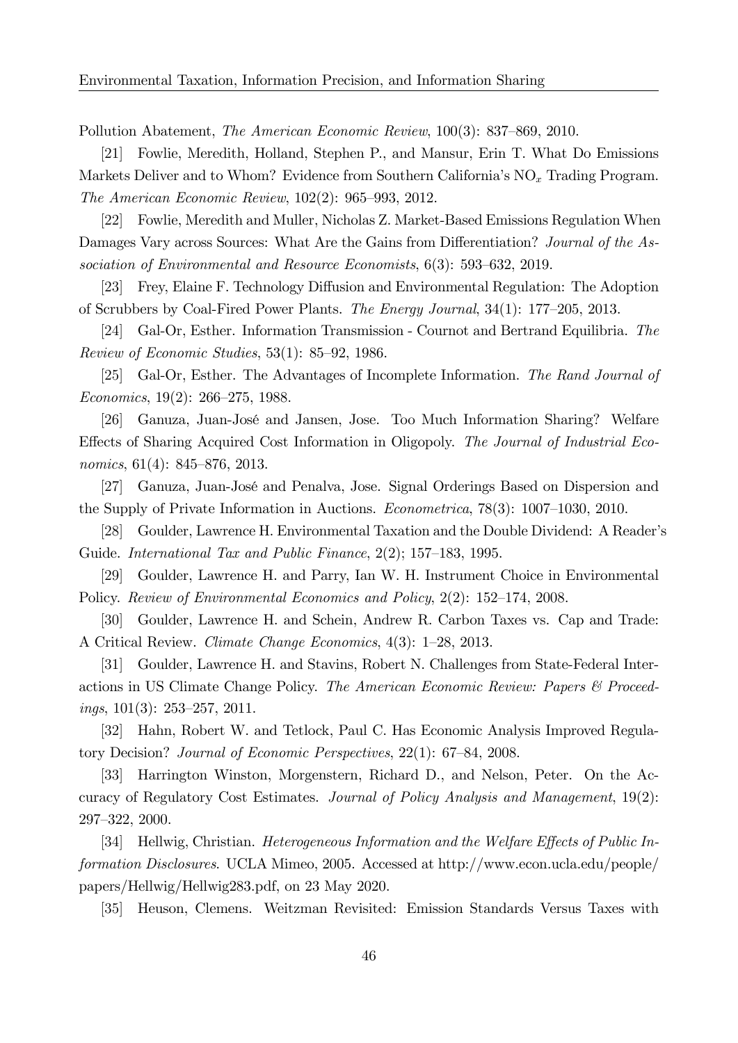Pollution Abatement, *The American Economic Review*, 100(3): 837–869, 2010.

[21] Fowlie, Meredith, Holland, Stephen P., and Mansur, Erin T. What Do Emissions Markets Deliver and to Whom? Evidence from Southern California's $NO_x$ Trading Program. *The American Economic Review*, 102(2): 965–993, 2012.

[22] Fowlie, Meredith and Muller, Nicholas Z. Market-Based Emissions Regulation When Damages Vary across Sources: What Are the Gains from Differentiation? *Journal of the Association of Environmental and Resource Economists*, 6(3): 593–632, 2019.

[23] Frey, Elaine F. Technology Diffusion and Environmental Regulation: The Adoption of Scrubbers by Coal-Fired Power Plants. *The Energy Journal*, 34(1): 177–205, 2013.

[24] Gal-Or, Esther. Information Transmission - Cournot and Bertrand Equilibria. *The Review of Economic Studies*, 53(1): 85–92, 1986.

[25] Gal-Or, Esther. The Advantages of Incomplete Information. *The Rand Journal of Economics*, 19(2): 266–275, 1988.

[26] Ganuza, Juan-José and Jansen, Jose. Too Much Information Sharing? Welfare Effects of Sharing Acquired Cost Information in Oligopoly. *The Journal of Industrial Economics*, 61(4): 845–876, 2013.

[27] Ganuza, Juan-José and Penalva, Jose. Signal Orderings Based on Dispersion and the Supply of Private Information in Auctions. *Econometrica*, 78(3): 1007–1030, 2010.

[28] Goulder, Lawrence H. Environmental Taxation and the Double Dividend: A Reader's Guide. *International Tax and Public Finance*, 2(2); 157–183, 1995.

[29] Goulder, Lawrence H. and Parry, Ian W. H. Instrument Choice in Environmental Policy. *Review of Environmental Economics and Policy*, 2(2): 152–174, 2008.

[30] Goulder, Lawrence H. and Schein, Andrew R. Carbon Taxes vs. Cap and Trade: A Critical Review. *Climate Change Economics*, 4(3): 1–28, 2013.

[31] Goulder, Lawrence H. and Stavins, Robert N. Challenges from State-Federal Interactions in US Climate Change Policy. *The American Economic Review: Papers & Proceedings*, 101(3): 253–257, 2011.

[32] Hahn, Robert W. and Tetlock, Paul C. Has Economic Analysis Improved Regulatory Decision? *Journal of Economic Perspectives*, 22(1): 67–84, 2008.

[33] Harrington Winston, Morgenstern, Richard D., and Nelson, Peter. On the Accuracy of Regulatory Cost Estimates. *Journal of Policy Analysis and Management*, 19(2): 297–322, 2000.

[34] Hellwig, Christian. *Heterogeneous Information and the Welfare Effects of Public Information Disclosures*. UCLA Mimeo, 2005. Accessed at http://www.econ.ucla.edu/people/papers/Hellwig/Hellwig283.pdf, on 23 May 2020.

[35] Heuson, Clemens. Weitzman Revisited: Emission Standards Versus Taxes with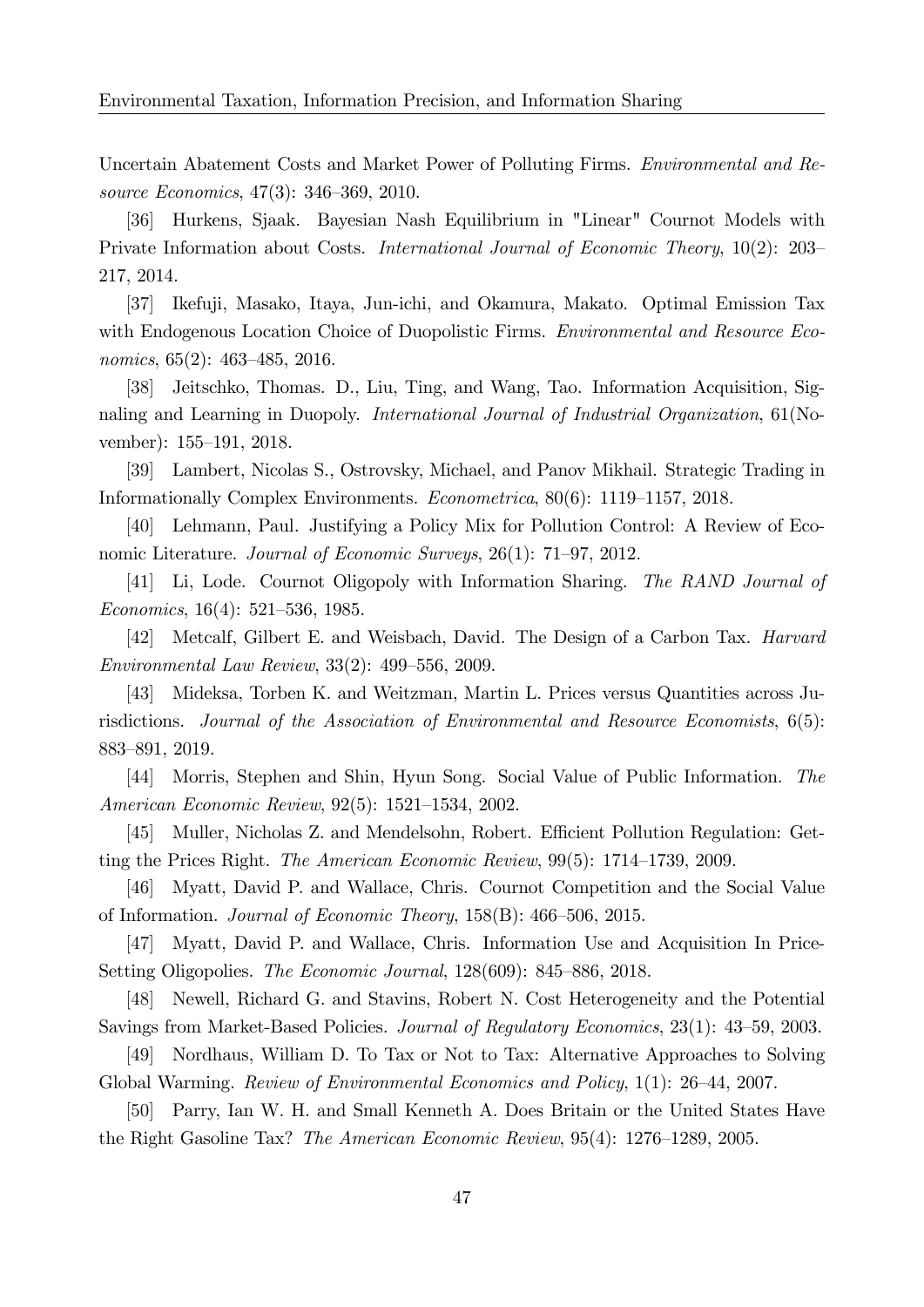Uncertain Abatement Costs and Market Power of Polluting Firms. *Environmental and Resource Economics*, 47(3): 346–369, 2010.

[36] Hurkens, Sjaak. Bayesian Nash Equilibrium in "Linear" Cournot Models with Private Information about Costs. *International Journal of Economic Theory*, 10(2): 203–217, 2014.

[37] Ikefuji, Masako, Itaya, Jun-ichi, and Okamura, Makato. Optimal Emission Tax with Endogenous Location Choice of Duopolistic Firms. *Environmental and Resource Economics*, 65(2): 463–485, 2016.

[38] Jeitschko, Thomas. D., Liu, Ting, and Wang, Tao. Information Acquisition, Signaling and Learning in Duopoly. *International Journal of Industrial Organization*, 61(November): 155–191, 2018.

[39] Lambert, Nicolas S., Ostrovsky, Michael, and Panov Mikhail. Strategic Trading in Informationally Complex Environments. *Econometrica*, 80(6): 1119–1157, 2018.

[40] Lehmann, Paul. Justifying a Policy Mix for Pollution Control: A Review of Economic Literature. *Journal of Economic Surveys*, 26(1): 71–97, 2012.

[41] Li, Lode. Cournot Oligopoly with Information Sharing. *The RAND Journal of Economics*, 16(4): 521–536, 1985.

[42] Metcalf, Gilbert E. and Weisbach, David. The Design of a Carbon Tax. *Harvard Environmental Law Review*, 33(2): 499–556, 2009.

[43] Mideksa, Torben K. and Weitzman, Martin L. Prices versus Quantities across Jurisdictions. *Journal of the Association of Environmental and Resource Economists*, 6(5): 883–891, 2019.

[44] Morris, Stephen and Shin, Hyun Song. Social Value of Public Information. *The American Economic Review*, 92(5): 1521–1534, 2002.

[45] Muller, Nicholas Z. and Mendelsohn, Robert. Efficient Pollution Regulation: Getting the Prices Right. *The American Economic Review*, 99(5): 1714–1739, 2009.

[46] Myatt, David P. and Wallace, Chris. Cournot Competition and the Social Value of Information. *Journal of Economic Theory*, 158(B): 466–506, 2015.

[47] Myatt, David P. and Wallace, Chris. Information Use and Acquisition In Price-Setting Oligopolies. *The Economic Journal*, 128(609): 845–886, 2018.

[48] Newell, Richard G. and Stavins, Robert N. Cost Heterogeneity and the Potential Savings from Market-Based Policies. *Journal of Regulatory Economics*, 23(1): 43–59, 2003.

[49] Nordhaus, William D. To Tax or Not to Tax: Alternative Approaches to Solving Global Warming. *Review of Environmental Economics and Policy*, 1(1): 26–44, 2007.

[50] Parry, Ian W. H. and Small Kenneth A. Does Britain or the United States Have the Right Gasoline Tax? *The American Economic Review*, 95(4): 1276–1289, 2005.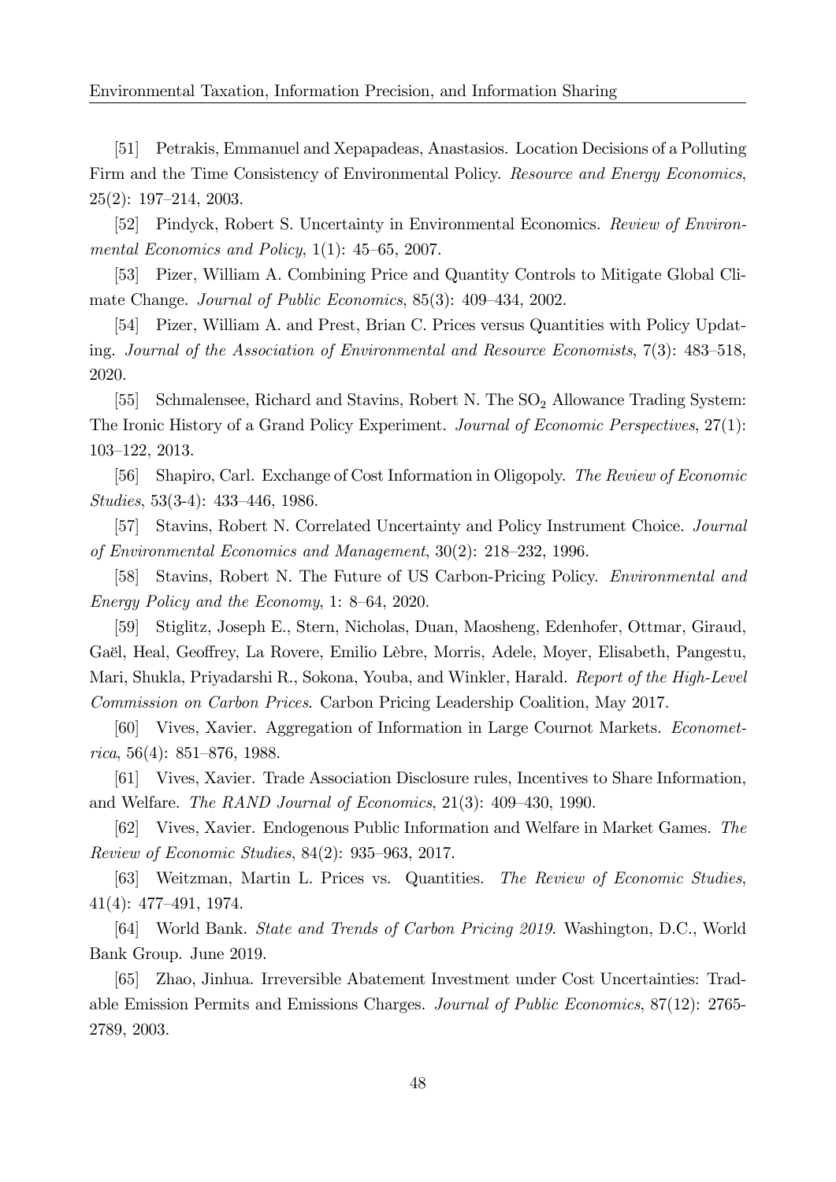[51] Petrakis, Emmanuel and Xepapadeas, Anastasios. Location Decisions of a Polluting Firm and the Time Consistency of Environmental Policy. *Resource and Energy Economics*, 25(2): 197–214, 2003.

[52] Pindyck, Robert S. Uncertainty in Environmental Economics. *Review of Environmental Economics and Policy*, 1(1): 45–65, 2007.

[53] Pizer, William A. Combining Price and Quantity Controls to Mitigate Global Climate Change. *Journal of Public Economics*, 85(3): 409–434, 2002.

[54] Pizer, William A. and Prest, Brian C. Prices versus Quantities with Policy Updating. *Journal of the Association of Environmental and Resource Economists*, 7(3): 483–518, 2020.

[55] Schmalensee, Richard and Stavins, Robert N. The $SO_2$ Allowance Trading System: The Ironic History of a Grand Policy Experiment. *Journal of Economic Perspectives*, 27(1): 103–122, 2013.

[56] Shapiro, Carl. Exchange of Cost Information in Oligopoly. *The Review of Economic Studies*, 53(3-4): 433–446, 1986.

[57] Stavins, Robert N. Correlated Uncertainty and Policy Instrument Choice. *Journal of Environmental Economics and Management*, 30(2): 218–232, 1996.

[58] Stavins, Robert N. The Future of US Carbon-Pricing Policy. *Environmental and Energy Policy and the Economy*, 1: 8–64, 2020.

[59] Stiglitz, Joseph E., Stern, Nicholas, Duan, Maosheng, Edenhofer, Ottmar, Giraud, Gaël, Heal, Geoffrey, La Rovere, Emilio Lèbre, Morris, Adele, Moyer, Elisabeth, Pangestu, Mari, Shukla, Priyadarshi R., Sokona, Youba, and Winkler, Harald. *Report of the High-Level Commission on Carbon Prices*. Carbon Pricing Leadership Coalition, May 2017.

[60] Vives, Xavier. Aggregation of Information in Large Cournot Markets. *Econometrica*, 56(4): 851–876, 1988.

[61] Vives, Xavier. Trade Association Disclosure rules, Incentives to Share Information, and Welfare. *The RAND Journal of Economics*, 21(3): 409–430, 1990.

[62] Vives, Xavier. Endogenous Public Information and Welfare in Market Games. *The Review of Economic Studies*, 84(2): 935–963, 2017.

[63] Weitzman, Martin L. Prices vs. Quantities. *The Review of Economic Studies*, 41(4): 477–491, 1974.

[64] World Bank. *State and Trends of Carbon Pricing 2019*. Washington, D.C., World Bank Group. June 2019.

[65] Zhao, Jinhua. Irreversible Abatement Investment under Cost Uncertainties: Tradable Emission Permits and Emissions Charges. *Journal of Public Economics*, 87(12): 2765-2789, 2003.